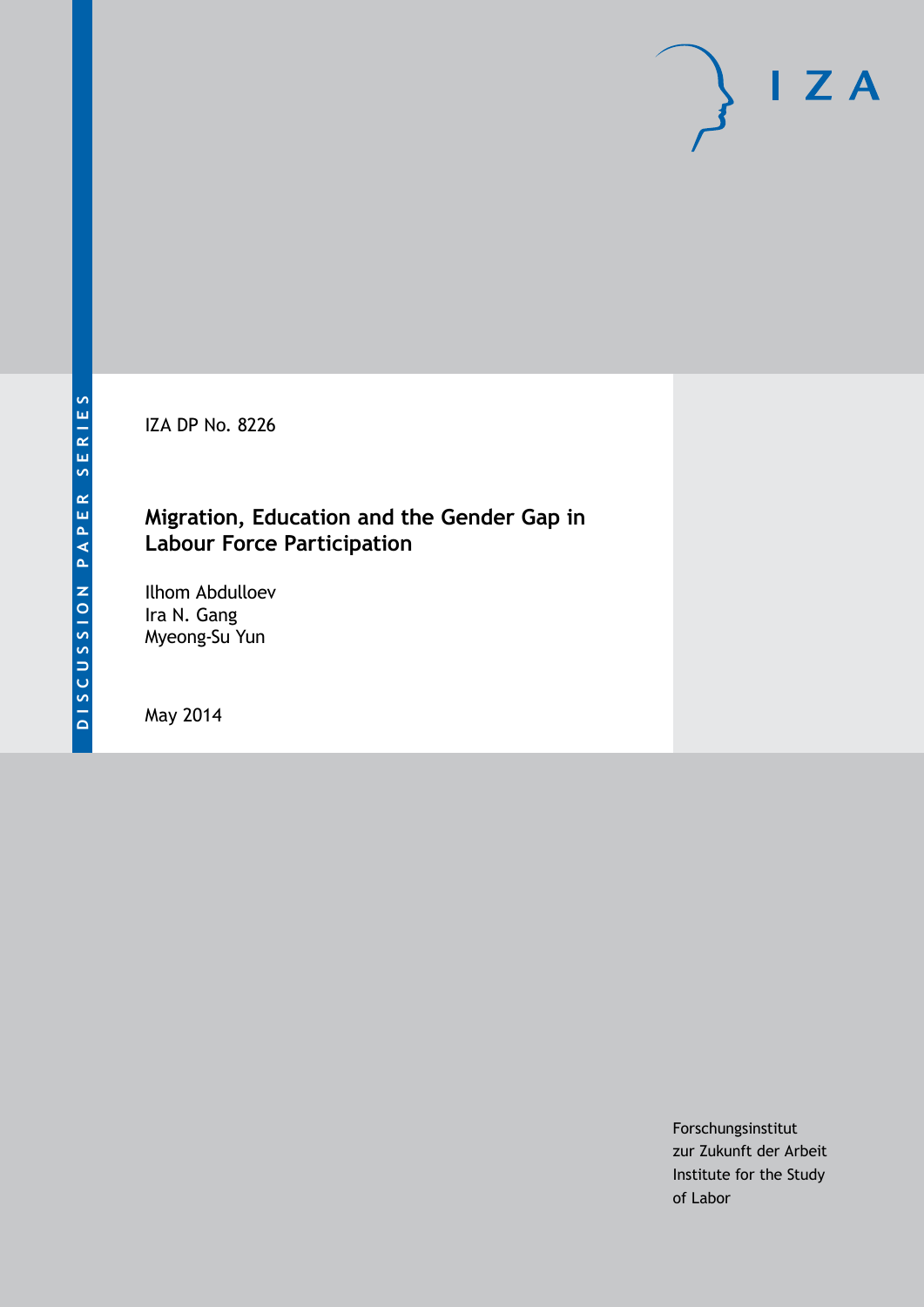IZA DP No. 8226

# Migration, Education and the Gender Gap in Labour Force Participation

Ilhom Abdulloev
Ira N. Gang
Myeong-Su Yun

May 2014

Forschungsinstitut
zur Zukunft der Arbeit
Institute for the Study
of Labor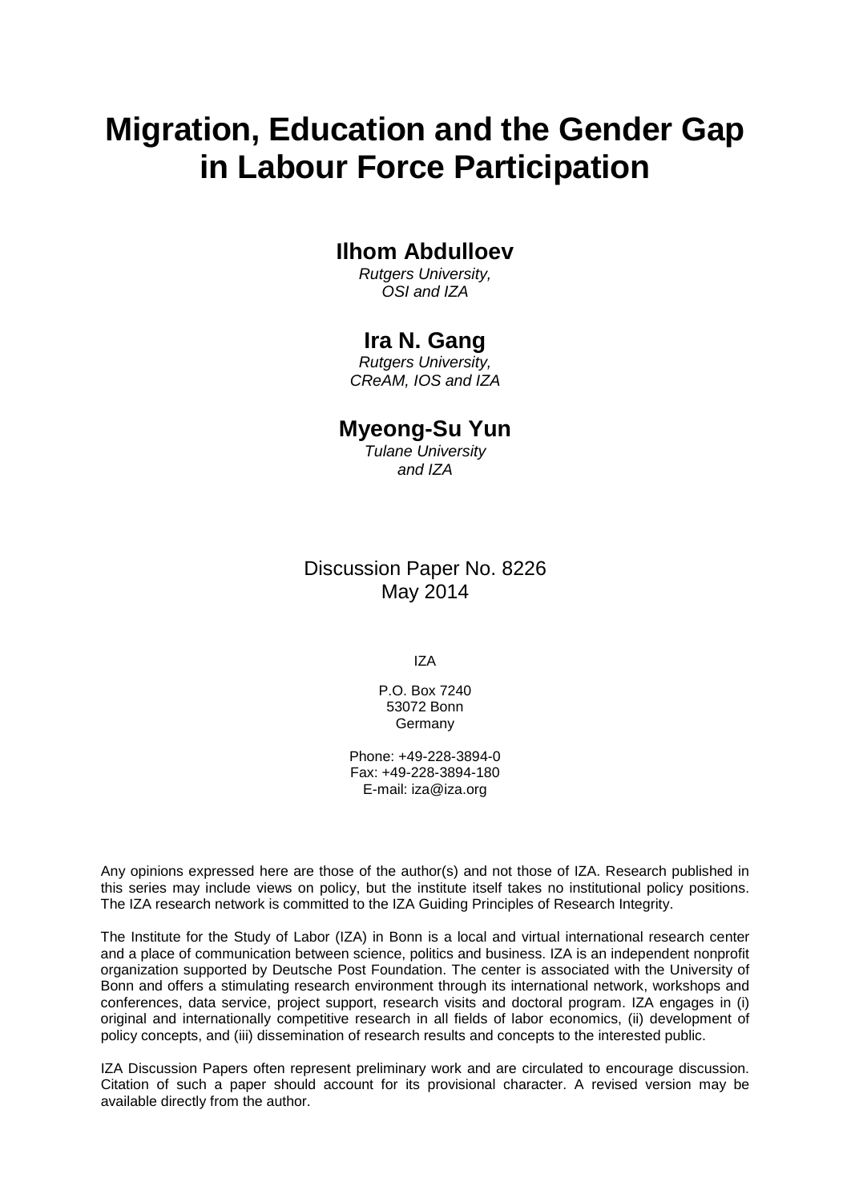# Migration, Education and the Gender Gap in Labour Force Participation

**Ilhom Abdulloev**

*Rutgers University, OSI and IZA*

**Ira N. Gang**

*Rutgers University, CReAM, IOS and IZA*

**Myeong-Su Yun**

*Tulane University and IZA*

Discussion Paper No. 8226
May 2014

IZA

P.O. Box 7240
53072 Bonn
Germany

Phone: +49-228-3894-0
Fax: +49-228-3894-180
E-mail: iza@iza.org

Any opinions expressed here are those of the author(s) and not those of IZA. Research published in this series may include views on policy, but the institute itself takes no institutional policy positions. The IZA research network is committed to the IZA Guiding Principles of Research Integrity.

The Institute for the Study of Labor (IZA) in Bonn is a local and virtual international research center and a place of communication between science, politics and business. IZA is an independent nonprofit organization supported by Deutsche Post Foundation. The center is associated with the University of Bonn and offers a stimulating research environment through its international network, workshops and conferences, data service, project support, research visits and doctoral program. IZA engages in (i) original and internationally competitive research in all fields of labor economics, (ii) development of policy concepts, and (iii) dissemination of research results and concepts to the interested public.

IZA Discussion Papers often represent preliminary work and are circulated to encourage discussion. Citation of such a paper should account for its provisional character. A revised version may be available directly from the author.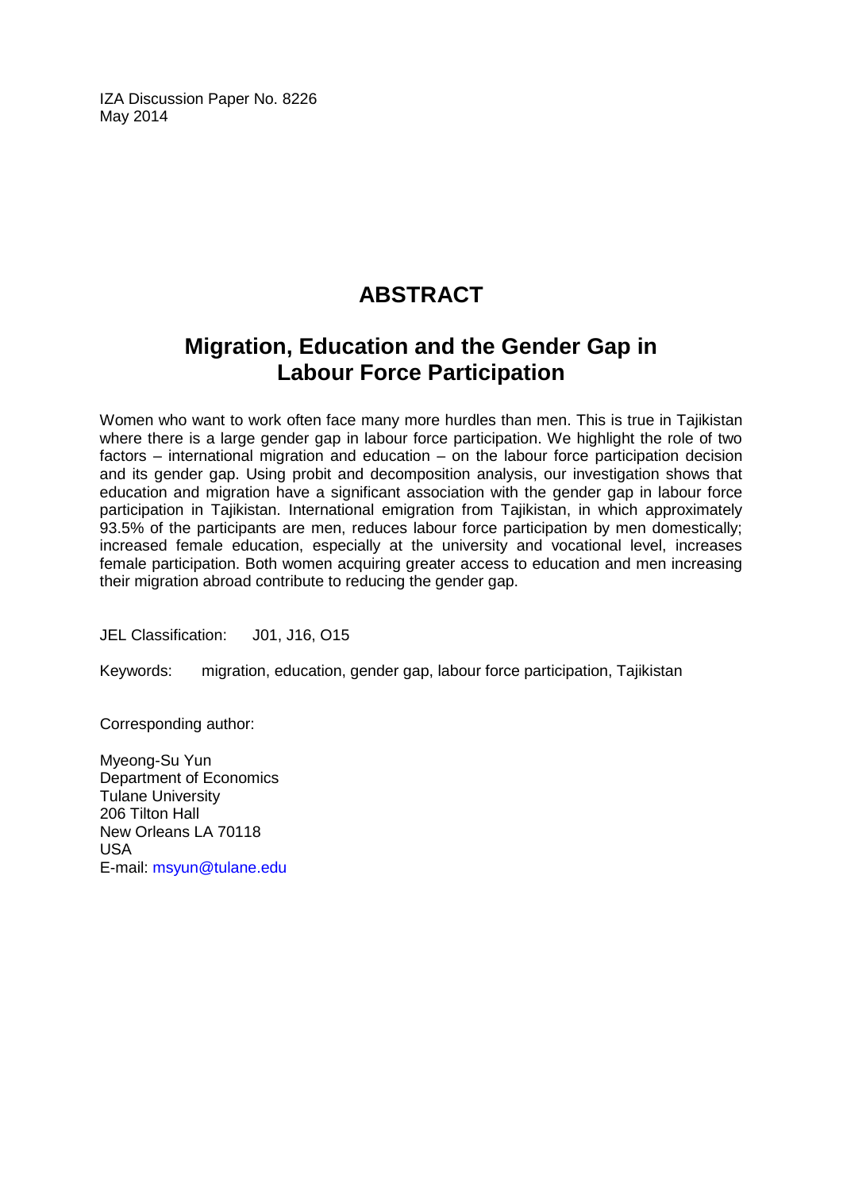IZA Discussion Paper No. 8226
May 2014

# ABSTRACT

## Migration, Education and the Gender Gap in Labour Force Participation

Women who want to work often face many more hurdles than men. This is true in Tajikistan where there is a large gender gap in labour force participation. We highlight the role of two factors – international migration and education – on the labour force participation decision and its gender gap. Using probit and decomposition analysis, our investigation shows that education and migration have a significant association with the gender gap in labour force participation in Tajikistan. International emigration from Tajikistan, in which approximately 93.5% of the participants are men, reduces labour force participation by men domestically; increased female education, especially at the university and vocational level, increases female participation. Both women acquiring greater access to education and men increasing their migration abroad contribute to reducing the gender gap.

JEL Classification: J01, J16, O15

Keywords: migration, education, gender gap, labour force participation, Tajikistan

Corresponding author:

Myeong-Su Yun
Department of Economics
Tulane University
206 Tilton Hall
New Orleans LA 70118
USA
E-mail: msyun@tulane.edu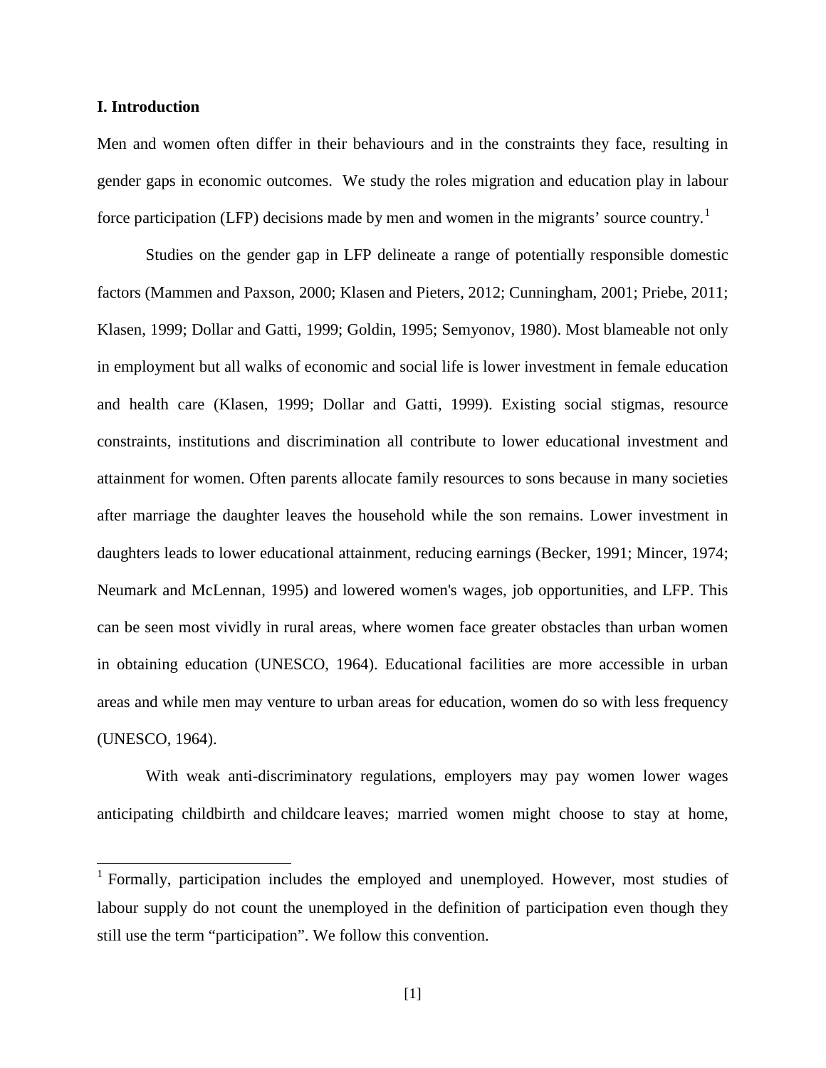## I. Introduction

Men and women often differ in their behaviours and in the constraints they face, resulting in gender gaps in economic outcomes. We study the roles migration and education play in labour force participation (LFP) decisions made by men and women in the migrants' source country.[1]

Studies on the gender gap in LFP delineate a range of potentially responsible domestic factors (Mammen and Paxson, 2000; Klasen and Pieters, 2012; Cunningham, 2001; Priebe, 2011; Klasen, 1999; Dollar and Gatti, 1999; Goldin, 1995; Semyonov, 1980). Most blameable not only in employment but all walks of economic and social life is lower investment in female education and health care (Klasen, 1999; Dollar and Gatti, 1999). Existing social stigmas, resource constraints, institutions and discrimination all contribute to lower educational investment and attainment for women. Often parents allocate family resources to sons because in many societies after marriage the daughter leaves the household while the son remains. Lower investment in daughters leads to lower educational attainment, reducing earnings (Becker, 1991; Mincer, 1974; Neumark and McLennan, 1995) and lowered women's wages, job opportunities, and LFP. This can be seen most vividly in rural areas, where women face greater obstacles than urban women in obtaining education (UNESCO, 1964). Educational facilities are more accessible in urban areas and while men may venture to urban areas for education, women do so with less frequency (UNESCO, 1964).

With weak anti-discriminatory regulations, employers may pay women lower wages anticipating childbirth and childcare leaves; married women might choose to stay at home,

[1] Formally, participation includes the employed and unemployed. However, most studies of labour supply do not count the unemployed in the definition of participation even though they still use the term "participation". We follow this convention.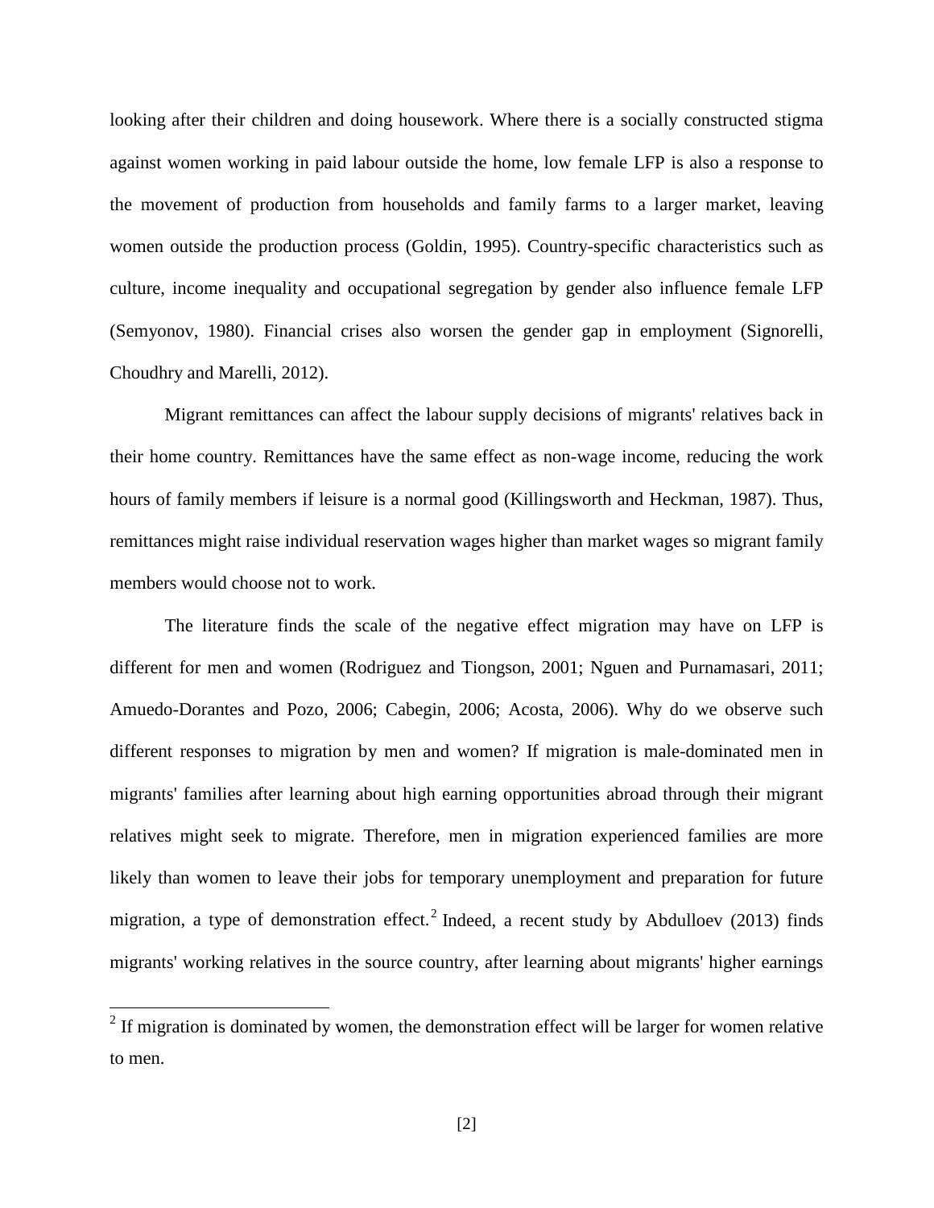looking after their children and doing housework. Where there is a socially constructed stigma against women working in paid labour outside the home, low female LFP is also a response to the movement of production from households and family farms to a larger market, leaving women outside the production process (Goldin, 1995). Country-specific characteristics such as culture, income inequality and occupational segregation by gender also influence female LFP (Semyonov, 1980). Financial crises also worsen the gender gap in employment (Signorelli, Choudhry and Marelli, 2012).

Migrant remittances can affect the labour supply decisions of migrants' relatives back in their home country. Remittances have the same effect as non-wage income, reducing the work hours of family members if leisure is a normal good (Killingsworth and Heckman, 1987). Thus, remittances might raise individual reservation wages higher than market wages so migrant family members would choose not to work.

The literature finds the scale of the negative effect migration may have on LFP is different for men and women (Rodriguez and Tiongson, 2001; Nguen and Purnamasari, 2011; Amuedo-Dorantes and Pozo, 2006; Cabegin, 2006; Acosta, 2006). Why do we observe such different responses to migration by men and women? If migration is male-dominated men in migrants' families after learning about high earning opportunities abroad through their migrant relatives might seek to migrate. Therefore, men in migration experienced families are more likely than women to leave their jobs for temporary unemployment and preparation for future migration, a type of demonstration effect.[2] Indeed, a recent study by Abdulloev (2013) finds migrants' working relatives in the source country, after learning about migrants' higher earnings

[2] If migration is dominated by women, the demonstration effect will be larger for women relative to men.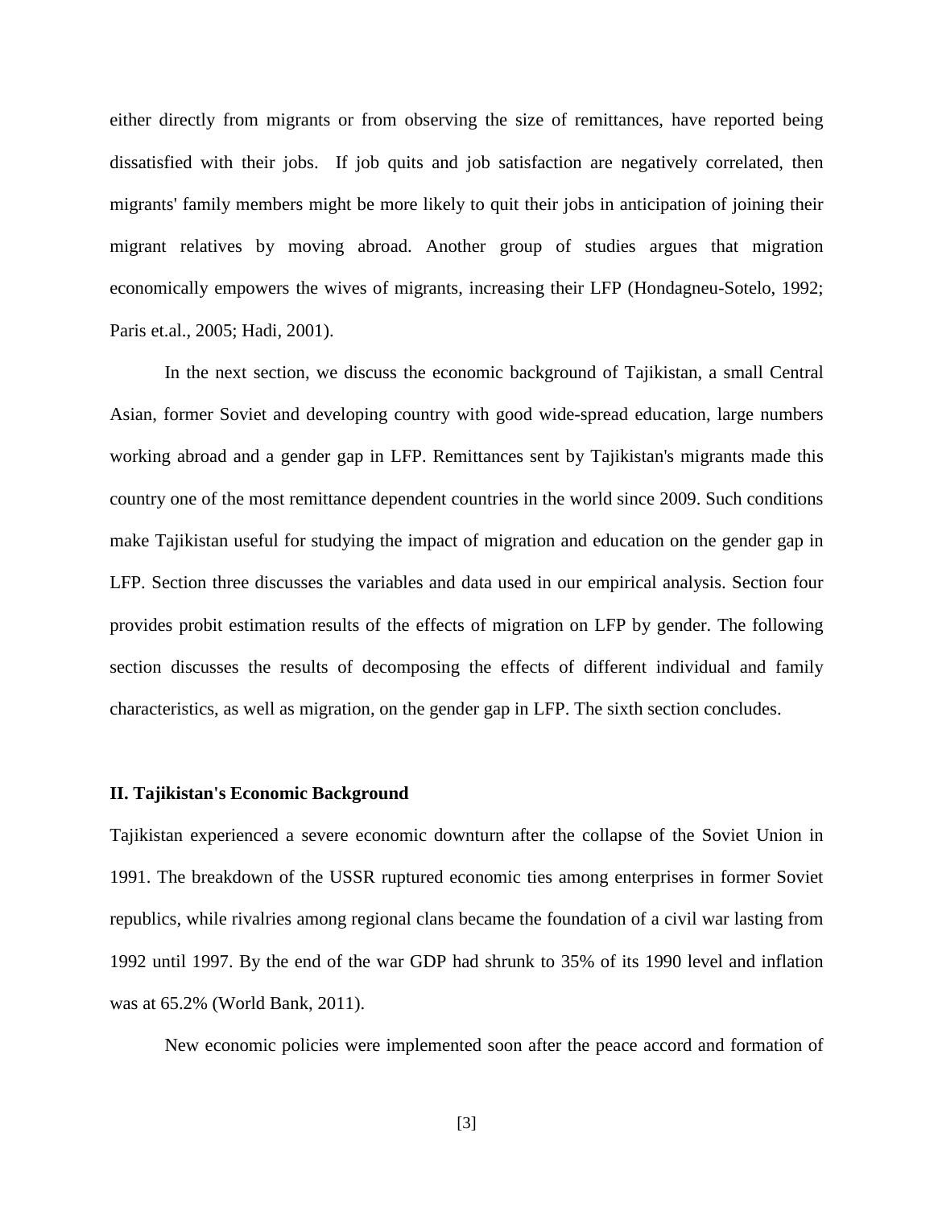either directly from migrants or from observing the size of remittances, have reported being dissatisfied with their jobs. If job quits and job satisfaction are negatively correlated, then migrants' family members might be more likely to quit their jobs in anticipation of joining their migrant relatives by moving abroad. Another group of studies argues that migration economically empowers the wives of migrants, increasing their LFP (Hondagneu-Sotelo, 1992; Paris et.al., 2005; Hadi, 2001).

In the next section, we discuss the economic background of Tajikistan, a small Central Asian, former Soviet and developing country with good wide-spread education, large numbers working abroad and a gender gap in LFP. Remittances sent by Tajikistan's migrants made this country one of the most remittance dependent countries in the world since 2009. Such conditions make Tajikistan useful for studying the impact of migration and education on the gender gap in LFP. Section three discusses the variables and data used in our empirical analysis. Section four provides probit estimation results of the effects of migration on LFP by gender. The following section discusses the results of decomposing the effects of different individual and family characteristics, as well as migration, on the gender gap in LFP. The sixth section concludes.

## II. Tajikistan's Economic Background

Tajikistan experienced a severe economic downturn after the collapse of the Soviet Union in 1991. The breakdown of the USSR ruptured economic ties among enterprises in former Soviet republics, while rivalries among regional clans became the foundation of a civil war lasting from 1992 until 1997. By the end of the war GDP had shrunk to 35% of its 1990 level and inflation was at 65.2% (World Bank, 2011).

New economic policies were implemented soon after the peace accord and formation of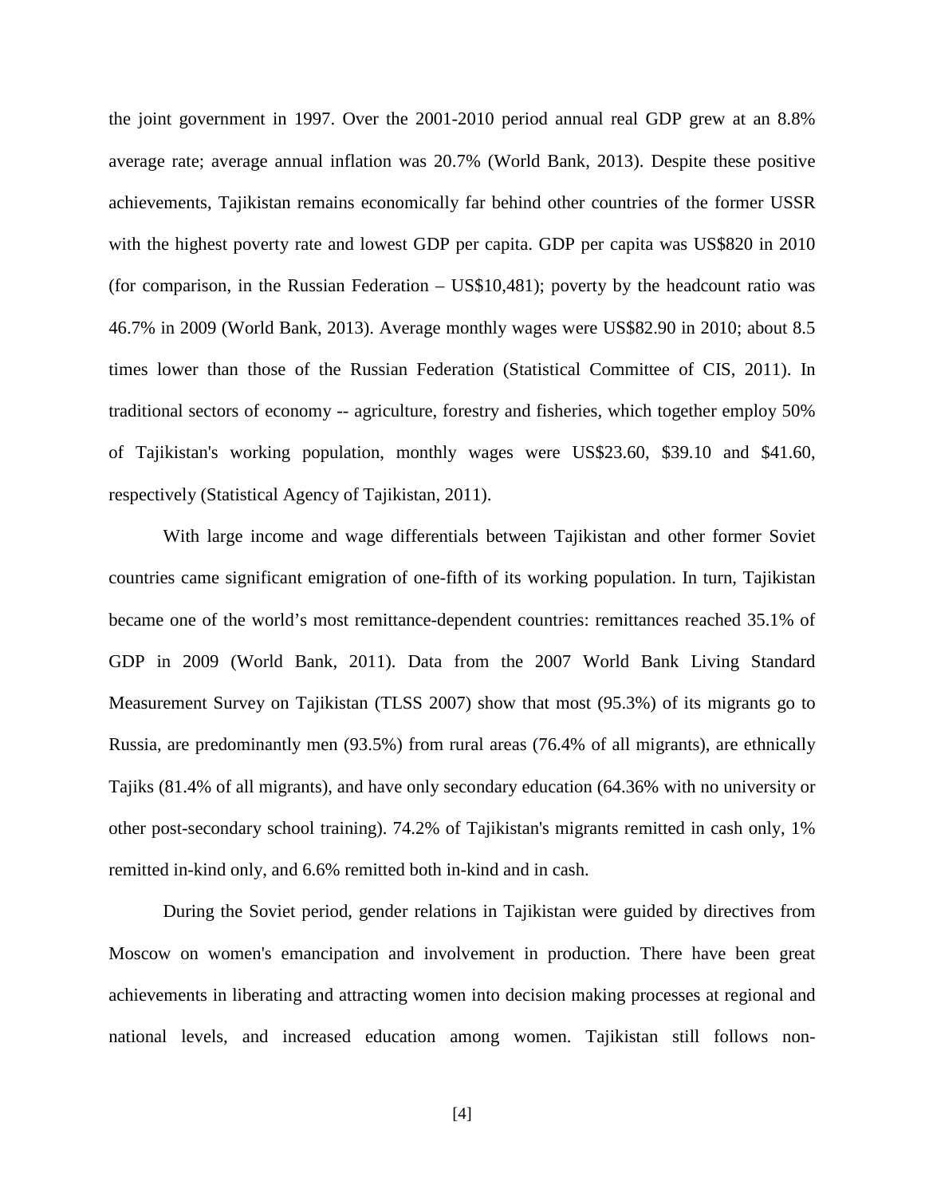the joint government in 1997. Over the 2001-2010 period annual real GDP grew at an 8.8% average rate; average annual inflation was 20.7% (World Bank, 2013). Despite these positive achievements, Tajikistan remains economically far behind other countries of the former USSR with the highest poverty rate and lowest GDP per capita. GDP per capita was US$820 in 2010 (for comparison, in the Russian Federation – US$10,481); poverty by the headcount ratio was 46.7% in 2009 (World Bank, 2013). Average monthly wages were US$82.90 in 2010; about 8.5 times lower than those of the Russian Federation (Statistical Committee of CIS, 2011). In traditional sectors of economy -- agriculture, forestry and fisheries, which together employ 50% of Tajikistan's working population, monthly wages were US$23.60, $39.10 and $41.60, respectively (Statistical Agency of Tajikistan, 2011).

With large income and wage differentials between Tajikistan and other former Soviet countries came significant emigration of one-fifth of its working population. In turn, Tajikistan became one of the world's most remittance-dependent countries: remittances reached 35.1% of GDP in 2009 (World Bank, 2011). Data from the 2007 World Bank Living Standard Measurement Survey on Tajikistan (TLSS 2007) show that most (95.3%) of its migrants go to Russia, are predominantly men (93.5%) from rural areas (76.4% of all migrants), are ethnically Tajiks (81.4% of all migrants), and have only secondary education (64.36% with no university or other post-secondary school training). 74.2% of Tajikistan's migrants remitted in cash only, 1% remitted in-kind only, and 6.6% remitted both in-kind and in cash.

During the Soviet period, gender relations in Tajikistan were guided by directives from Moscow on women's emancipation and involvement in production. There have been great achievements in liberating and attracting women into decision making processes at regional and national levels, and increased education among women. Tajikistan still follows non-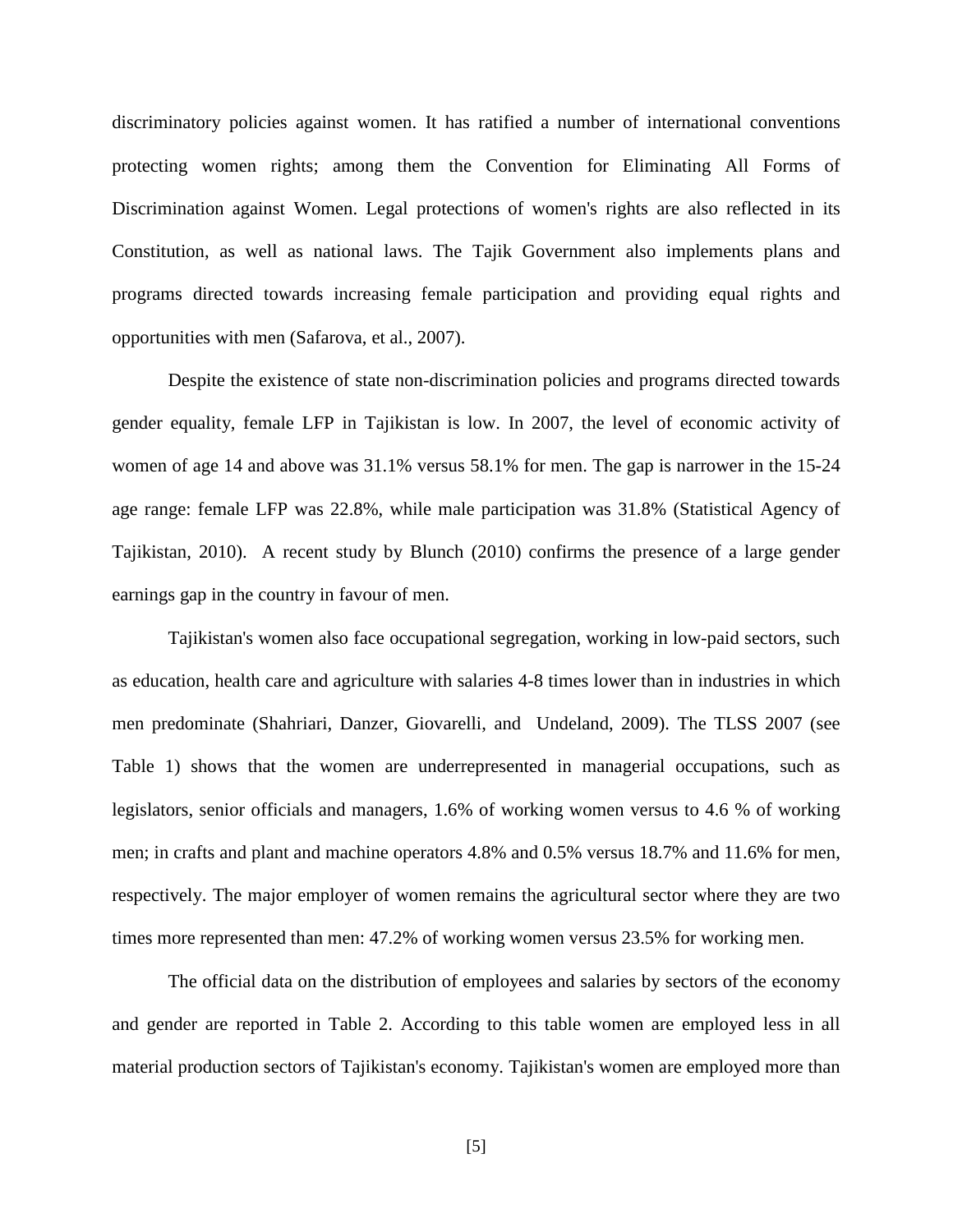discriminatory policies against women. It has ratified a number of international conventions protecting women rights; among them the Convention for Eliminating All Forms of Discrimination against Women. Legal protections of women's rights are also reflected in its Constitution, as well as national laws. The Tajik Government also implements plans and programs directed towards increasing female participation and providing equal rights and opportunities with men (Safarova, et al., 2007).

Despite the existence of state non-discrimination policies and programs directed towards gender equality, female LFP in Tajikistan is low. In 2007, the level of economic activity of women of age 14 and above was 31.1% versus 58.1% for men. The gap is narrower in the 15-24 age range: female LFP was 22.8%, while male participation was 31.8% (Statistical Agency of Tajikistan, 2010). A recent study by Blunch (2010) confirms the presence of a large gender earnings gap in the country in favour of men.

Tajikistan's women also face occupational segregation, working in low-paid sectors, such as education, health care and agriculture with salaries 4-8 times lower than in industries in which men predominate (Shahriari, Danzer, Giovarelli, and Undeland, 2009). The TLSS 2007 (see Table 1) shows that the women are underrepresented in managerial occupations, such as legislators, senior officials and managers, 1.6% of working women versus to 4.6 % of working men; in crafts and plant and machine operators 4.8% and 0.5% versus 18.7% and 11.6% for men, respectively. The major employer of women remains the agricultural sector where they are two times more represented than men: 47.2% of working women versus 23.5% for working men.

The official data on the distribution of employees and salaries by sectors of the economy and gender are reported in Table 2. According to this table women are employed less in all material production sectors of Tajikistan's economy. Tajikistan's women are employed more than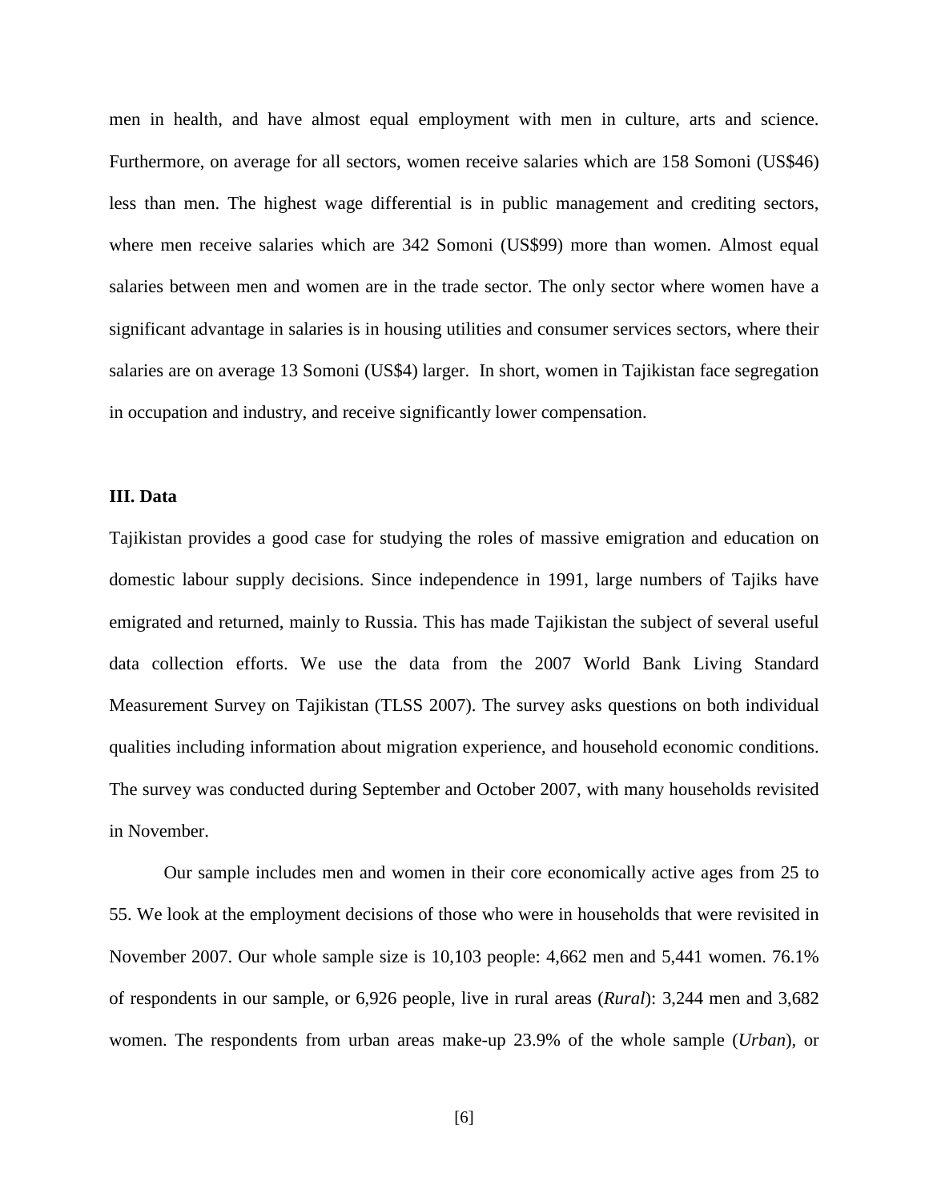men in health, and have almost equal employment with men in culture, arts and science. Furthermore, on average for all sectors, women receive salaries which are 158 Somoni (US$46) less than men. The highest wage differential is in public management and crediting sectors, where men receive salaries which are 342 Somoni (US$99) more than women. Almost equal salaries between men and women are in the trade sector. The only sector where women have a significant advantage in salaries is in housing utilities and consumer services sectors, where their salaries are on average 13 Somoni (US$4) larger. In short, women in Tajikistan face segregation in occupation and industry, and receive significantly lower compensation.

## III. Data

Tajikistan provides a good case for studying the roles of massive emigration and education on domestic labour supply decisions. Since independence in 1991, large numbers of Tajiks have emigrated and returned, mainly to Russia. This has made Tajikistan the subject of several useful data collection efforts. We use the data from the 2007 World Bank Living Standard Measurement Survey on Tajikistan (TLSS 2007). The survey asks questions on both individual qualities including information about migration experience, and household economic conditions. The survey was conducted during September and October 2007, with many households revisited in November.

Our sample includes men and women in their core economically active ages from 25 to 55. We look at the employment decisions of those who were in households that were revisited in November 2007. Our whole sample size is 10,103 people: 4,662 men and 5,441 women. 76.1% of respondents in our sample, or 6,926 people, live in rural areas (*Rural*): 3,244 men and 3,682 women. The respondents from urban areas make-up 23.9% of the whole sample (*Urban*), or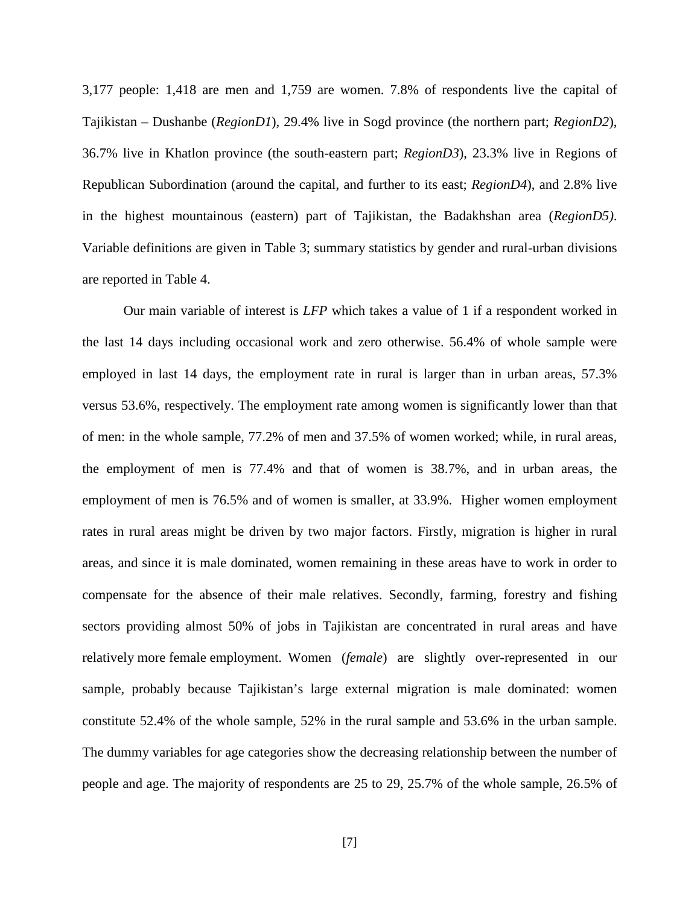3,177 people: 1,418 are men and 1,759 are women. 7.8% of respondents live the capital of Tajikistan – Dushanbe (*RegionD1*), 29.4% live in Sogd province (the northern part; *RegionD2*), 36.7% live in Khatlon province (the south-eastern part; *RegionD3*), 23.3% live in Regions of Republican Subordination (around the capital, and further to its east; *RegionD4*), and 2.8% live in the highest mountainous (eastern) part of Tajikistan, the Badakhshan area (*RegionD5)*. Variable definitions are given in Table 3; summary statistics by gender and rural-urban divisions are reported in Table 4.

Our main variable of interest is *LFP* which takes a value of 1 if a respondent worked in the last 14 days including occasional work and zero otherwise. 56.4% of whole sample were employed in last 14 days, the employment rate in rural is larger than in urban areas, 57.3% versus 53.6%, respectively. The employment rate among women is significantly lower than that of men: in the whole sample, 77.2% of men and 37.5% of women worked; while, in rural areas, the employment of men is 77.4% and that of women is 38.7%, and in urban areas, the employment of men is 76.5% and of women is smaller, at 33.9%. Higher women employment rates in rural areas might be driven by two major factors. Firstly, migration is higher in rural areas, and since it is male dominated, women remaining in these areas have to work in order to compensate for the absence of their male relatives. Secondly, farming, forestry and fishing sectors providing almost 50% of jobs in Tajikistan are concentrated in rural areas and have relatively more female employment. Women (*female*) are slightly over-represented in our sample, probably because Tajikistan's large external migration is male dominated: women constitute 52.4% of the whole sample, 52% in the rural sample and 53.6% in the urban sample. The dummy variables for age categories show the decreasing relationship between the number of people and age. The majority of respondents are 25 to 29, 25.7% of the whole sample, 26.5% of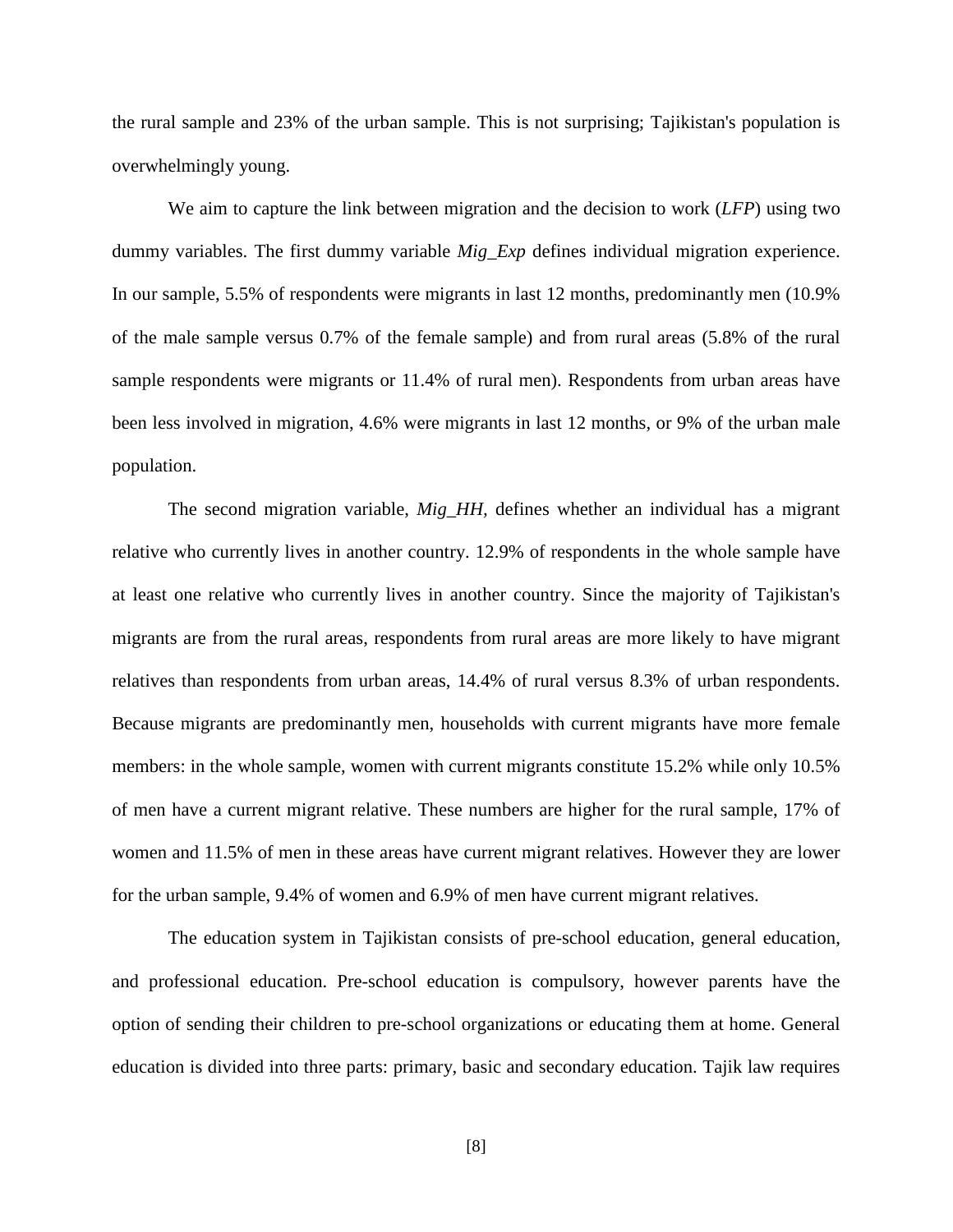the rural sample and 23% of the urban sample. This is not surprising; Tajikistan's population is overwhelmingly young.

We aim to capture the link between migration and the decision to work (*LFP*) using two dummy variables. The first dummy variable *Mig_Exp* defines individual migration experience. In our sample, 5.5% of respondents were migrants in last 12 months, predominantly men (10.9% of the male sample versus 0.7% of the female sample) and from rural areas (5.8% of the rural sample respondents were migrants or 11.4% of rural men). Respondents from urban areas have been less involved in migration, 4.6% were migrants in last 12 months, or 9% of the urban male population.

The second migration variable, *Mig_HH*, defines whether an individual has a migrant relative who currently lives in another country. 12.9% of respondents in the whole sample have at least one relative who currently lives in another country. Since the majority of Tajikistan's migrants are from the rural areas, respondents from rural areas are more likely to have migrant relatives than respondents from urban areas, 14.4% of rural versus 8.3% of urban respondents. Because migrants are predominantly men, households with current migrants have more female members: in the whole sample, women with current migrants constitute 15.2% while only 10.5% of men have a current migrant relative. These numbers are higher for the rural sample, 17% of women and 11.5% of men in these areas have current migrant relatives. However they are lower for the urban sample, 9.4% of women and 6.9% of men have current migrant relatives.

The education system in Tajikistan consists of pre-school education, general education, and professional education. Pre-school education is compulsory, however parents have the option of sending their children to pre-school organizations or educating them at home. General education is divided into three parts: primary, basic and secondary education. Tajik law requires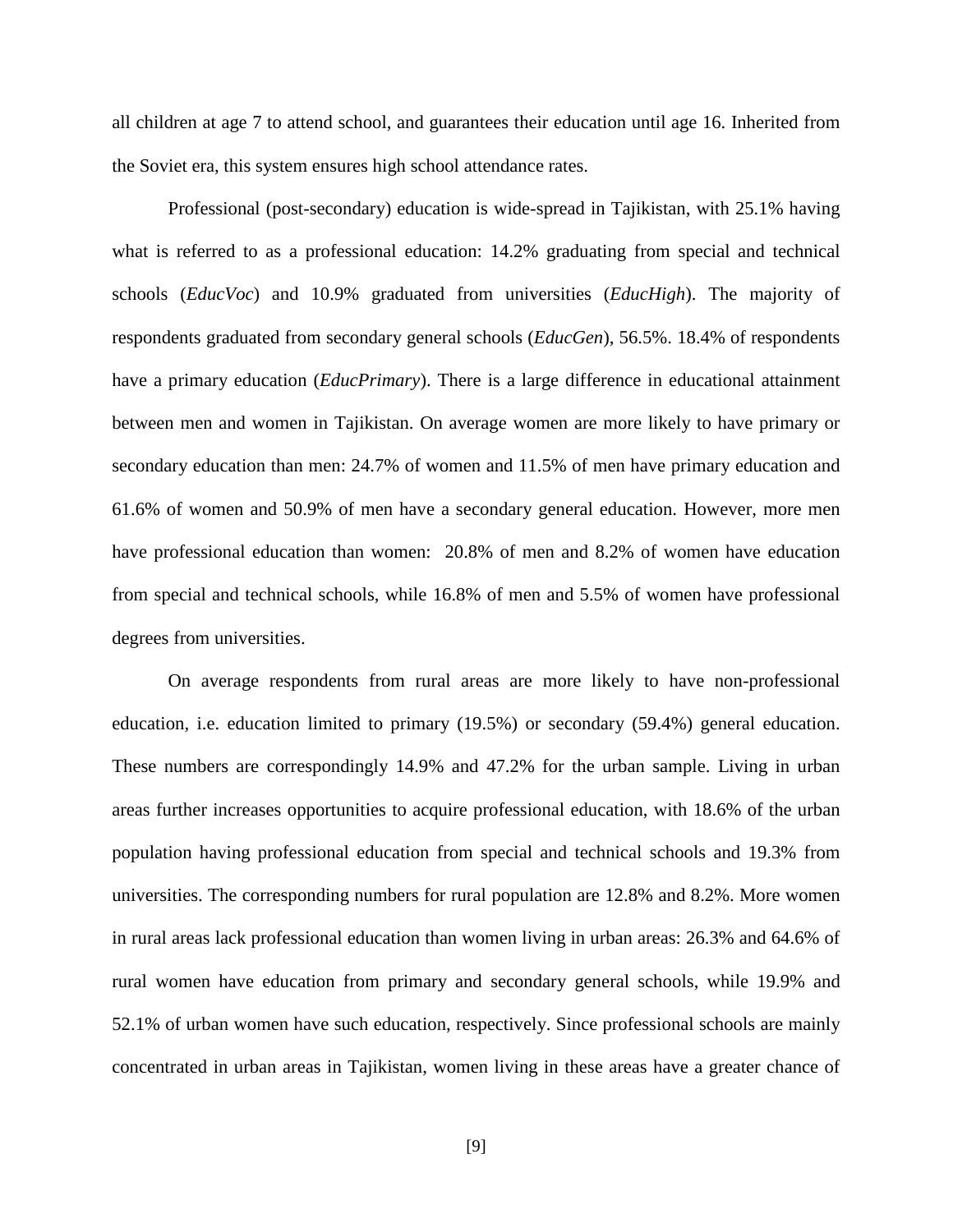all children at age 7 to attend school, and guarantees their education until age 16. Inherited from the Soviet era, this system ensures high school attendance rates.

Professional (post-secondary) education is wide-spread in Tajikistan, with 25.1% having what is referred to as a professional education: 14.2% graduating from special and technical schools (*EducVoc*) and 10.9% graduated from universities (*EducHigh*). The majority of respondents graduated from secondary general schools (*EducGen*), 56.5%. 18.4% of respondents have a primary education (*EducPrimary*). There is a large difference in educational attainment between men and women in Tajikistan. On average women are more likely to have primary or secondary education than men: 24.7% of women and 11.5% of men have primary education and 61.6% of women and 50.9% of men have a secondary general education. However, more men have professional education than women: 20.8% of men and 8.2% of women have education from special and technical schools, while 16.8% of men and 5.5% of women have professional degrees from universities.

On average respondents from rural areas are more likely to have non-professional education, i.e. education limited to primary (19.5%) or secondary (59.4%) general education. These numbers are correspondingly 14.9% and 47.2% for the urban sample. Living in urban areas further increases opportunities to acquire professional education, with 18.6% of the urban population having professional education from special and technical schools and 19.3% from universities. The corresponding numbers for rural population are 12.8% and 8.2%. More women in rural areas lack professional education than women living in urban areas: 26.3% and 64.6% of rural women have education from primary and secondary general schools, while 19.9% and 52.1% of urban women have such education, respectively. Since professional schools are mainly concentrated in urban areas in Tajikistan, women living in these areas have a greater chance of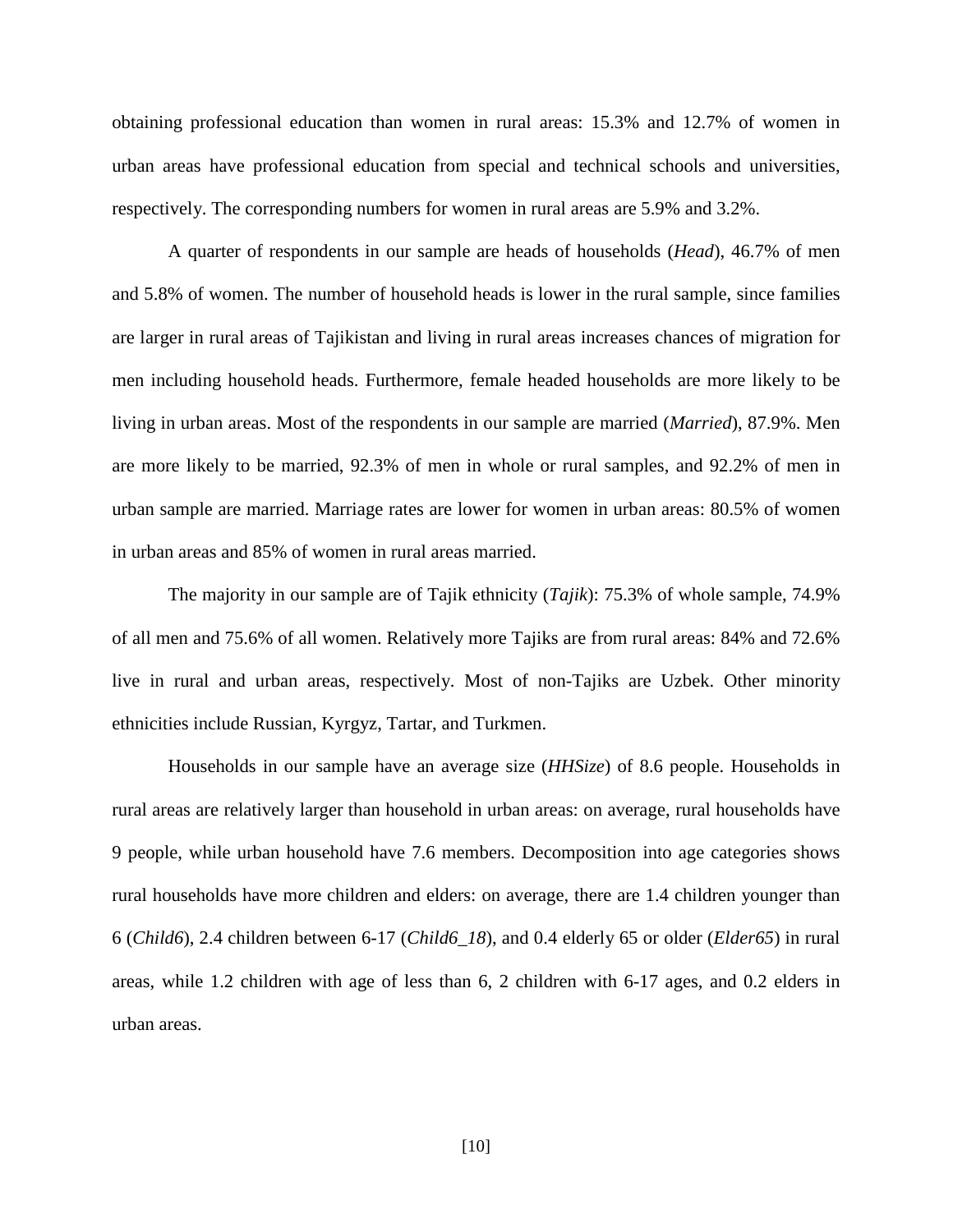obtaining professional education than women in rural areas: 15.3% and 12.7% of women in urban areas have professional education from special and technical schools and universities, respectively. The corresponding numbers for women in rural areas are 5.9% and 3.2%.

A quarter of respondents in our sample are heads of households (*Head*), 46.7% of men and 5.8% of women. The number of household heads is lower in the rural sample, since families are larger in rural areas of Tajikistan and living in rural areas increases chances of migration for men including household heads. Furthermore, female headed households are more likely to be living in urban areas. Most of the respondents in our sample are married (*Married*), 87.9%. Men are more likely to be married, 92.3% of men in whole or rural samples, and 92.2% of men in urban sample are married. Marriage rates are lower for women in urban areas: 80.5% of women in urban areas and 85% of women in rural areas married.

The majority in our sample are of Tajik ethnicity (*Tajik*): 75.3% of whole sample, 74.9% of all men and 75.6% of all women. Relatively more Tajiks are from rural areas: 84% and 72.6% live in rural and urban areas, respectively. Most of non-Tajiks are Uzbek. Other minority ethnicities include Russian, Kyrgyz, Tartar, and Turkmen.

Households in our sample have an average size (*HHSize*) of 8.6 people. Households in rural areas are relatively larger than household in urban areas: on average, rural households have 9 people, while urban household have 7.6 members. Decomposition into age categories shows rural households have more children and elders: on average, there are 1.4 children younger than 6 (*Child6*), 2.4 children between 6-17 (*Child6_18*), and 0.4 elderly 65 or older (*Elder65*) in rural areas, while 1.2 children with age of less than 6, 2 children with 6-17 ages, and 0.2 elders in urban areas.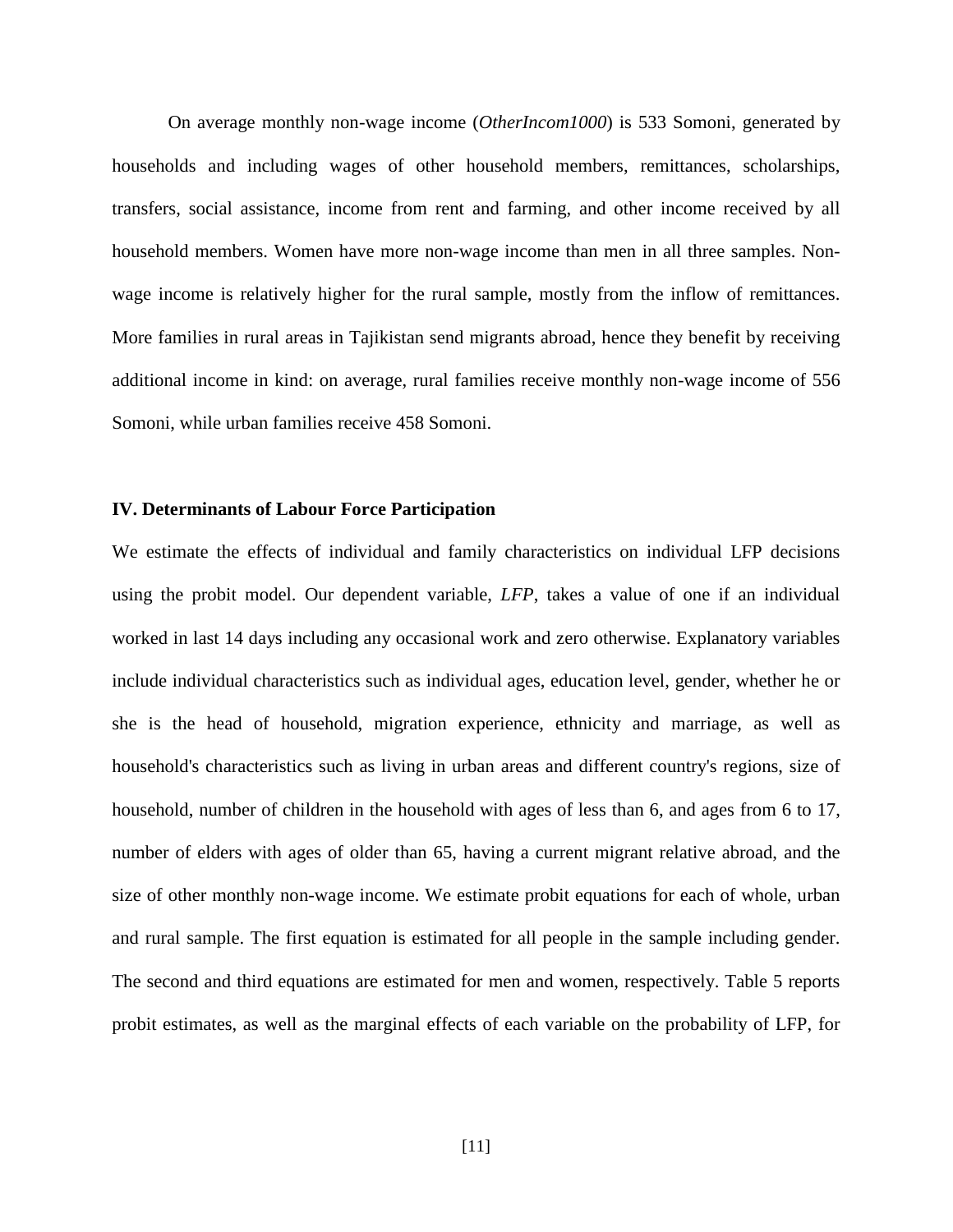On average monthly non-wage income (*OtherIncom1000*) is 533 Somoni, generated by households and including wages of other household members, remittances, scholarships, transfers, social assistance, income from rent and farming, and other income received by all household members. Women have more non-wage income than men in all three samples. Non-wage income is relatively higher for the rural sample, mostly from the inflow of remittances. More families in rural areas in Tajikistan send migrants abroad, hence they benefit by receiving additional income in kind: on average, rural families receive monthly non-wage income of 556 Somoni, while urban families receive 458 Somoni.

## IV. Determinants of Labour Force Participation

We estimate the effects of individual and family characteristics on individual LFP decisions using the probit model. Our dependent variable, *LFP*, takes a value of one if an individual worked in last 14 days including any occasional work and zero otherwise. Explanatory variables include individual characteristics such as individual ages, education level, gender, whether he or she is the head of household, migration experience, ethnicity and marriage, as well as household's characteristics such as living in urban areas and different country's regions, size of household, number of children in the household with ages of less than 6, and ages from 6 to 17, number of elders with ages of older than 65, having a current migrant relative abroad, and the size of other monthly non-wage income. We estimate probit equations for each of whole, urban and rural sample. The first equation is estimated for all people in the sample including gender. The second and third equations are estimated for men and women, respectively. Table 5 reports probit estimates, as well as the marginal effects of each variable on the probability of LFP, for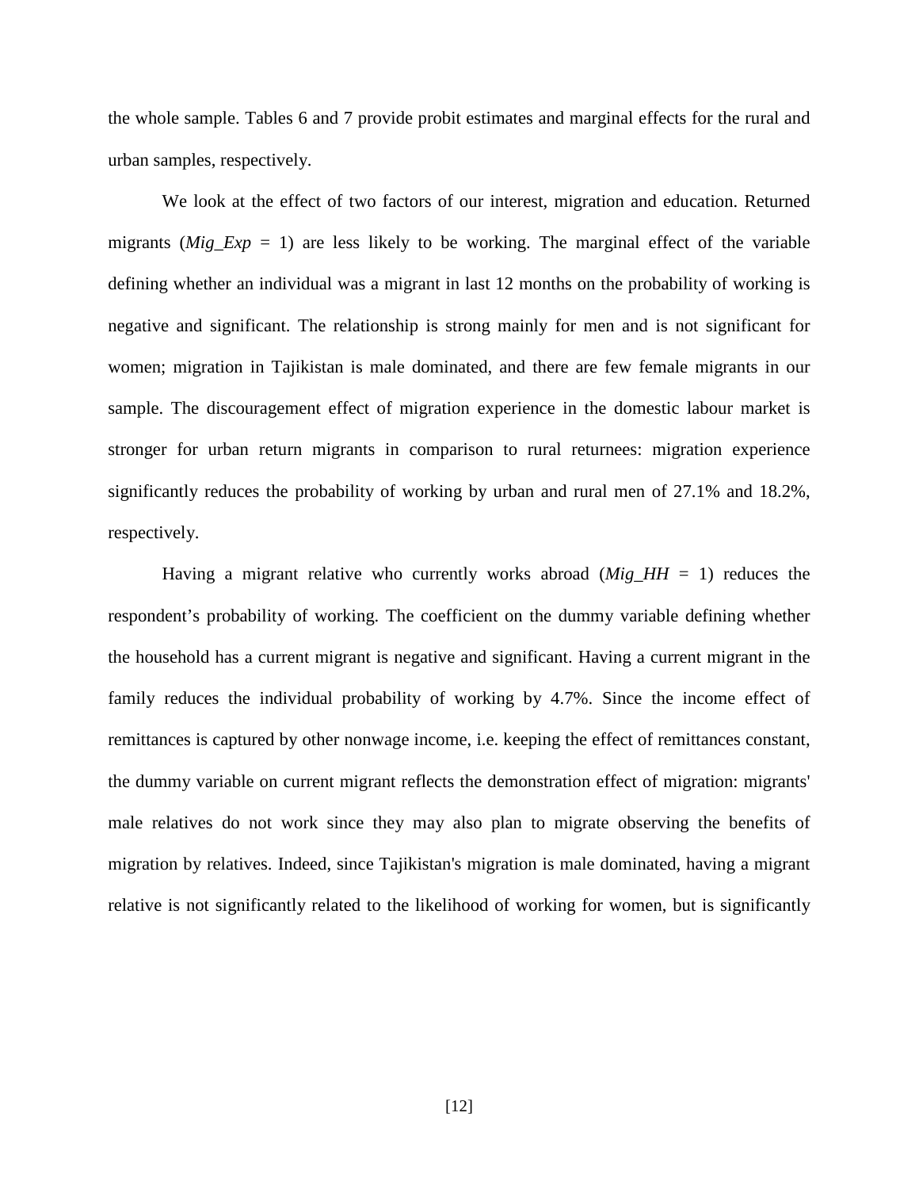the whole sample. Tables 6 and 7 provide probit estimates and marginal effects for the rural and urban samples, respectively.

We look at the effect of two factors of our interest, migration and education. Returned migrants (*Mig_Exp* = 1) are less likely to be working. The marginal effect of the variable defining whether an individual was a migrant in last 12 months on the probability of working is negative and significant. The relationship is strong mainly for men and is not significant for women; migration in Tajikistan is male dominated, and there are few female migrants in our sample. The discouragement effect of migration experience in the domestic labour market is stronger for urban return migrants in comparison to rural returnees: migration experience significantly reduces the probability of working by urban and rural men of 27.1% and 18.2%, respectively.

Having a migrant relative who currently works abroad (*Mig_HH* = 1) reduces the respondent's probability of working. The coefficient on the dummy variable defining whether the household has a current migrant is negative and significant. Having a current migrant in the family reduces the individual probability of working by 4.7%. Since the income effect of remittances is captured by other nonwage income, i.e. keeping the effect of remittances constant, the dummy variable on current migrant reflects the demonstration effect of migration: migrants' male relatives do not work since they may also plan to migrate observing the benefits of migration by relatives. Indeed, since Tajikistan's migration is male dominated, having a migrant relative is not significantly related to the likelihood of working for women, but is significantly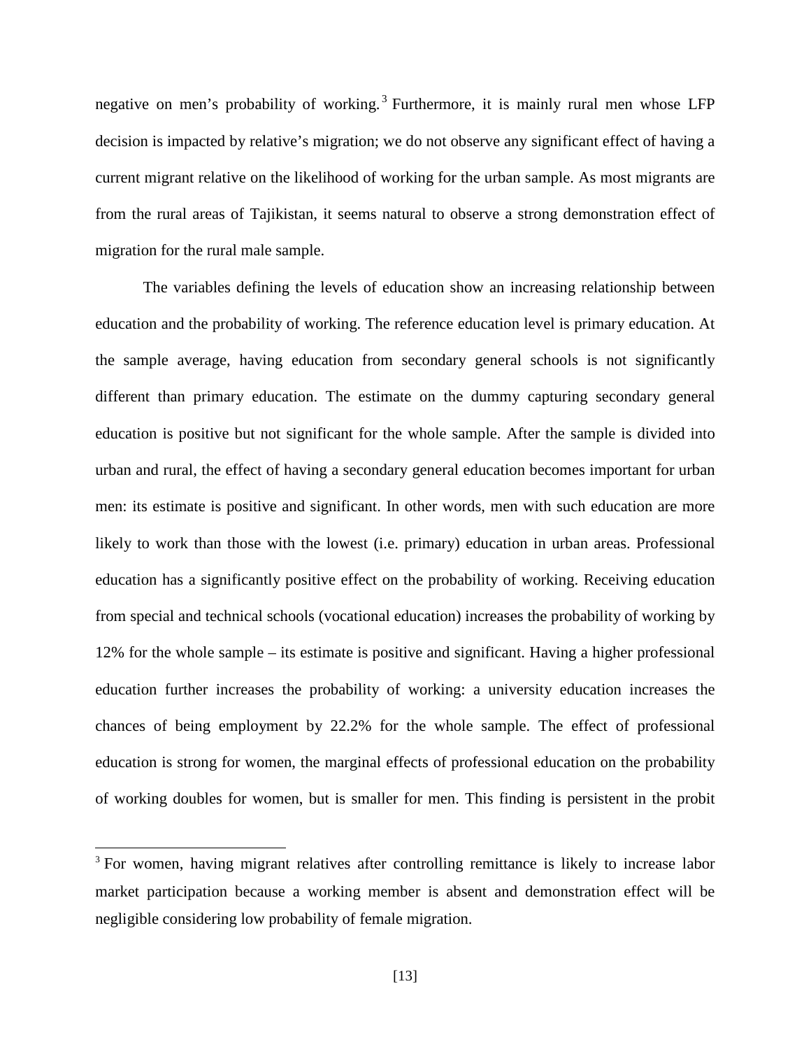negative on men's probability of working.[3] Furthermore, it is mainly rural men whose LFP decision is impacted by relative's migration; we do not observe any significant effect of having a current migrant relative on the likelihood of working for the urban sample. As most migrants are from the rural areas of Tajikistan, it seems natural to observe a strong demonstration effect of migration for the rural male sample.

The variables defining the levels of education show an increasing relationship between education and the probability of working. The reference education level is primary education. At the sample average, having education from secondary general schools is not significantly different than primary education. The estimate on the dummy capturing secondary general education is positive but not significant for the whole sample. After the sample is divided into urban and rural, the effect of having a secondary general education becomes important for urban men: its estimate is positive and significant. In other words, men with such education are more likely to work than those with the lowest (i.e. primary) education in urban areas. Professional education has a significantly positive effect on the probability of working. Receiving education from special and technical schools (vocational education) increases the probability of working by 12% for the whole sample – its estimate is positive and significant. Having a higher professional education further increases the probability of working: a university education increases the chances of being employment by 22.2% for the whole sample. The effect of professional education is strong for women, the marginal effects of professional education on the probability of working doubles for women, but is smaller for men. This finding is persistent in the probit

---

[3] For women, having migrant relatives after controlling remittance is likely to increase labor market participation because a working member is absent and demonstration effect will be negligible considering low probability of female migration.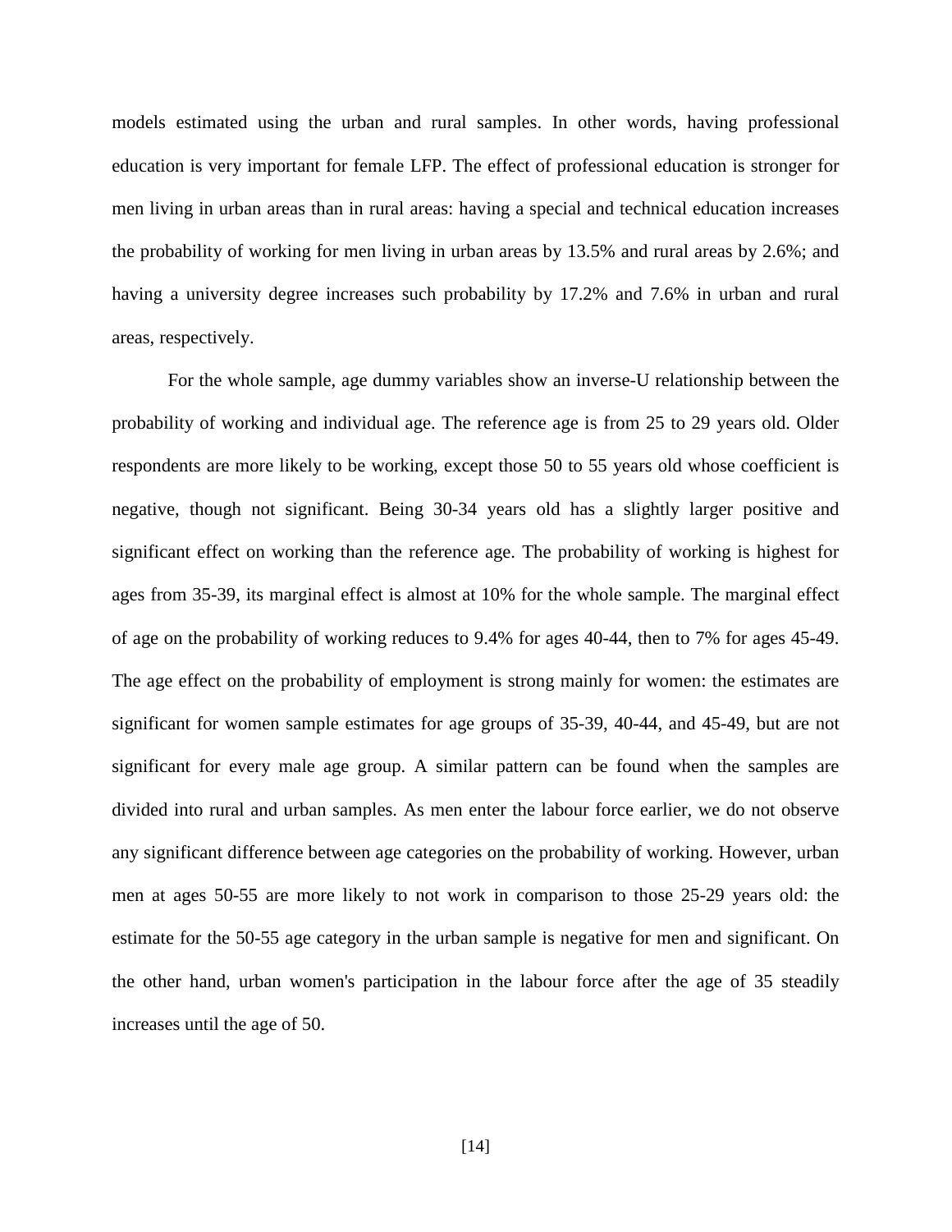models estimated using the urban and rural samples. In other words, having professional education is very important for female LFP. The effect of professional education is stronger for men living in urban areas than in rural areas: having a special and technical education increases the probability of working for men living in urban areas by 13.5% and rural areas by 2.6%; and having a university degree increases such probability by 17.2% and 7.6% in urban and rural areas, respectively.

For the whole sample, age dummy variables show an inverse-U relationship between the probability of working and individual age. The reference age is from 25 to 29 years old. Older respondents are more likely to be working, except those 50 to 55 years old whose coefficient is negative, though not significant. Being 30-34 years old has a slightly larger positive and significant effect on working than the reference age. The probability of working is highest for ages from 35-39, its marginal effect is almost at 10% for the whole sample. The marginal effect of age on the probability of working reduces to 9.4% for ages 40-44, then to 7% for ages 45-49. The age effect on the probability of employment is strong mainly for women: the estimates are significant for women sample estimates for age groups of 35-39, 40-44, and 45-49, but are not significant for every male age group. A similar pattern can be found when the samples are divided into rural and urban samples. As men enter the labour force earlier, we do not observe any significant difference between age categories on the probability of working. However, urban men at ages 50-55 are more likely to not work in comparison to those 25-29 years old: the estimate for the 50-55 age category in the urban sample is negative for men and significant. On the other hand, urban women's participation in the labour force after the age of 35 steadily increases until the age of 50.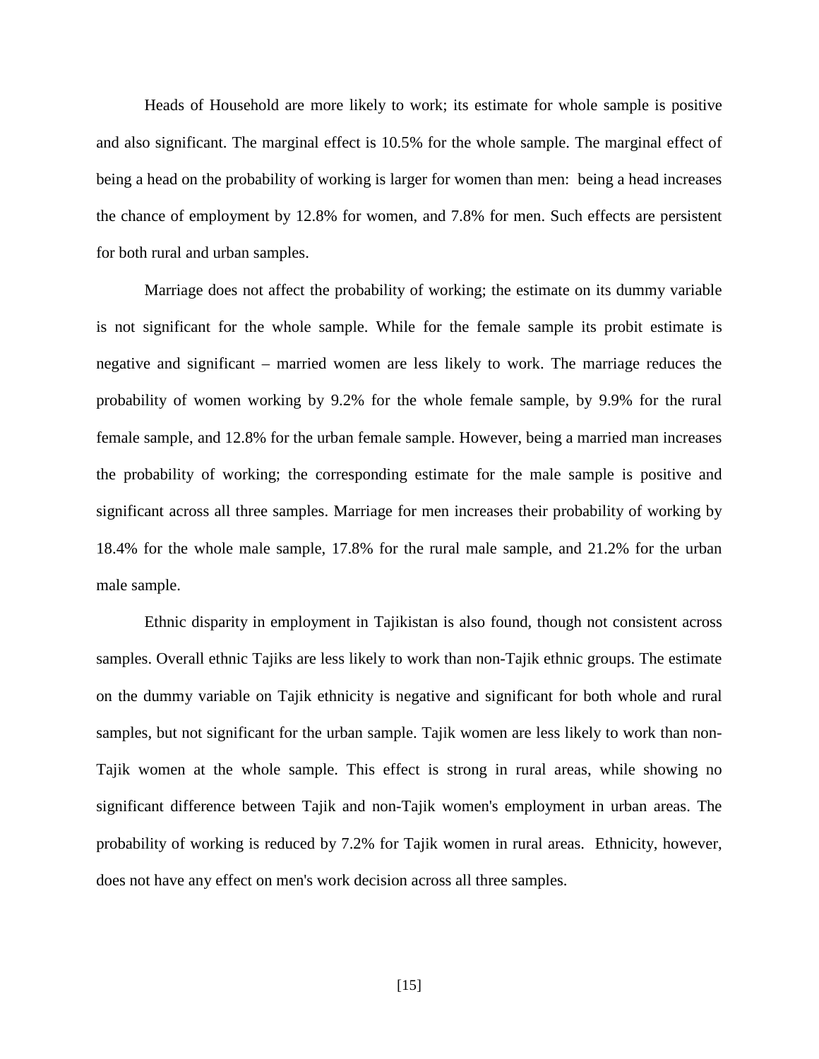Heads of Household are more likely to work; its estimate for whole sample is positive and also significant. The marginal effect is 10.5% for the whole sample. The marginal effect of being a head on the probability of working is larger for women than men: being a head increases the chance of employment by 12.8% for women, and 7.8% for men. Such effects are persistent for both rural and urban samples.

Marriage does not affect the probability of working; the estimate on its dummy variable is not significant for the whole sample. While for the female sample its probit estimate is negative and significant – married women are less likely to work. The marriage reduces the probability of women working by 9.2% for the whole female sample, by 9.9% for the rural female sample, and 12.8% for the urban female sample. However, being a married man increases the probability of working; the corresponding estimate for the male sample is positive and significant across all three samples. Marriage for men increases their probability of working by 18.4% for the whole male sample, 17.8% for the rural male sample, and 21.2% for the urban male sample.

Ethnic disparity in employment in Tajikistan is also found, though not consistent across samples. Overall ethnic Tajiks are less likely to work than non-Tajik ethnic groups. The estimate on the dummy variable on Tajik ethnicity is negative and significant for both whole and rural samples, but not significant for the urban sample. Tajik women are less likely to work than non-Tajik women at the whole sample. This effect is strong in rural areas, while showing no significant difference between Tajik and non-Tajik women's employment in urban areas. The probability of working is reduced by 7.2% for Tajik women in rural areas. Ethnicity, however, does not have any effect on men's work decision across all three samples.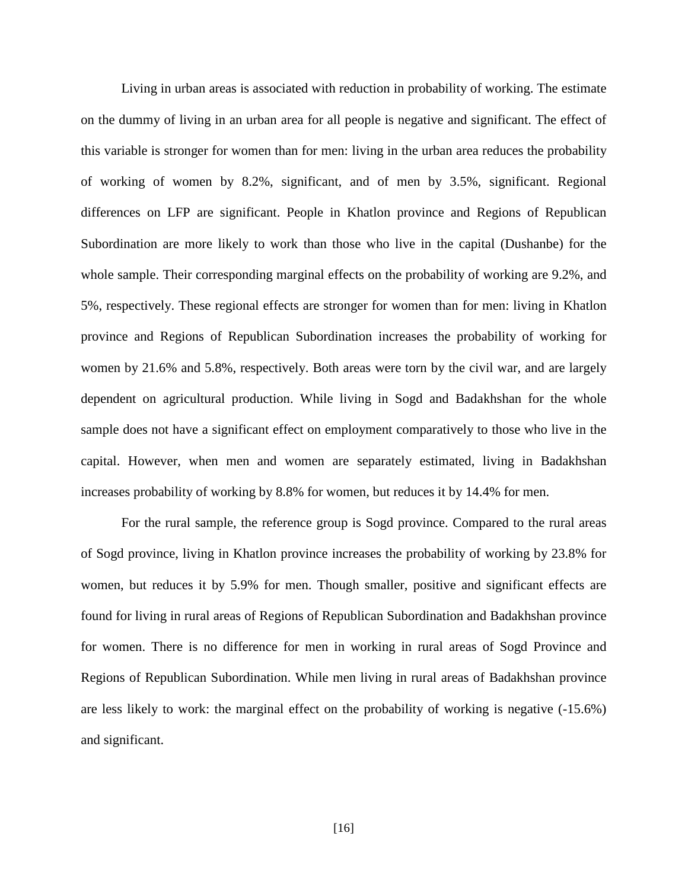Living in urban areas is associated with reduction in probability of working. The estimate on the dummy of living in an urban area for all people is negative and significant. The effect of this variable is stronger for women than for men: living in the urban area reduces the probability of working of women by 8.2%, significant, and of men by 3.5%, significant. Regional differences on LFP are significant. People in Khatlon province and Regions of Republican Subordination are more likely to work than those who live in the capital (Dushanbe) for the whole sample. Their corresponding marginal effects on the probability of working are 9.2%, and 5%, respectively. These regional effects are stronger for women than for men: living in Khatlon province and Regions of Republican Subordination increases the probability of working for women by 21.6% and 5.8%, respectively. Both areas were torn by the civil war, and are largely dependent on agricultural production. While living in Sogd and Badakhshan for the whole sample does not have a significant effect on employment comparatively to those who live in the capital. However, when men and women are separately estimated, living in Badakhshan increases probability of working by 8.8% for women, but reduces it by 14.4% for men.

For the rural sample, the reference group is Sogd province. Compared to the rural areas of Sogd province, living in Khatlon province increases the probability of working by 23.8% for women, but reduces it by 5.9% for men. Though smaller, positive and significant effects are found for living in rural areas of Regions of Republican Subordination and Badakhshan province for women. There is no difference for men in working in rural areas of Sogd Province and Regions of Republican Subordination. While men living in rural areas of Badakhshan province are less likely to work: the marginal effect on the probability of working is negative (-15.6%) and significant.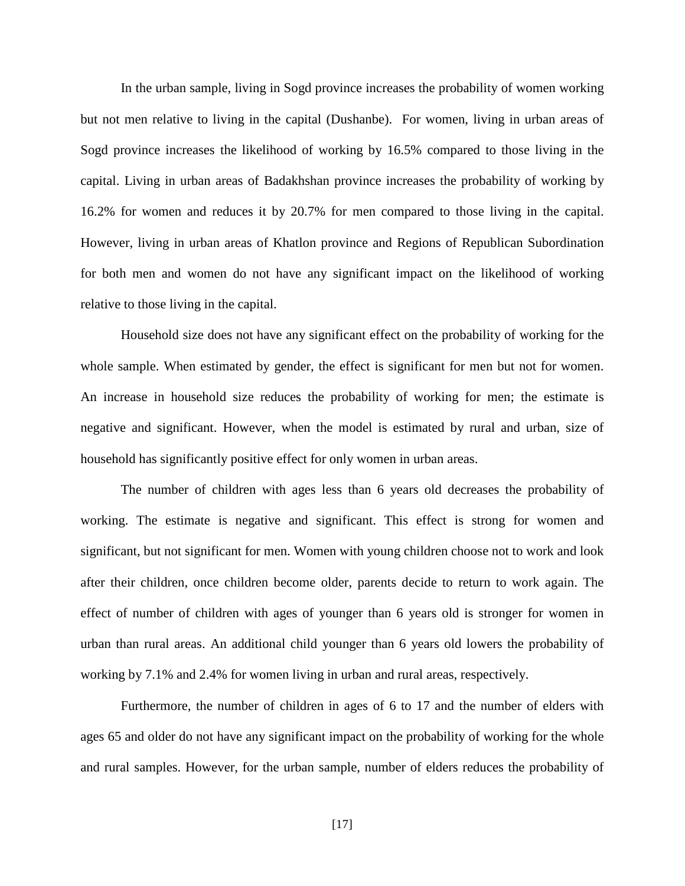In the urban sample, living in Sogd province increases the probability of women working but not men relative to living in the capital (Dushanbe). For women, living in urban areas of Sogd province increases the likelihood of working by 16.5% compared to those living in the capital. Living in urban areas of Badakhshan province increases the probability of working by 16.2% for women and reduces it by 20.7% for men compared to those living in the capital. However, living in urban areas of Khatlon province and Regions of Republican Subordination for both men and women do not have any significant impact on the likelihood of working relative to those living in the capital.

Household size does not have any significant effect on the probability of working for the whole sample. When estimated by gender, the effect is significant for men but not for women. An increase in household size reduces the probability of working for men; the estimate is negative and significant. However, when the model is estimated by rural and urban, size of household has significantly positive effect for only women in urban areas.

The number of children with ages less than 6 years old decreases the probability of working. The estimate is negative and significant. This effect is strong for women and significant, but not significant for men. Women with young children choose not to work and look after their children, once children become older, parents decide to return to work again. The effect of number of children with ages of younger than 6 years old is stronger for women in urban than rural areas. An additional child younger than 6 years old lowers the probability of working by 7.1% and 2.4% for women living in urban and rural areas, respectively.

Furthermore, the number of children in ages of 6 to 17 and the number of elders with ages 65 and older do not have any significant impact on the probability of working for the whole and rural samples. However, for the urban sample, number of elders reduces the probability of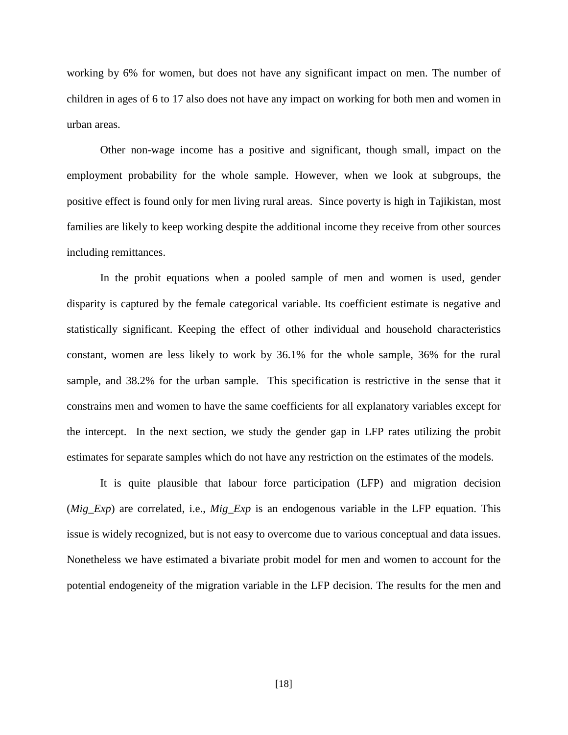working by 6% for women, but does not have any significant impact on men. The number of children in ages of 6 to 17 also does not have any impact on working for both men and women in urban areas.

Other non-wage income has a positive and significant, though small, impact on the employment probability for the whole sample. However, when we look at subgroups, the positive effect is found only for men living rural areas. Since poverty is high in Tajikistan, most families are likely to keep working despite the additional income they receive from other sources including remittances.

In the probit equations when a pooled sample of men and women is used, gender disparity is captured by the female categorical variable. Its coefficient estimate is negative and statistically significant. Keeping the effect of other individual and household characteristics constant, women are less likely to work by 36.1% for the whole sample, 36% for the rural sample, and 38.2% for the urban sample. This specification is restrictive in the sense that it constrains men and women to have the same coefficients for all explanatory variables except for the intercept. In the next section, we study the gender gap in LFP rates utilizing the probit estimates for separate samples which do not have any restriction on the estimates of the models.

It is quite plausible that labour force participation (LFP) and migration decision (*Mig_Exp*) are correlated, i.e., *Mig_Exp* is an endogenous variable in the LFP equation. This issue is widely recognized, but is not easy to overcome due to various conceptual and data issues. Nonetheless we have estimated a bivariate probit model for men and women to account for the potential endogeneity of the migration variable in the LFP decision. The results for the men and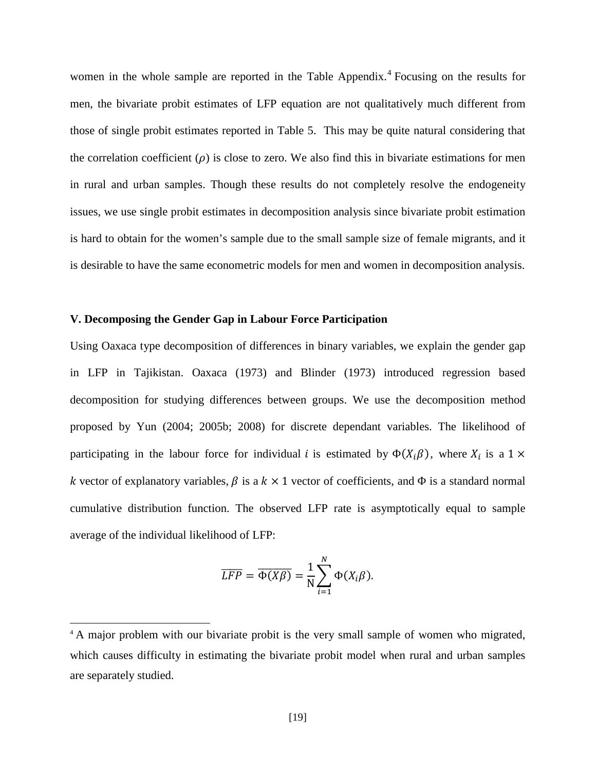women in the whole sample are reported in the Table Appendix.[4] Focusing on the results for men, the bivariate probit estimates of LFP equation are not qualitatively much different from those of single probit estimates reported in Table 5. This may be quite natural considering that the correlation coefficient ($\rho$) is close to zero. We also find this in bivariate estimations for men in rural and urban samples. Though these results do not completely resolve the endogeneity issues, we use single probit estimates in decomposition analysis since bivariate probit estimation is hard to obtain for the women's sample due to the small sample size of female migrants, and it is desirable to have the same econometric models for men and women in decomposition analysis.

### V. Decomposing the Gender Gap in Labour Force Participation

Using Oaxaca type decomposition of differences in binary variables, we explain the gender gap in LFP in Tajikistan. Oaxaca (1973) and Blinder (1973) introduced regression based decomposition for studying differences between groups. We use the decomposition method proposed by Yun (2004; 2005b; 2008) for discrete dependant variables. The likelihood of participating in the labour force for individual $i$ is estimated by $\Phi(X_i\beta)$, where $X_i$ is a $1 \times k$ vector of explanatory variables, $\beta$ is a $k \times 1$ vector of coefficients, and $\Phi$ is a standard normal cumulative distribution function. The observed LFP rate is asymptotically equal to sample average of the individual likelihood of LFP:

$$\overline{LFP} = \overline{\Phi(X\beta)} = \frac{1}{\mathrm{N}}\sum_{i=1}^{N} \Phi(X_i\beta).$$

[4] A major problem with our bivariate probit is the very small sample of women who migrated, which causes difficulty in estimating the bivariate probit model when rural and urban samples are separately studied.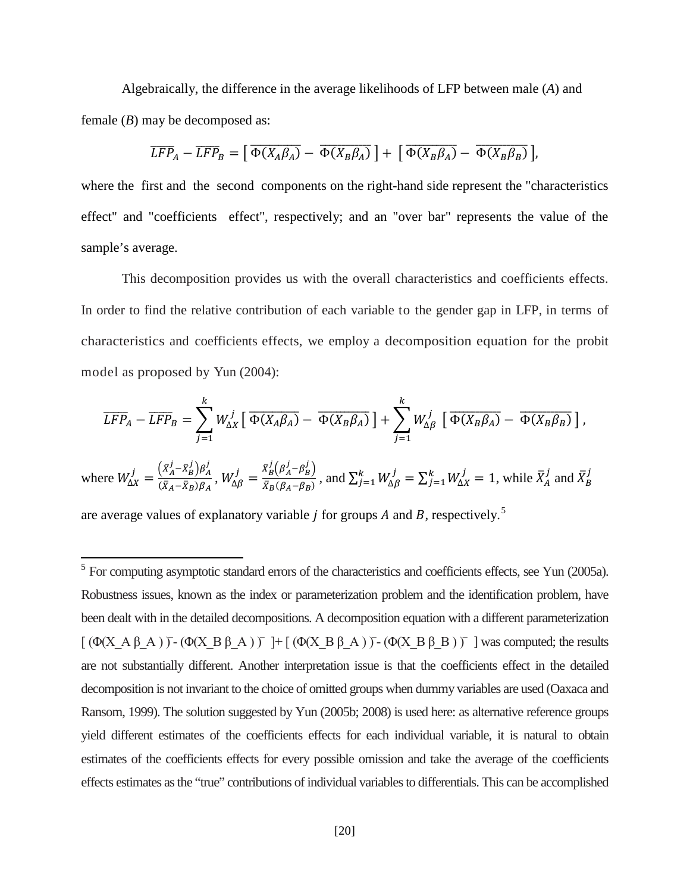Algebraically, the difference in the average likelihoods of LFP between male ($A$) and female ($B$) may be decomposed as:

$$\overline{LFP}_A - \overline{LFP}_B = \left[\,\overline{\Phi(X_A\beta_A)} - \overline{\Phi(X_B\beta_A)}\,\right] + \left[\,\overline{\Phi(X_B\beta_A)} - \overline{\Phi(X_B\beta_B)}\,\right],$$

where the first and the second components on the right-hand side represent the "characteristics effect" and "coefficients effect", respectively; and an "over bar" represents the value of the sample's average.

This decomposition provides us with the overall characteristics and coefficients effects. In order to find the relative contribution of each variable to the gender gap in LFP, in terms of characteristics and coefficients effects, we employ a decomposition equation for the probit model as proposed by Yun (2004):

$$\overline{LFP}_A - \overline{LFP}_B = \sum_{j=1}^{k} W_{\Delta X}^{j}\left[\,\overline{\Phi(X_A\beta_A)} - \overline{\Phi(X_B\beta_A)}\,\right] + \sum_{j=1}^{k} W_{\Delta\beta}^{j}\left[\,\overline{\Phi(X_B\beta_A)} - \overline{\Phi(X_B\beta_B)}\,\right],$$

where $W_{\Delta X}^{j} = \frac{\left(\bar{X}_A^j - \bar{X}_B^j\right)\beta_A^j}{\left(\bar{X}_A - \bar{X}_B\right)\beta_A}$, $W_{\Delta\beta}^{j} = \frac{\bar{X}_B^j\left(\beta_A^j - \beta_B^j\right)}{\bar{X}_B\left(\beta_A - \beta_B\right)}$, and $\sum_{j=1}^{k} W_{\Delta\beta}^{j} = \sum_{j=1}^{k} W_{\Delta X}^{j} = 1$, while $\bar{X}_A^j$ and $\bar{X}_B^j$ are average values of explanatory variable $j$ for groups $A$ and $B$, respectively.[5]

---

[5] For computing asymptotic standard errors of the characteristics and coefficients effects, see Yun (2005a). Robustness issues, known as the index or parameterization problem and the identification problem, have been dealt with in the detailed decompositions. A decomposition equation with a different parameterization $[\,\overline{\Phi(X_A\beta_A)} - \overline{\Phi(X_B\beta_A)}\,] + [\,\overline{\Phi(X_B\beta_A)} - \overline{\Phi(X_B\beta_B)}\,]$ was computed; the results are not substantially different. Another interpretation issue is that the coefficients effect in the detailed decomposition is not invariant to the choice of omitted groups when dummy variables are used (Oaxaca and Ransom, 1999). The solution suggested by Yun (2005b; 2008) is used here: as alternative reference groups yield different estimates of the coefficients effects for each individual variable, it is natural to obtain estimates of the coefficients effects for every possible omission and take the average of the coefficients effects estimates as the "true" contributions of individual variables to differentials. This can be accomplished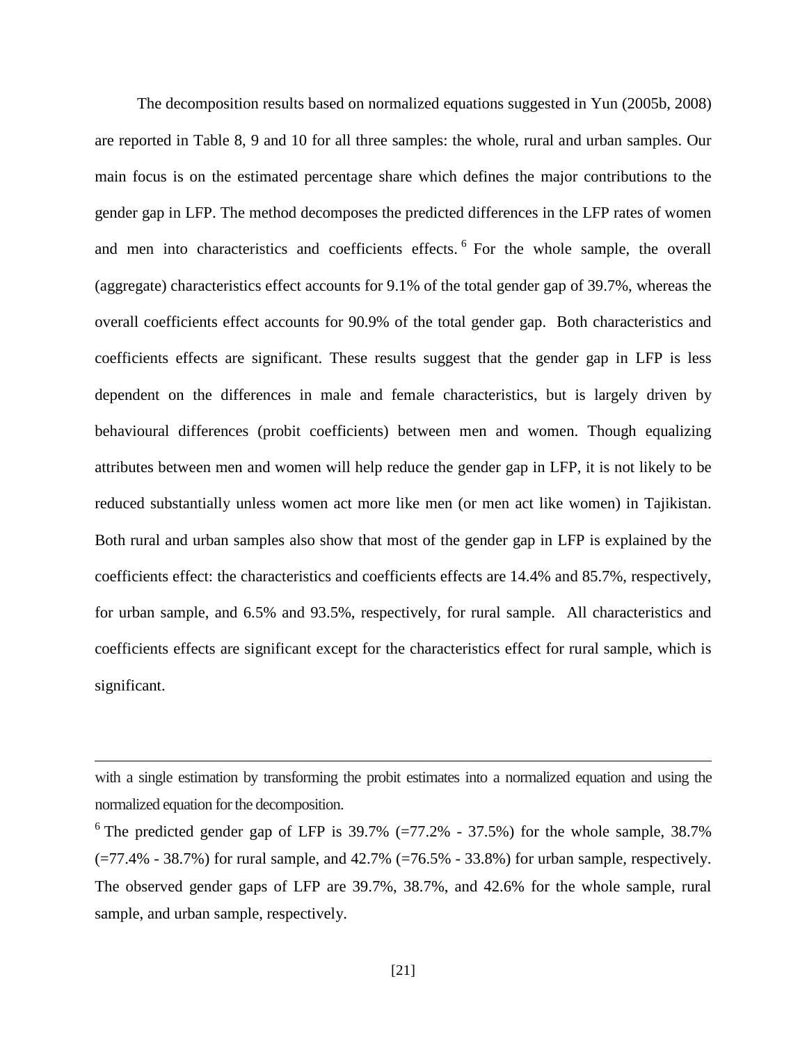The decomposition results based on normalized equations suggested in Yun (2005b, 2008) are reported in Table 8, 9 and 10 for all three samples: the whole, rural and urban samples. Our main focus is on the estimated percentage share which defines the major contributions to the gender gap in LFP. The method decomposes the predicted differences in the LFP rates of women and men into characteristics and coefficients effects.[6] For the whole sample, the overall (aggregate) characteristics effect accounts for 9.1% of the total gender gap of 39.7%, whereas the overall coefficients effect accounts for 90.9% of the total gender gap. Both characteristics and coefficients effects are significant. These results suggest that the gender gap in LFP is less dependent on the differences in male and female characteristics, but is largely driven by behavioural differences (probit coefficients) between men and women. Though equalizing attributes between men and women will help reduce the gender gap in LFP, it is not likely to be reduced substantially unless women act more like men (or men act like women) in Tajikistan. Both rural and urban samples also show that most of the gender gap in LFP is explained by the coefficients effect: the characteristics and coefficients effects are 14.4% and 85.7%, respectively, for urban sample, and 6.5% and 93.5%, respectively, for rural sample. All characteristics and coefficients effects are significant except for the characteristics effect for rural sample, which is significant.

---

with a single estimation by transforming the probit estimates into a normalized equation and using the normalized equation for the decomposition.

[6] The predicted gender gap of LFP is 39.7% (=77.2% - 37.5%) for the whole sample, 38.7% (=77.4% - 38.7%) for rural sample, and 42.7% (=76.5% - 33.8%) for urban sample, respectively. The observed gender gaps of LFP are 39.7%, 38.7%, and 42.6% for the whole sample, rural sample, and urban sample, respectively.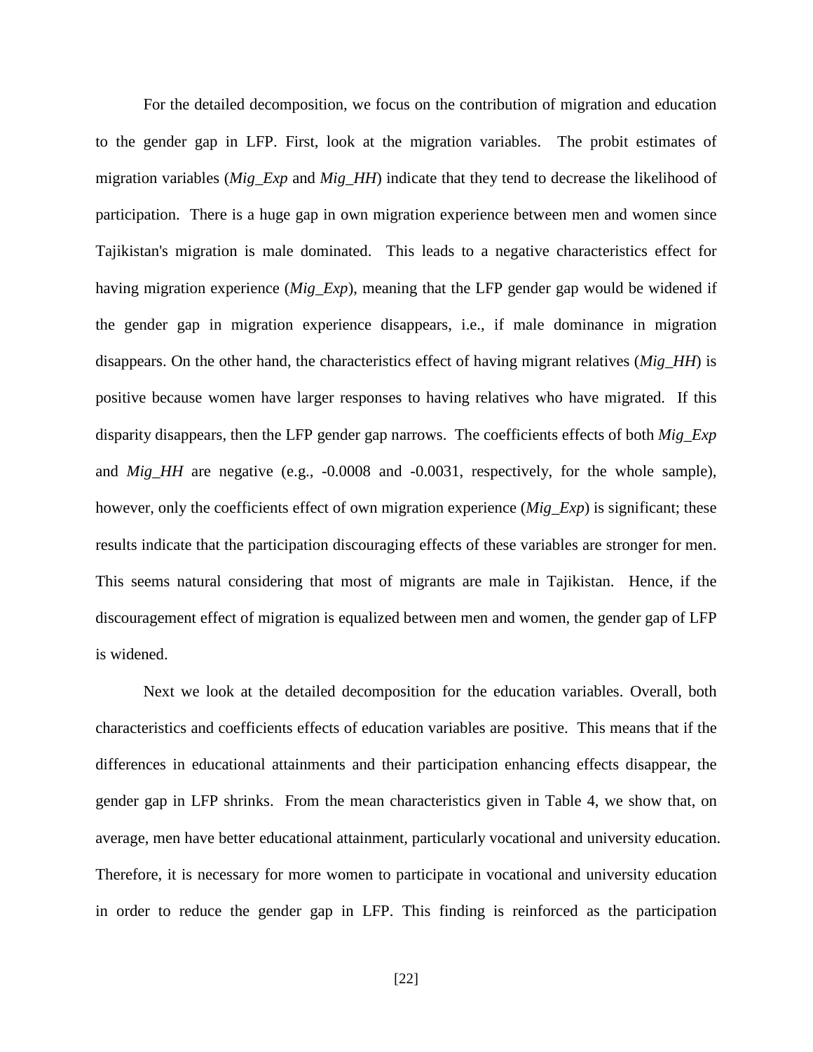For the detailed decomposition, we focus on the contribution of migration and education to the gender gap in LFP. First, look at the migration variables. The probit estimates of migration variables (*Mig_Exp* and *Mig_HH*) indicate that they tend to decrease the likelihood of participation. There is a huge gap in own migration experience between men and women since Tajikistan's migration is male dominated. This leads to a negative characteristics effect for having migration experience (*Mig_Exp*), meaning that the LFP gender gap would be widened if the gender gap in migration experience disappears, i.e., if male dominance in migration disappears. On the other hand, the characteristics effect of having migrant relatives (*Mig_HH*) is positive because women have larger responses to having relatives who have migrated. If this disparity disappears, then the LFP gender gap narrows. The coefficients effects of both *Mig_Exp* and *Mig_HH* are negative (e.g., -0.0008 and -0.0031, respectively, for the whole sample), however, only the coefficients effect of own migration experience (*Mig_Exp*) is significant; these results indicate that the participation discouraging effects of these variables are stronger for men. This seems natural considering that most of migrants are male in Tajikistan. Hence, if the discouragement effect of migration is equalized between men and women, the gender gap of LFP is widened.

Next we look at the detailed decomposition for the education variables. Overall, both characteristics and coefficients effects of education variables are positive. This means that if the differences in educational attainments and their participation enhancing effects disappear, the gender gap in LFP shrinks. From the mean characteristics given in Table 4, we show that, on average, men have better educational attainment, particularly vocational and university education. Therefore, it is necessary for more women to participate in vocational and university education in order to reduce the gender gap in LFP. This finding is reinforced as the participation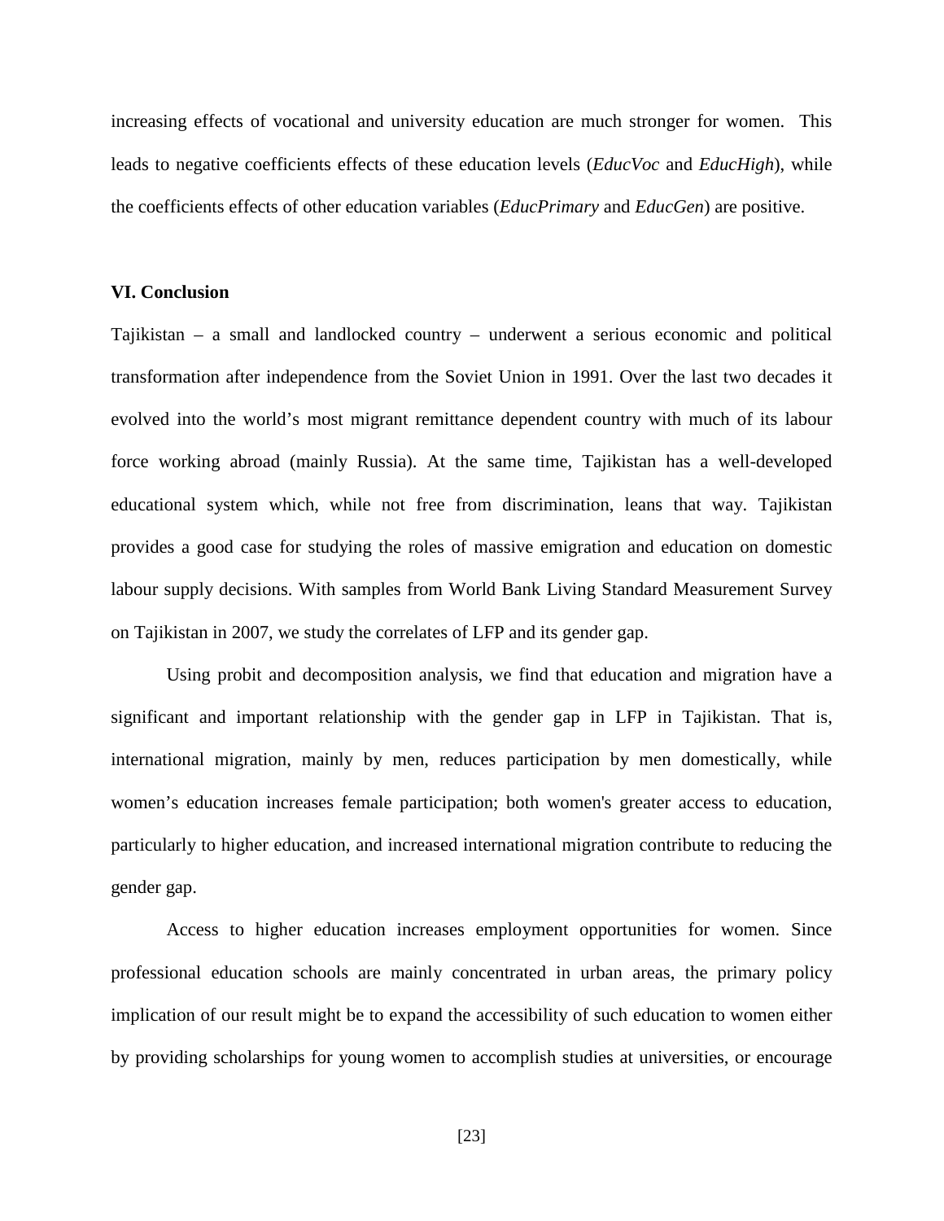increasing effects of vocational and university education are much stronger for women. This leads to negative coefficients effects of these education levels (*EducVoc* and *EducHigh*), while the coefficients effects of other education variables (*EducPrimary* and *EducGen*) are positive.

## VI. Conclusion

Tajikistan – a small and landlocked country – underwent a serious economic and political transformation after independence from the Soviet Union in 1991. Over the last two decades it evolved into the world's most migrant remittance dependent country with much of its labour force working abroad (mainly Russia). At the same time, Tajikistan has a well-developed educational system which, while not free from discrimination, leans that way. Tajikistan provides a good case for studying the roles of massive emigration and education on domestic labour supply decisions. With samples from World Bank Living Standard Measurement Survey on Tajikistan in 2007, we study the correlates of LFP and its gender gap.

Using probit and decomposition analysis, we find that education and migration have a significant and important relationship with the gender gap in LFP in Tajikistan. That is, international migration, mainly by men, reduces participation by men domestically, while women's education increases female participation; both women's greater access to education, particularly to higher education, and increased international migration contribute to reducing the gender gap.

Access to higher education increases employment opportunities for women. Since professional education schools are mainly concentrated in urban areas, the primary policy implication of our result might be to expand the accessibility of such education to women either by providing scholarships for young women to accomplish studies at universities, or encourage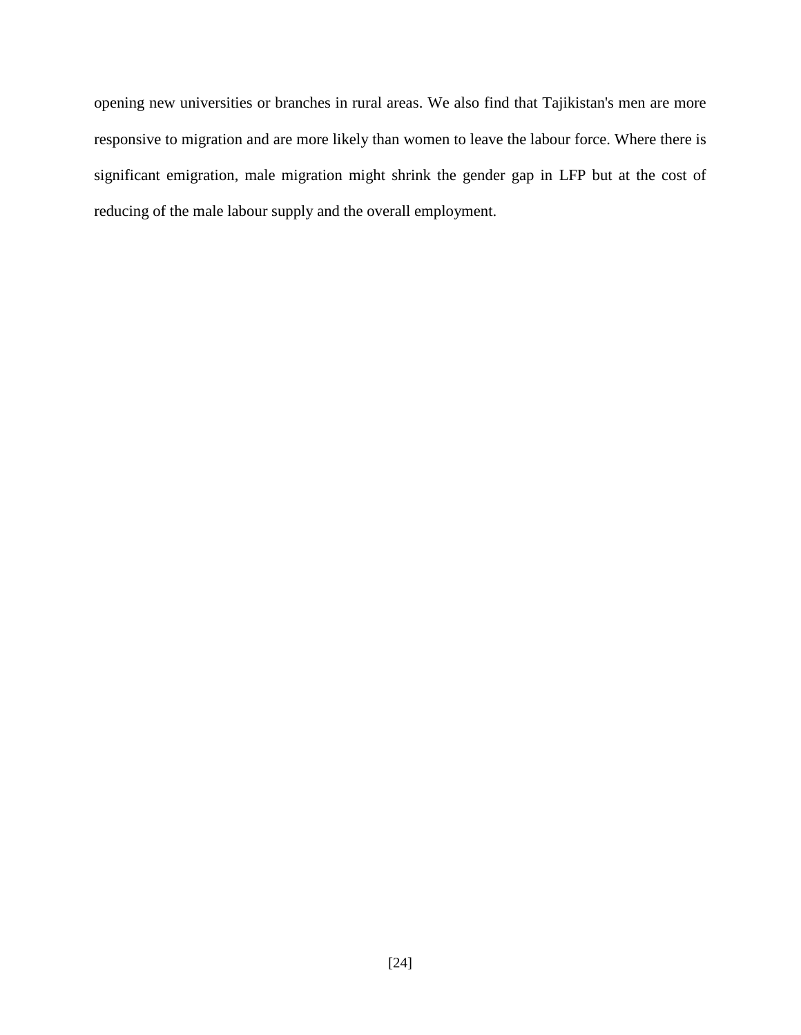opening new universities or branches in rural areas. We also find that Tajikistan's men are more responsive to migration and are more likely than women to leave the labour force. Where there is significant emigration, male migration might shrink the gender gap in LFP but at the cost of reducing of the male labour supply and the overall employment.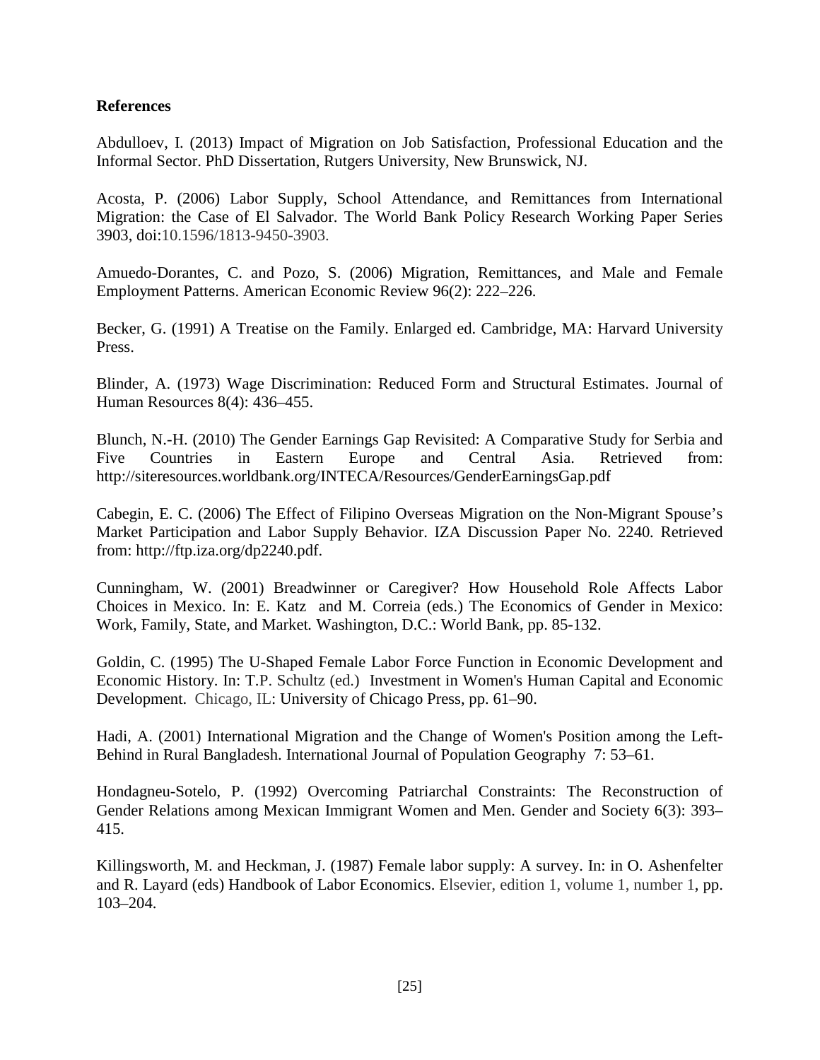## References

Abdulloev, I. (2013) Impact of Migration on Job Satisfaction, Professional Education and the Informal Sector. PhD Dissertation, Rutgers University, New Brunswick, NJ.

Acosta, P. (2006) Labor Supply, School Attendance, and Remittances from International Migration: the Case of El Salvador. The World Bank Policy Research Working Paper Series 3903, doi:10.1596/1813-9450-3903.

Amuedo-Dorantes, C. and Pozo, S. (2006) Migration, Remittances, and Male and Female Employment Patterns. American Economic Review 96(2): 222–226.

Becker, G. (1991) A Treatise on the Family. Enlarged ed. Cambridge, MA: Harvard University Press.

Blinder, A. (1973) Wage Discrimination: Reduced Form and Structural Estimates. Journal of Human Resources 8(4): 436–455.

Blunch, N.-H. (2010) The Gender Earnings Gap Revisited: A Comparative Study for Serbia and Five Countries in Eastern Europe and Central Asia. Retrieved from: http://siteresources.worldbank.org/INTECA/Resources/GenderEarningsGap.pdf

Cabegin, E. C. (2006) The Effect of Filipino Overseas Migration on the Non-Migrant Spouse's Market Participation and Labor Supply Behavior. IZA Discussion Paper No. 2240. Retrieved from: http://ftp.iza.org/dp2240.pdf.

Cunningham, W. (2001) Breadwinner or Caregiver? How Household Role Affects Labor Choices in Mexico. In: E. Katz and M. Correia (eds.) The Economics of Gender in Mexico: Work, Family, State, and Market. Washington, D.C.: World Bank, pp. 85-132.

Goldin, C. (1995) The U-Shaped Female Labor Force Function in Economic Development and Economic History. In: T.P. Schultz (ed.) Investment in Women's Human Capital and Economic Development. Chicago, IL: University of Chicago Press, pp. 61–90.

Hadi, A. (2001) International Migration and the Change of Women's Position among the Left-Behind in Rural Bangladesh. International Journal of Population Geography 7: 53–61.

Hondagneu-Sotelo, P. (1992) Overcoming Patriarchal Constraints: The Reconstruction of Gender Relations among Mexican Immigrant Women and Men. Gender and Society 6(3): 393–415.

Killingsworth, M. and Heckman, J. (1987) Female labor supply: A survey. In: in O. Ashenfelter and R. Layard (eds) Handbook of Labor Economics. Elsevier, edition 1, volume 1, number 1, pp. 103–204.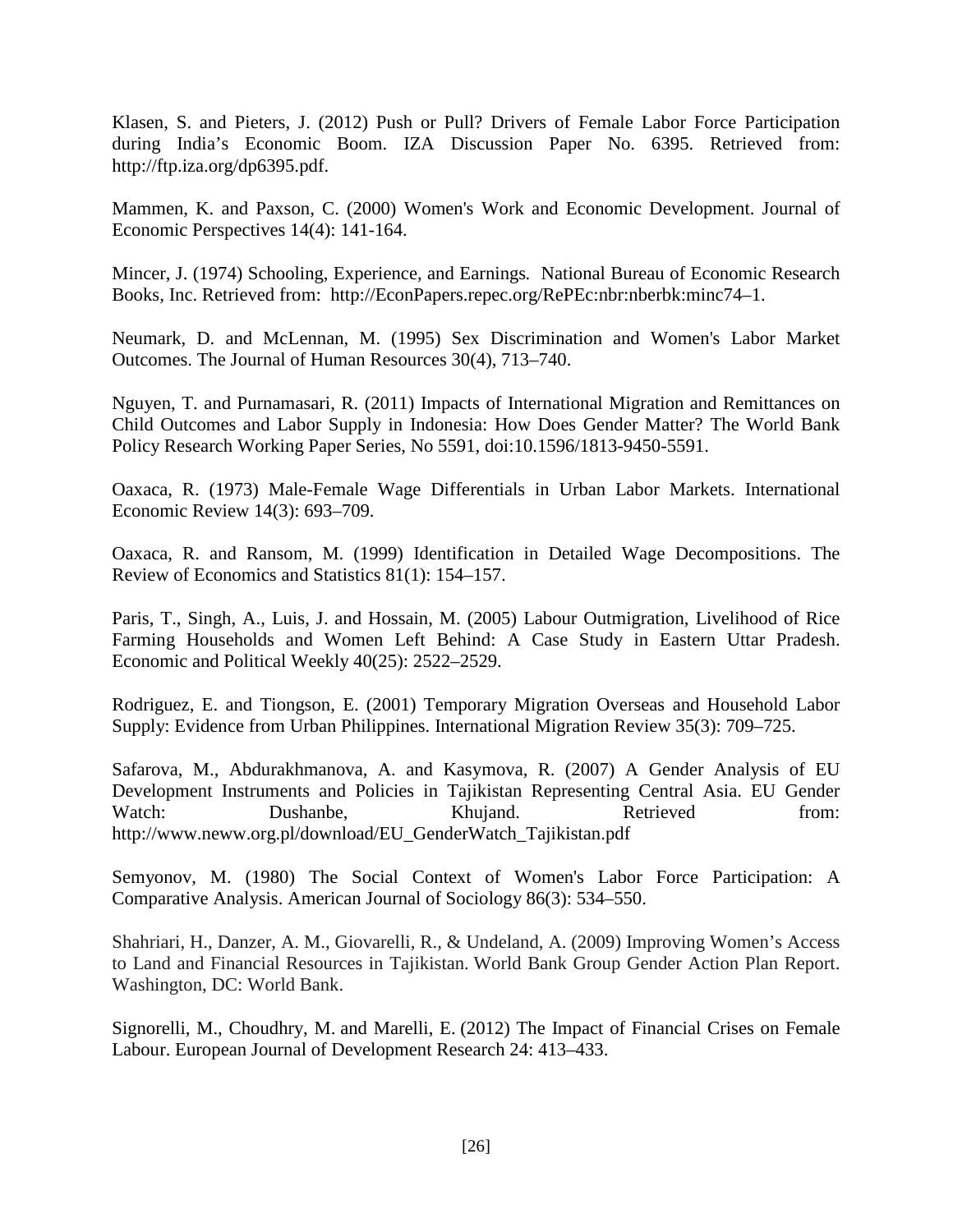Klasen, S. and Pieters, J. (2012) Push or Pull? Drivers of Female Labor Force Participation during India's Economic Boom. IZA Discussion Paper No. 6395. Retrieved from: http://ftp.iza.org/dp6395.pdf.

Mammen, K. and Paxson, C. (2000) Women's Work and Economic Development. Journal of Economic Perspectives 14(4): 141-164.

Mincer, J. (1974) Schooling, Experience, and Earnings. National Bureau of Economic Research Books, Inc. Retrieved from: http://EconPapers.repec.org/RePEc:nbr:nberbk:minc74–1.

Neumark, D. and McLennan, M. (1995) Sex Discrimination and Women's Labor Market Outcomes. The Journal of Human Resources 30(4), 713–740.

Nguyen, T. and Purnamasari, R. (2011) Impacts of International Migration and Remittances on Child Outcomes and Labor Supply in Indonesia: How Does Gender Matter? The World Bank Policy Research Working Paper Series, No 5591, doi:10.1596/1813-9450-5591.

Oaxaca, R. (1973) Male-Female Wage Differentials in Urban Labor Markets. International Economic Review 14(3): 693–709.

Oaxaca, R. and Ransom, M. (1999) Identification in Detailed Wage Decompositions. The Review of Economics and Statistics 81(1): 154–157.

Paris, T., Singh, A., Luis, J. and Hossain, M. (2005) Labour Outmigration, Livelihood of Rice Farming Households and Women Left Behind: A Case Study in Eastern Uttar Pradesh. Economic and Political Weekly 40(25): 2522–2529.

Rodriguez, E. and Tiongson, E. (2001) Temporary Migration Overseas and Household Labor Supply: Evidence from Urban Philippines. International Migration Review 35(3): 709–725.

Safarova, M., Abdurakhmanova, A. and Kasymova, R. (2007) A Gender Analysis of EU Development Instruments and Policies in Tajikistan Representing Central Asia. EU Gender Watch: Dushanbe, Khujand. Retrieved from: http://www.neww.org.pl/download/EU_GenderWatch_Tajikistan.pdf

Semyonov, M. (1980) The Social Context of Women's Labor Force Participation: A Comparative Analysis. American Journal of Sociology 86(3): 534–550.

Shahriari, H., Danzer, A. M., Giovarelli, R., & Undeland, A. (2009) Improving Women's Access to Land and Financial Resources in Tajikistan. World Bank Group Gender Action Plan Report. Washington, DC: World Bank.

Signorelli, M., Choudhry, M. and Marelli, E. (2012) The Impact of Financial Crises on Female Labour. European Journal of Development Research 24: 413–433.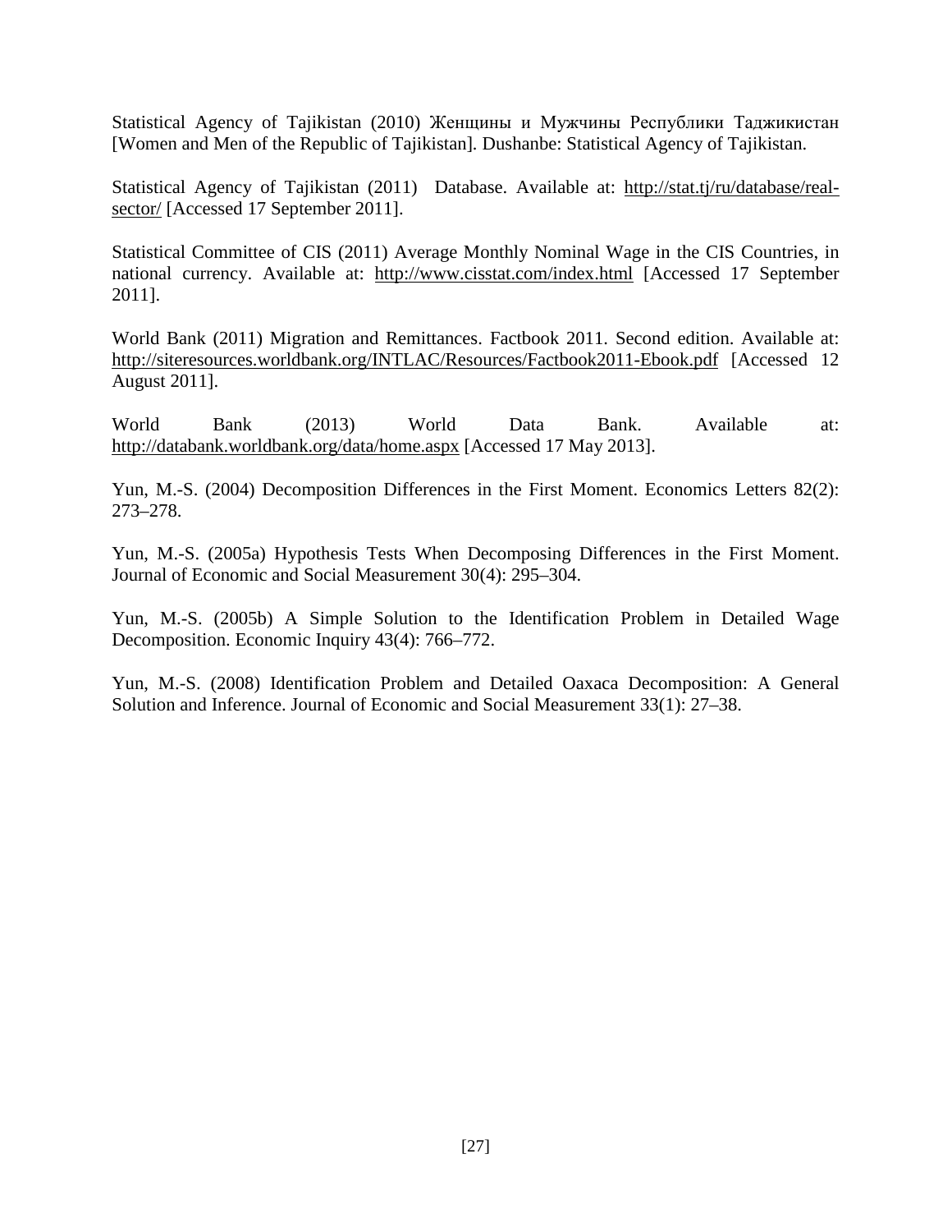Statistical Agency of Tajikistan (2010) Женщины и Мужчины Республики Таджикистан [Women and Men of the Republic of Tajikistan]. Dushanbe: Statistical Agency of Tajikistan.

Statistical Agency of Tajikistan (2011) Database. Available at: http://stat.tj/ru/database/real-sector/ [Accessed 17 September 2011].

Statistical Committee of CIS (2011) Average Monthly Nominal Wage in the CIS Countries, in national currency. Available at: http://www.cisstat.com/index.html [Accessed 17 September 2011].

World Bank (2011) Migration and Remittances. Factbook 2011. Second edition. Available at: http://siteresources.worldbank.org/INTLAC/Resources/Factbook2011-Ebook.pdf [Accessed 12 August 2011].

World Bank (2013) World Data Bank. Available at: http://databank.worldbank.org/data/home.aspx [Accessed 17 May 2013].

Yun, M.-S. (2004) Decomposition Differences in the First Moment. Economics Letters 82(2): 273–278.

Yun, M.-S. (2005a) Hypothesis Tests When Decomposing Differences in the First Moment. Journal of Economic and Social Measurement 30(4): 295–304.

Yun, M.-S. (2005b) A Simple Solution to the Identification Problem in Detailed Wage Decomposition. Economic Inquiry 43(4): 766–772.

Yun, M.-S. (2008) Identification Problem and Detailed Oaxaca Decomposition: A General Solution and Inference. Journal of Economic and Social Measurement 33(1): 27–38.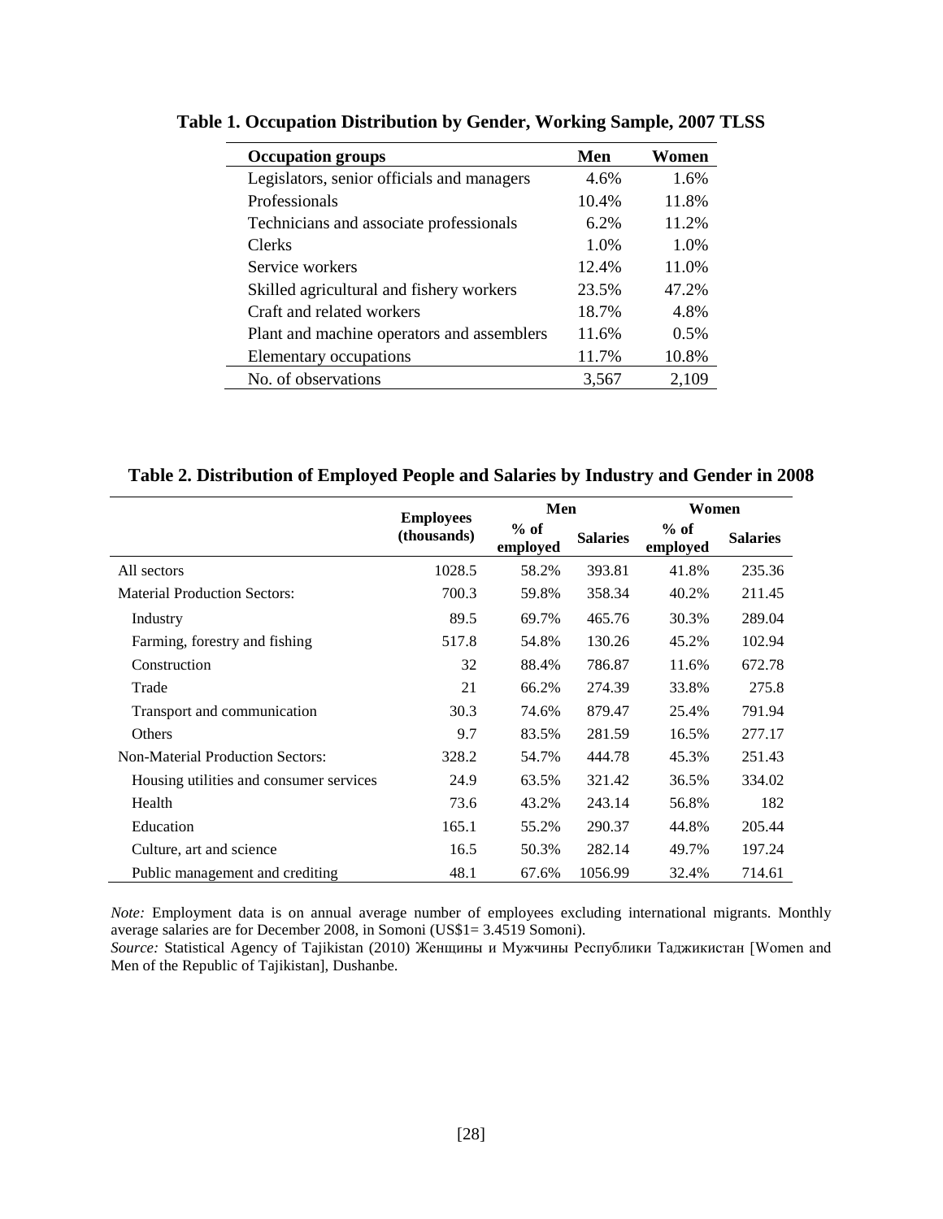**Table 1. Occupation Distribution by Gender, Working Sample, 2007 TLSS**

| Occupation groups | Men | Women |
|---|---|---|
| Legislators, senior officials and managers | 4.6% | 1.6% |
| Professionals | 10.4% | 11.8% |
| Technicians and associate professionals | 6.2% | 11.2% |
| Clerks | 1.0% | 1.0% |
| Service workers | 12.4% | 11.0% |
| Skilled agricultural and fishery workers | 23.5% | 47.2% |
| Craft and related workers | 18.7% | 4.8% |
| Plant and machine operators and assemblers | 11.6% | 0.5% |
| Elementary occupations | 11.7% | 10.8% |
| No. of observations | 3,567 | 2,109 |

**Table 2. Distribution of Employed People and Salaries by Industry and Gender in 2008**

| | Employees (thousands) | Men | | Women | |
|---|---|---|---|---|---|
| | | % of employed | Salaries | % of employed | Salaries |
| All sectors | 1028.5 | 58.2% | 393.81 | 41.8% | 235.36 |
| Material Production Sectors: | 700.3 | 59.8% | 358.34 | 40.2% | 211.45 |
| Industry | 89.5 | 69.7% | 465.76 | 30.3% | 289.04 |
| Farming, forestry and fishing | 517.8 | 54.8% | 130.26 | 45.2% | 102.94 |
| Construction | 32 | 88.4% | 786.87 | 11.6% | 672.78 |
| Trade | 21 | 66.2% | 274.39 | 33.8% | 275.8 |
| Transport and communication | 30.3 | 74.6% | 879.47 | 25.4% | 791.94 |
| Others | 9.7 | 83.5% | 281.59 | 16.5% | 277.17 |
| Non-Material Production Sectors: | 328.2 | 54.7% | 444.78 | 45.3% | 251.43 |
| Housing utilities and consumer services | 24.9 | 63.5% | 321.42 | 36.5% | 334.02 |
| Health | 73.6 | 43.2% | 243.14 | 56.8% | 182 |
| Education | 165.1 | 55.2% | 290.37 | 44.8% | 205.44 |
| Culture, art and science | 16.5 | 50.3% | 282.14 | 49.7% | 197.24 |
| Public management and crediting | 48.1 | 67.6% | 1056.99 | 32.4% | 714.61 |

*Note:* Employment data is on annual average number of employees excluding international migrants. Monthly average salaries are for December 2008, in Somoni (US$1= 3.4519 Somoni).
*Source:* Statistical Agency of Tajikistan (2010) Женщины и Мужчины Республики Таджикистан [Women and Men of the Republic of Tajikistan], Dushanbe.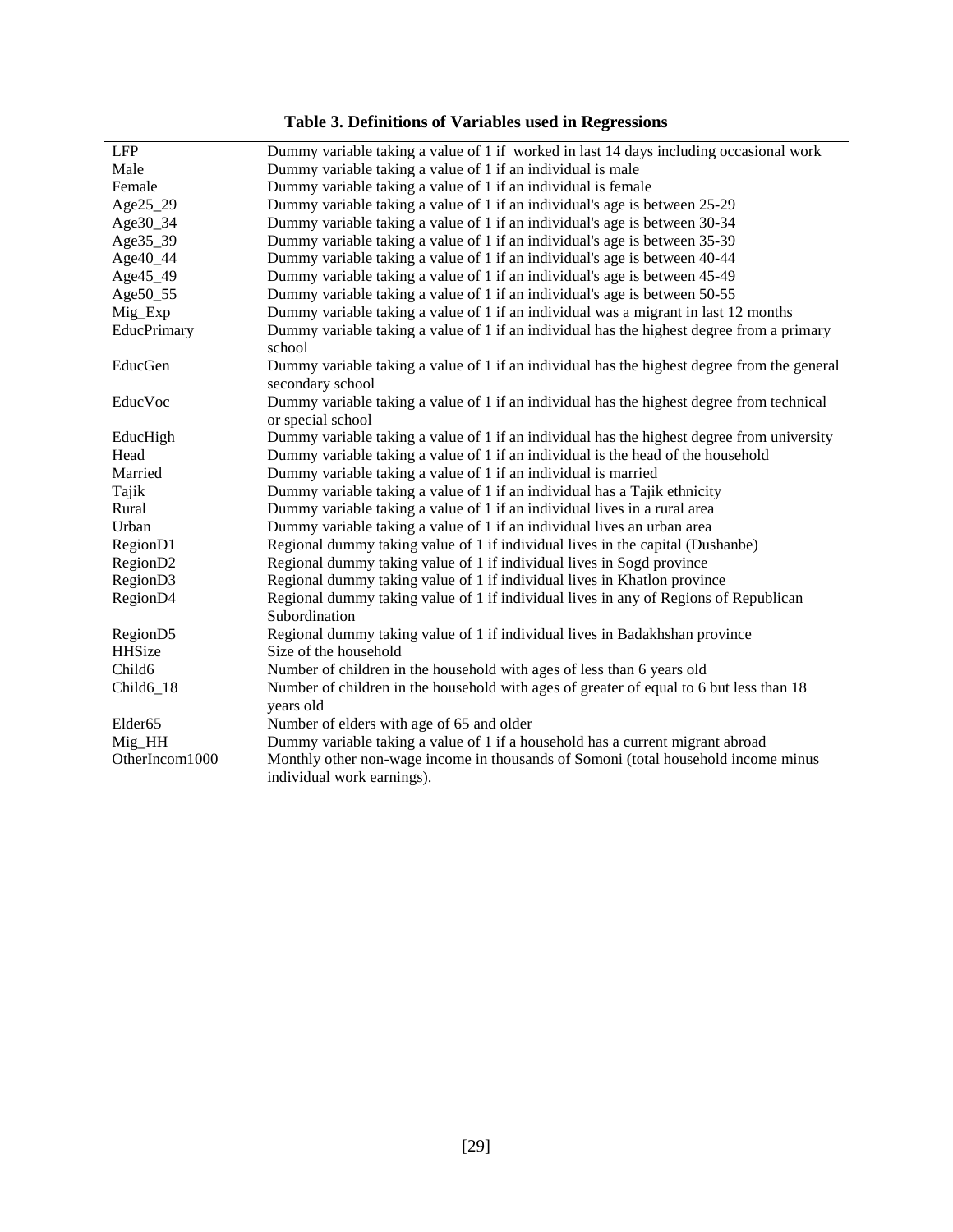**Table 3. Definitions of Variables used in Regressions**

| | |
|---|---|
| LFP | Dummy variable taking a value of 1 if worked in last 14 days including occasional work |
| Male | Dummy variable taking a value of 1 if an individual is male |
| Female | Dummy variable taking a value of 1 if an individual is female |
| Age25_29 | Dummy variable taking a value of 1 if an individual's age is between 25-29 |
| Age30_34 | Dummy variable taking a value of 1 if an individual's age is between 30-34 |
| Age35_39 | Dummy variable taking a value of 1 if an individual's age is between 35-39 |
| Age40_44 | Dummy variable taking a value of 1 if an individual's age is between 40-44 |
| Age45_49 | Dummy variable taking a value of 1 if an individual's age is between 45-49 |
| Age50_55 | Dummy variable taking a value of 1 if an individual's age is between 50-55 |
| Mig_Exp | Dummy variable taking a value of 1 if an individual was a migrant in last 12 months |
| EducPrimary | Dummy variable taking a value of 1 if an individual has the highest degree from a primary school |
| EducGen | Dummy variable taking a value of 1 if an individual has the highest degree from the general secondary school |
| EducVoc | Dummy variable taking a value of 1 if an individual has the highest degree from technical or special school |
| EducHigh | Dummy variable taking a value of 1 if an individual has the highest degree from university |
| Head | Dummy variable taking a value of 1 if an individual is the head of the household |
| Married | Dummy variable taking a value of 1 if an individual is married |
| Tajik | Dummy variable taking a value of 1 if an individual has a Tajik ethnicity |
| Rural | Dummy variable taking a value of 1 if an individual lives in a rural area |
| Urban | Dummy variable taking a value of 1 if an individual lives an urban area |
| RegionD1 | Regional dummy taking value of 1 if individual lives in the capital (Dushanbe) |
| RegionD2 | Regional dummy taking value of 1 if individual lives in Sogd province |
| RegionD3 | Regional dummy taking value of 1 if individual lives in Khatlon province |
| RegionD4 | Regional dummy taking value of 1 if individual lives in any of Regions of Republican Subordination |
| RegionD5 | Regional dummy taking value of 1 if individual lives in Badakhshan province |
| HHSize | Size of the household |
| Child6 | Number of children in the household with ages of less than 6 years old |
| Child6_18 | Number of children in the household with ages of greater of equal to 6 but less than 18 years old |
| Elder65 | Number of elders with age of 65 and older |
| Mig_HH | Dummy variable taking a value of 1 if a household has a current migrant abroad |
| OtherIncom1000 | Monthly other non-wage income in thousands of Somoni (total household income minus individual work earnings). |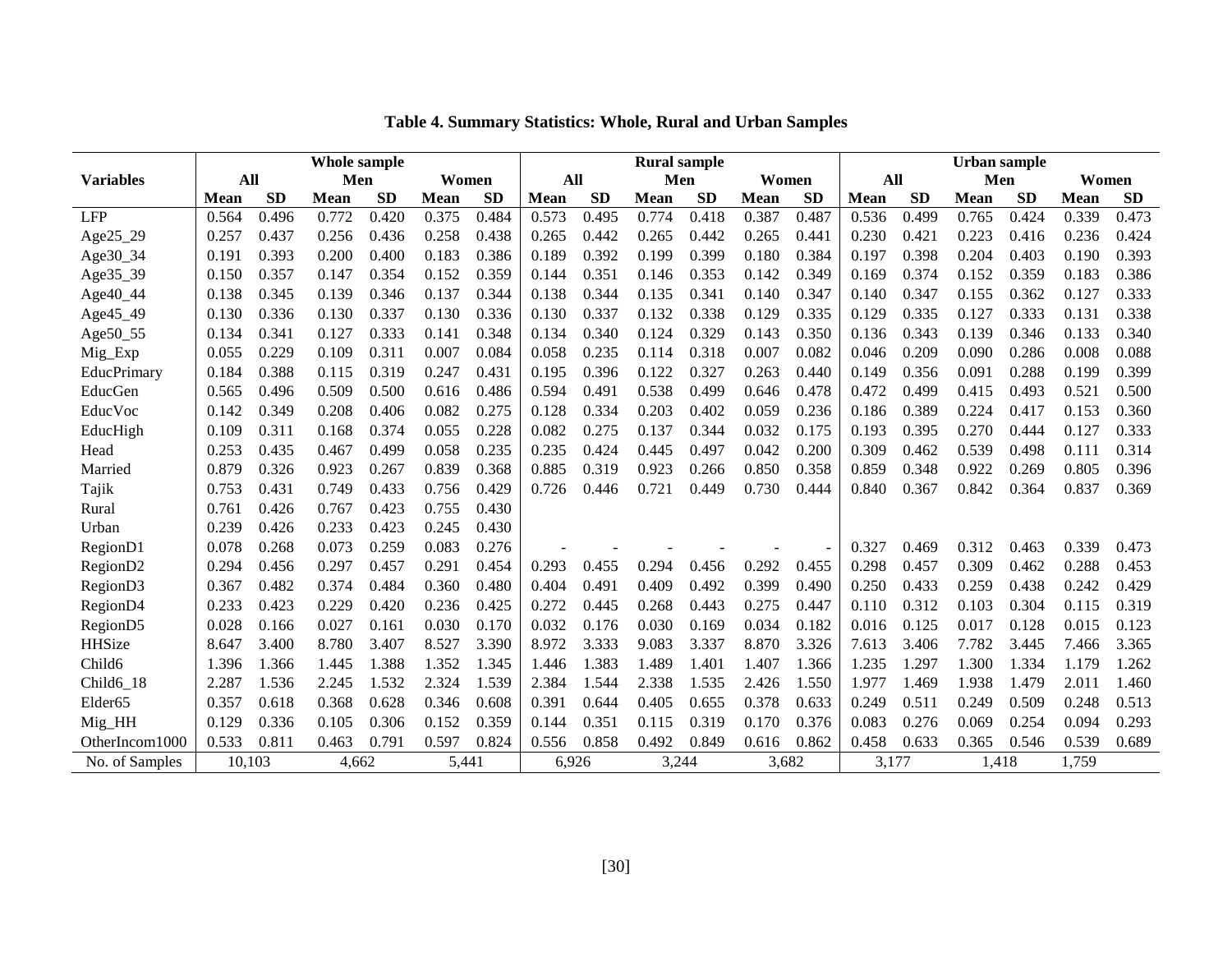**Table 4. Summary Statistics: Whole, Rural and Urban Samples**

| Variables | Whole sample | | | | | | Rural sample | | | | | | Urban sample | | | | | |
|---|---|---|---|---|---|---|---|---|---|---|---|---|---|---|---|---|---|---|
| | All | | Men | | Women | | All | | Men | | Women | | All | | Men | | Women | |
| | Mean | SD | Mean | SD | Mean | SD | Mean | SD | Mean | SD | Mean | SD | Mean | SD | Mean | SD | Mean | SD |
| LFP | 0.564 | 0.496 | 0.772 | 0.420 | 0.375 | 0.484 | 0.573 | 0.495 | 0.774 | 0.418 | 0.387 | 0.487 | 0.536 | 0.499 | 0.765 | 0.424 | 0.339 | 0.473 |
| Age25_29 | 0.257 | 0.437 | 0.256 | 0.436 | 0.258 | 0.438 | 0.265 | 0.442 | 0.265 | 0.442 | 0.265 | 0.441 | 0.230 | 0.421 | 0.223 | 0.416 | 0.236 | 0.424 |
| Age30_34 | 0.191 | 0.393 | 0.200 | 0.400 | 0.183 | 0.386 | 0.189 | 0.392 | 0.199 | 0.399 | 0.180 | 0.384 | 0.197 | 0.398 | 0.204 | 0.403 | 0.190 | 0.393 |
| Age35_39 | 0.150 | 0.357 | 0.147 | 0.354 | 0.152 | 0.359 | 0.144 | 0.351 | 0.146 | 0.353 | 0.142 | 0.349 | 0.169 | 0.374 | 0.152 | 0.359 | 0.183 | 0.386 |
| Age40_44 | 0.138 | 0.345 | 0.139 | 0.346 | 0.137 | 0.344 | 0.138 | 0.344 | 0.135 | 0.341 | 0.140 | 0.347 | 0.140 | 0.347 | 0.155 | 0.362 | 0.127 | 0.333 |
| Age45_49 | 0.130 | 0.336 | 0.130 | 0.337 | 0.130 | 0.336 | 0.130 | 0.337 | 0.132 | 0.338 | 0.129 | 0.335 | 0.129 | 0.335 | 0.127 | 0.333 | 0.131 | 0.338 |
| Age50_55 | 0.134 | 0.341 | 0.127 | 0.333 | 0.141 | 0.348 | 0.134 | 0.340 | 0.124 | 0.329 | 0.143 | 0.350 | 0.136 | 0.343 | 0.139 | 0.346 | 0.133 | 0.340 |
| Mig_Exp | 0.055 | 0.229 | 0.109 | 0.311 | 0.007 | 0.084 | 0.058 | 0.235 | 0.114 | 0.318 | 0.007 | 0.082 | 0.046 | 0.209 | 0.090 | 0.286 | 0.008 | 0.088 |
| EducPrimary | 0.184 | 0.388 | 0.115 | 0.319 | 0.247 | 0.431 | 0.195 | 0.396 | 0.122 | 0.327 | 0.263 | 0.440 | 0.149 | 0.356 | 0.091 | 0.288 | 0.199 | 0.399 |
| EducGen | 0.565 | 0.496 | 0.509 | 0.500 | 0.616 | 0.486 | 0.594 | 0.491 | 0.538 | 0.499 | 0.646 | 0.478 | 0.472 | 0.499 | 0.415 | 0.493 | 0.521 | 0.500 |
| EducVoc | 0.142 | 0.349 | 0.208 | 0.406 | 0.082 | 0.275 | 0.128 | 0.334 | 0.203 | 0.402 | 0.059 | 0.236 | 0.186 | 0.389 | 0.224 | 0.417 | 0.153 | 0.360 |
| EducHigh | 0.109 | 0.311 | 0.168 | 0.374 | 0.055 | 0.228 | 0.082 | 0.275 | 0.137 | 0.344 | 0.032 | 0.175 | 0.193 | 0.395 | 0.270 | 0.444 | 0.127 | 0.333 |
| Head | 0.253 | 0.435 | 0.467 | 0.499 | 0.058 | 0.235 | 0.235 | 0.424 | 0.445 | 0.497 | 0.042 | 0.200 | 0.309 | 0.462 | 0.539 | 0.498 | 0.111 | 0.314 |
| Married | 0.879 | 0.326 | 0.923 | 0.267 | 0.839 | 0.368 | 0.885 | 0.319 | 0.923 | 0.266 | 0.850 | 0.358 | 0.859 | 0.348 | 0.922 | 0.269 | 0.805 | 0.396 |
| Tajik | 0.753 | 0.431 | 0.749 | 0.433 | 0.756 | 0.429 | 0.726 | 0.446 | 0.721 | 0.449 | 0.730 | 0.444 | 0.840 | 0.367 | 0.842 | 0.364 | 0.837 | 0.369 |
| Rural | 0.761 | 0.426 | 0.767 | 0.423 | 0.755 | 0.430 | | | | | | | | | | | | |
| Urban | 0.239 | 0.426 | 0.233 | 0.423 | 0.245 | 0.430 | | | | | | | | | | | | |
| RegionD1 | 0.078 | 0.268 | 0.073 | 0.259 | 0.083 | 0.276 | - | - | - | - | - | - | 0.327 | 0.469 | 0.312 | 0.463 | 0.339 | 0.473 |
| RegionD2 | 0.294 | 0.456 | 0.297 | 0.457 | 0.291 | 0.454 | 0.293 | 0.455 | 0.294 | 0.456 | 0.292 | 0.455 | 0.298 | 0.457 | 0.309 | 0.462 | 0.288 | 0.453 |
| RegionD3 | 0.367 | 0.482 | 0.374 | 0.484 | 0.360 | 0.480 | 0.404 | 0.491 | 0.409 | 0.492 | 0.399 | 0.490 | 0.250 | 0.433 | 0.259 | 0.438 | 0.242 | 0.429 |
| RegionD4 | 0.233 | 0.423 | 0.229 | 0.420 | 0.236 | 0.425 | 0.272 | 0.445 | 0.268 | 0.443 | 0.275 | 0.447 | 0.110 | 0.312 | 0.103 | 0.304 | 0.115 | 0.319 |
| RegionD5 | 0.028 | 0.166 | 0.027 | 0.161 | 0.030 | 0.170 | 0.032 | 0.176 | 0.030 | 0.169 | 0.034 | 0.182 | 0.016 | 0.125 | 0.017 | 0.128 | 0.015 | 0.123 |
| HHSize | 8.647 | 3.400 | 8.780 | 3.407 | 8.527 | 3.390 | 8.972 | 3.333 | 9.083 | 3.337 | 8.870 | 3.326 | 7.613 | 3.406 | 7.782 | 3.445 | 7.466 | 3.365 |
| Child6 | 1.396 | 1.366 | 1.445 | 1.388 | 1.352 | 1.345 | 1.446 | 1.383 | 1.489 | 1.401 | 1.407 | 1.366 | 1.235 | 1.297 | 1.300 | 1.334 | 1.179 | 1.262 |
| Child6_18 | 2.287 | 1.536 | 2.245 | 1.532 | 2.324 | 1.539 | 2.384 | 1.544 | 2.338 | 1.535 | 2.426 | 1.550 | 1.977 | 1.469 | 1.938 | 1.479 | 2.011 | 1.460 |
| Elder65 | 0.357 | 0.618 | 0.368 | 0.628 | 0.346 | 0.608 | 0.391 | 0.644 | 0.405 | 0.655 | 0.378 | 0.633 | 0.249 | 0.511 | 0.249 | 0.509 | 0.248 | 0.513 |
| Mig_HH | 0.129 | 0.336 | 0.105 | 0.306 | 0.152 | 0.359 | 0.144 | 0.351 | 0.115 | 0.319 | 0.170 | 0.376 | 0.083 | 0.276 | 0.069 | 0.254 | 0.094 | 0.293 |
| OtherIncom1000 | 0.533 | 0.811 | 0.463 | 0.791 | 0.597 | 0.824 | 0.556 | 0.858 | 0.492 | 0.849 | 0.616 | 0.862 | 0.458 | 0.633 | 0.365 | 0.546 | 0.539 | 0.689 |
| No. of Samples | 10,103 | | 4,662 | | 5,441 | | 6,926 | | 3,244 | | 3,682 | | 3,177 | | 1,418 | | 1,759 | |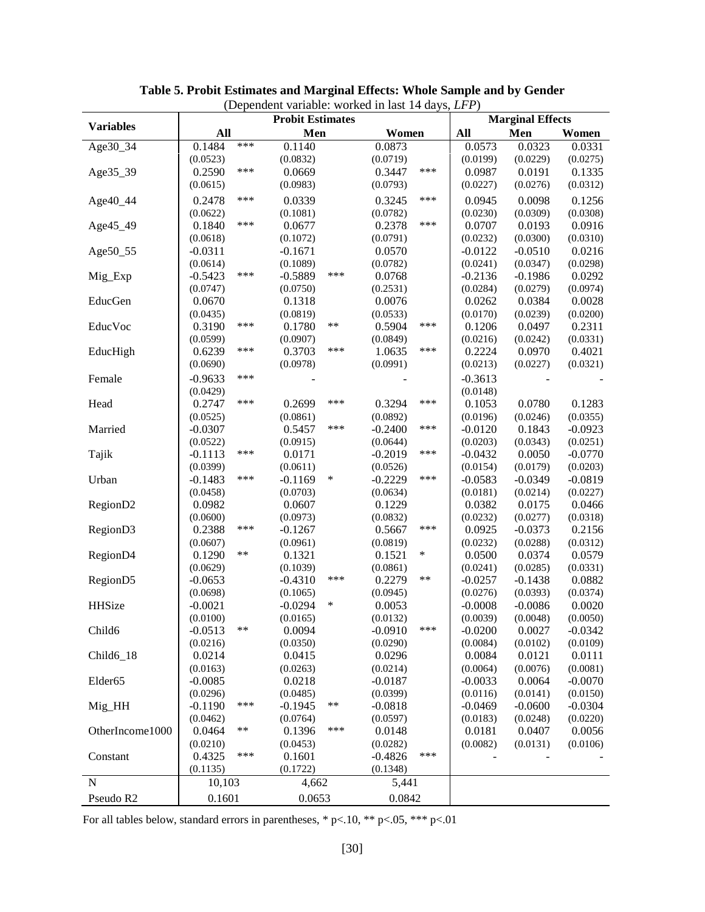**Table 5. Probit Estimates and Marginal Effects: Whole Sample and by Gender**

(Dependent variable: worked in last 14 days, *LFP*)

| Variables | Probit Estimates | | | | | | Marginal Effects | | |
|---|---|---|---|---|---|---|---|---|---|
| | All | | Men | | Women | | All | Men | Women |
| Age30_34 | 0.1484 | *** | 0.1140 | | 0.0873 | | 0.0573 | 0.0323 | 0.0331 |
| | (0.0523) | | (0.0832) | | (0.0719) | | (0.0199) | (0.0229) | (0.0275) |
| Age35_39 | 0.2590 | *** | 0.0669 | | 0.3447 | *** | 0.0987 | 0.0191 | 0.1335 |
| | (0.0615) | | (0.0983) | | (0.0793) | | (0.0227) | (0.0276) | (0.0312) |
| Age40_44 | 0.2478 | *** | 0.0339 | | 0.3245 | *** | 0.0945 | 0.0098 | 0.1256 |
| | (0.0622) | | (0.1081) | | (0.0782) | | (0.0230) | (0.0309) | (0.0308) |
| Age45_49 | 0.1840 | *** | 0.0677 | | 0.2378 | *** | 0.0707 | 0.0193 | 0.0916 |
| | (0.0618) | | (0.1072) | | (0.0791) | | (0.0232) | (0.0300) | (0.0310) |
| Age50_55 | -0.0311 | | -0.1671 | | 0.0570 | | -0.0122 | -0.0510 | 0.0216 |
| | (0.0614) | | (0.1089) | | (0.0782) | | (0.0241) | (0.0347) | (0.0298) |
| Mig_Exp | -0.5423 | *** | -0.5889 | *** | 0.0768 | | -0.2136 | -0.1986 | 0.0292 |
| | (0.0747) | | (0.0750) | | (0.2531) | | (0.0284) | (0.0279) | (0.0974) |
| EducGen | 0.0670 | | 0.1318 | | 0.0076 | | 0.0262 | 0.0384 | 0.0028 |
| | (0.0435) | | (0.0819) | | (0.0533) | | (0.0170) | (0.0239) | (0.0200) |
| EducVoc | 0.3190 | *** | 0.1780 | ** | 0.5904 | *** | 0.1206 | 0.0497 | 0.2311 |
| | (0.0599) | | (0.0907) | | (0.0849) | | (0.0216) | (0.0242) | (0.0331) |
| EducHigh | 0.6239 | *** | 0.3703 | *** | 1.0635 | *** | 0.2224 | 0.0970 | 0.4021 |
| | (0.0690) | | (0.0978) | | (0.0991) | | (0.0213) | (0.0227) | (0.0321) |
| Female | -0.9633 | *** | - | | - | | -0.3613 | - | - |
| | (0.0429) | | | | | | (0.0148) | | |
| Head | 0.2747 | *** | 0.2699 | *** | 0.3294 | *** | 0.1053 | 0.0780 | 0.1283 |
| | (0.0525) | | (0.0861) | | (0.0892) | | (0.0196) | (0.0246) | (0.0355) |
| Married | -0.0307 | | 0.5457 | *** | -0.2400 | *** | -0.0120 | 0.1843 | -0.0923 |
| | (0.0522) | | (0.0915) | | (0.0644) | | (0.0203) | (0.0343) | (0.0251) |
| Tajik | -0.1113 | *** | 0.0171 | | -0.2019 | *** | -0.0432 | 0.0050 | -0.0770 |
| | (0.0399) | | (0.0611) | | (0.0526) | | (0.0154) | (0.0179) | (0.0203) |
| Urban | -0.1483 | *** | -0.1169 | * | -0.2229 | *** | -0.0583 | -0.0349 | -0.0819 |
| | (0.0458) | | (0.0703) | | (0.0634) | | (0.0181) | (0.0214) | (0.0227) |
| RegionD2 | 0.0982 | | 0.0607 | | 0.1229 | | 0.0382 | 0.0175 | 0.0466 |
| | (0.0600) | | (0.0973) | | (0.0832) | | (0.0232) | (0.0277) | (0.0318) |
| RegionD3 | 0.2388 | *** | -0.1267 | | 0.5667 | *** | 0.0925 | -0.0373 | 0.2156 |
| | (0.0607) | | (0.0961) | | (0.0819) | | (0.0232) | (0.0288) | (0.0312) |
| RegionD4 | 0.1290 | ** | 0.1321 | | 0.1521 | * | 0.0500 | 0.0374 | 0.0579 |
| | (0.0629) | | (0.1039) | | (0.0861) | | (0.0241) | (0.0285) | (0.0331) |
| RegionD5 | -0.0653 | | -0.4310 | *** | 0.2279 | ** | -0.0257 | -0.1438 | 0.0882 |
| | (0.0698) | | (0.1065) | | (0.0945) | | (0.0276) | (0.0393) | (0.0374) |
| HHSize | -0.0021 | | -0.0294 | * | 0.0053 | | -0.0008 | -0.0086 | 0.0020 |
| | (0.0100) | | (0.0165) | | (0.0132) | | (0.0039) | (0.0048) | (0.0050) |
| Child6 | -0.0513 | ** | 0.0094 | | -0.0910 | *** | -0.0200 | 0.0027 | -0.0342 |
| | (0.0216) | | (0.0350) | | (0.0290) | | (0.0084) | (0.0102) | (0.0109) |
| Child6_18 | 0.0214 | | 0.0415 | | 0.0296 | | 0.0084 | 0.0121 | 0.0111 |
| | (0.0163) | | (0.0263) | | (0.0214) | | (0.0064) | (0.0076) | (0.0081) |
| Elder65 | -0.0085 | | 0.0218 | | -0.0187 | | -0.0033 | 0.0064 | -0.0070 |
| | (0.0296) | | (0.0485) | | (0.0399) | | (0.0116) | (0.0141) | (0.0150) |
| Mig_HH | -0.1190 | *** | -0.1945 | ** | -0.0818 | | -0.0469 | -0.0600 | -0.0304 |
| | (0.0462) | | (0.0764) | | (0.0597) | | (0.0183) | (0.0248) | (0.0220) |
| OtherIncome1000 | 0.0464 | ** | 0.1396 | *** | 0.0148 | | 0.0181 | 0.0407 | 0.0056 |
| | (0.0210) | | (0.0453) | | (0.0282) | | (0.0082) | (0.0131) | (0.0106) |
| Constant | 0.4325 | *** | 0.1601 | | -0.4826 | *** | - | - | - |
| | (0.1135) | | (0.1722) | | (0.1348) | | | | |
| N | 10,103 | | 4,662 | | 5,441 | | | | |
| Pseudo R2 | 0.1601 | | 0.0653 | | 0.0842 | | | | |

For all tables below, standard errors in parentheses, * p<.10, ** p<.05, *** p<.01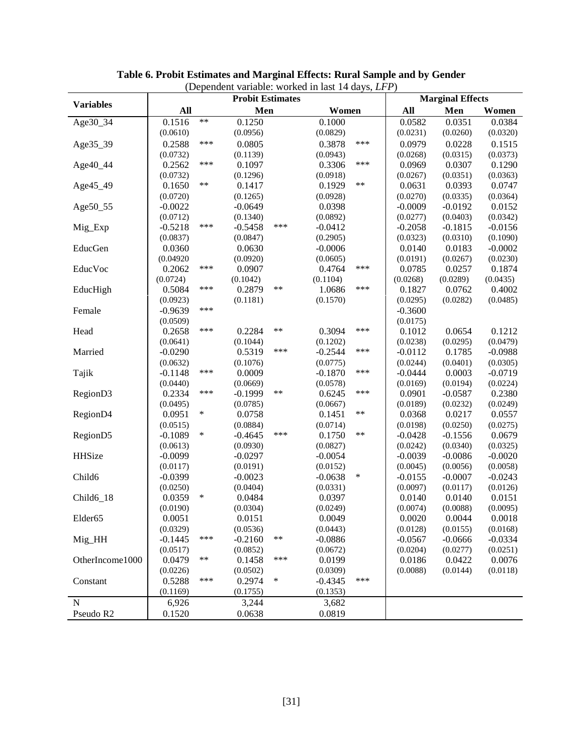**Table 6. Probit Estimates and Marginal Effects: Rural Sample and by Gender**
(Dependent variable: worked in last 14 days, *LFP*)

| Variables | Probit Estimates | | | | | | Marginal Effects | | |
|---|---|---|---|---|---|---|---|---|---|
| | All | | Men | | Women | | All | Men | Women |
| Age30_34 | 0.1516 | ** | 0.1250 | | 0.1000 | | 0.0582 | 0.0351 | 0.0384 |
| | (0.0610) | | (0.0956) | | (0.0829) | | (0.0231) | (0.0260) | (0.0320) |
| Age35_39 | 0.2588 | *** | 0.0805 | | 0.3878 | *** | 0.0979 | 0.0228 | 0.1515 |
| | (0.0732) | | (0.1139) | | (0.0943) | | (0.0268) | (0.0315) | (0.0373) |
| Age40_44 | 0.2562 | *** | 0.1097 | | 0.3306 | *** | 0.0969 | 0.0307 | 0.1290 |
| | (0.0732) | | (0.1296) | | (0.0918) | | (0.0267) | (0.0351) | (0.0363) |
| Age45_49 | 0.1650 | ** | 0.1417 | | 0.1929 | ** | 0.0631 | 0.0393 | 0.0747 |
| | (0.0720) | | (0.1265) | | (0.0928) | | (0.0270) | (0.0335) | (0.0364) |
| Age50_55 | -0.0022 | | -0.0649 | | 0.0398 | | -0.0009 | -0.0192 | 0.0152 |
| | (0.0712) | | (0.1340) | | (0.0892) | | (0.0277) | (0.0403) | (0.0342) |
| Mig_Exp | -0.5218 | *** | -0.5458 | *** | -0.0412 | | -0.2058 | -0.1815 | -0.0156 |
| | (0.0837) | | (0.0847) | | (0.2905) | | (0.0323) | (0.0310) | (0.1090) |
| EducGen | 0.0360 | | 0.0630 | | -0.0006 | | 0.0140 | 0.0183 | -0.0002 |
| | (0.04920 | | (0.0920) | | (0.0605) | | (0.0191) | (0.0267) | (0.0230) |
| EducVoc | 0.2062 | *** | 0.0907 | | 0.4764 | *** | 0.0785 | 0.0257 | 0.1874 |
| | (0.0724) | | (0.1042) | | (0.1104) | | (0.0268) | (0.0289) | (0.0435) |
| EducHigh | 0.5084 | *** | 0.2879 | ** | 1.0686 | *** | 0.1827 | 0.0762 | 0.4002 |
| | (0.0923) | | (0.1181) | | (0.1570) | | (0.0295) | (0.0282) | (0.0485) |
| Female | -0.9639 | *** | | | | | -0.3600 | | |
| | (0.0509) | | | | | | (0.0175) | | |
| Head | 0.2658 | *** | 0.2284 | ** | 0.3094 | *** | 0.1012 | 0.0654 | 0.1212 |
| | (0.0641) | | (0.1044) | | (0.1202) | | (0.0238) | (0.0295) | (0.0479) |
| Married | -0.0290 | | 0.5319 | *** | -0.2544 | *** | -0.0112 | 0.1785 | -0.0988 |
| | (0.0632) | | (0.1076) | | (0.0775) | | (0.0244) | (0.0401) | (0.0305) |
| Tajik | -0.1148 | *** | 0.0009 | | -0.1870 | *** | -0.0444 | 0.0003 | -0.0719 |
| | (0.0440) | | (0.0669) | | (0.0578) | | (0.0169) | (0.0194) | (0.0224) |
| RegionD3 | 0.2334 | *** | -0.1999 | ** | 0.6245 | *** | 0.0901 | -0.0587 | 0.2380 |
| | (0.0495) | | (0.0785) | | (0.0667) | | (0.0189) | (0.0232) | (0.0249) |
| RegionD4 | 0.0951 | * | 0.0758 | | 0.1451 | ** | 0.0368 | 0.0217 | 0.0557 |
| | (0.0515) | | (0.0884) | | (0.0714) | | (0.0198) | (0.0250) | (0.0275) |
| RegionD5 | -0.1089 | * | -0.4645 | *** | 0.1750 | ** | -0.0428 | -0.1556 | 0.0679 |
| | (0.0613) | | (0.0930) | | (0.0827) | | (0.0242) | (0.0340) | (0.0325) |
| HHSize | -0.0099 | | -0.0297 | | -0.0054 | | -0.0039 | -0.0086 | -0.0020 |
| | (0.0117) | | (0.0191) | | (0.0152) | | (0.0045) | (0.0056) | (0.0058) |
| Child6 | -0.0399 | | -0.0023 | | -0.0638 | * | -0.0155 | -0.0007 | -0.0243 |
| | (0.0250) | | (0.0404) | | (0.0331) | | (0.0097) | (0.0117) | (0.0126) |
| Child6_18 | 0.0359 | * | 0.0484 | | 0.0397 | | 0.0140 | 0.0140 | 0.0151 |
| | (0.0190) | | (0.0304) | | (0.0249) | | (0.0074) | (0.0088) | (0.0095) |
| Elder65 | 0.0051 | | 0.0151 | | 0.0049 | | 0.0020 | 0.0044 | 0.0018 |
| | (0.0329) | | (0.0536) | | (0.0443) | | (0.0128) | (0.0155) | (0.0168) |
| Mig_HH | -0.1445 | *** | -0.2160 | ** | -0.0886 | | -0.0567 | -0.0666 | -0.0334 |
| | (0.0517) | | (0.0852) | | (0.0672) | | (0.0204) | (0.0277) | (0.0251) |
| OtherIncome1000 | 0.0479 | ** | 0.1458 | *** | 0.0199 | | 0.0186 | 0.0422 | 0.0076 |
| | (0.0226) | | (0.0502) | | (0.0309) | | (0.0088) | (0.0144) | (0.0118) |
| Constant | 0.5288 | *** | 0.2974 | * | -0.4345 | *** | | | |
| | (0.1169) | | (0.1755) | | (0.1353) | | | | |
| N | 6,926 | | 3,244 | | 3,682 | | | | |
| Pseudo R2 | 0.1520 | | 0.0638 | | 0.0819 | | | | |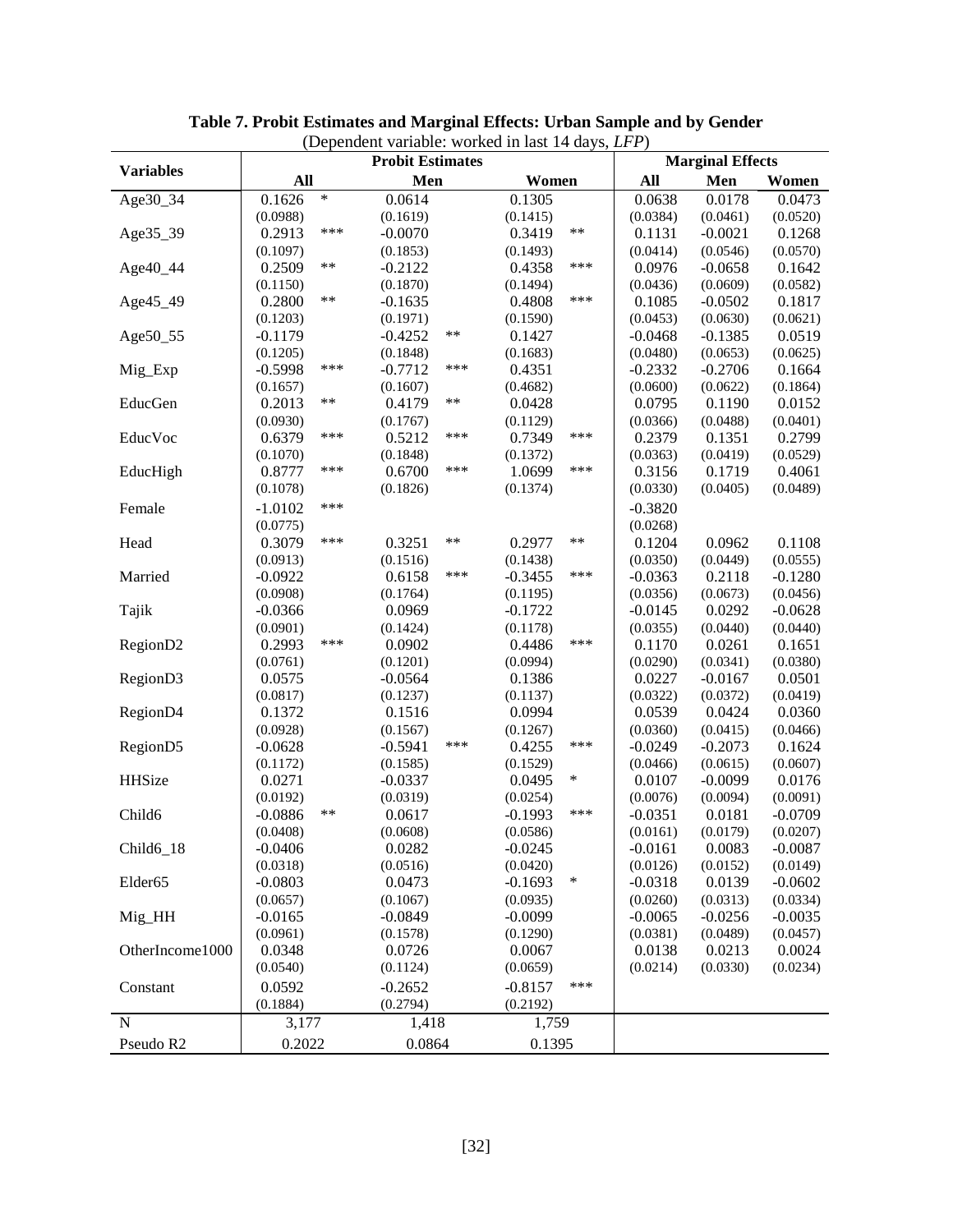**Table 7. Probit Estimates and Marginal Effects: Urban Sample and by Gender**

(Dependent variable: worked in last 14 days, *LFP*)

| Variables | Probit Estimates | | | | | | Marginal Effects | | |
|---|---|---|---|---|---|---|---|---|---|
| | All | | Men | | Women | | All | Men | Women |
| Age30_34 | 0.1626 | * | 0.0614 | | 0.1305 | | 0.0638 | 0.0178 | 0.0473 |
| | (0.0988) | | (0.1619) | | (0.1415) | | (0.0384) | (0.0461) | (0.0520) |
| Age35_39 | 0.2913 | *** | -0.0070 | | 0.3419 | ** | 0.1131 | -0.0021 | 0.1268 |
| | (0.1097) | | (0.1853) | | (0.1493) | | (0.0414) | (0.0546) | (0.0570) |
| Age40_44 | 0.2509 | ** | -0.2122 | | 0.4358 | *** | 0.0976 | -0.0658 | 0.1642 |
| | (0.1150) | | (0.1870) | | (0.1494) | | (0.0436) | (0.0609) | (0.0582) |
| Age45_49 | 0.2800 | ** | -0.1635 | | 0.4808 | *** | 0.1085 | -0.0502 | 0.1817 |
| | (0.1203) | | (0.1971) | | (0.1590) | | (0.0453) | (0.0630) | (0.0621) |
| Age50_55 | -0.1179 | | -0.4252 | ** | 0.1427 | | -0.0468 | -0.1385 | 0.0519 |
| | (0.1205) | | (0.1848) | | (0.1683) | | (0.0480) | (0.0653) | (0.0625) |
| Mig_Exp | -0.5998 | *** | -0.7712 | *** | 0.4351 | | -0.2332 | -0.2706 | 0.1664 |
| | (0.1657) | | (0.1607) | | (0.4682) | | (0.0600) | (0.0622) | (0.1864) |
| EducGen | 0.2013 | ** | 0.4179 | ** | 0.0428 | | 0.0795 | 0.1190 | 0.0152 |
| | (0.0930) | | (0.1767) | | (0.1129) | | (0.0366) | (0.0488) | (0.0401) |
| EducVoc | 0.6379 | *** | 0.5212 | *** | 0.7349 | *** | 0.2379 | 0.1351 | 0.2799 |
| | (0.1070) | | (0.1848) | | (0.1372) | | (0.0363) | (0.0419) | (0.0529) |
| EducHigh | 0.8777 | *** | 0.6700 | *** | 1.0699 | *** | 0.3156 | 0.1719 | 0.4061 |
| | (0.1078) | | (0.1826) | | (0.1374) | | (0.0330) | (0.0405) | (0.0489) |
| Female | -1.0102 | *** | | | | | -0.3820 | | |
| | (0.0775) | | | | | | (0.0268) | | |
| Head | 0.3079 | *** | 0.3251 | ** | 0.2977 | ** | 0.1204 | 0.0962 | 0.1108 |
| | (0.0913) | | (0.1516) | | (0.1438) | | (0.0350) | (0.0449) | (0.0555) |
| Married | -0.0922 | | 0.6158 | *** | -0.3455 | *** | -0.0363 | 0.2118 | -0.1280 |
| | (0.0908) | | (0.1764) | | (0.1195) | | (0.0356) | (0.0673) | (0.0456) |
| Tajik | -0.0366 | | 0.0969 | | -0.1722 | | -0.0145 | 0.0292 | -0.0628 |
| | (0.0901) | | (0.1424) | | (0.1178) | | (0.0355) | (0.0440) | (0.0440) |
| RegionD2 | 0.2993 | *** | 0.0902 | | 0.4486 | *** | 0.1170 | 0.0261 | 0.1651 |
| | (0.0761) | | (0.1201) | | (0.0994) | | (0.0290) | (0.0341) | (0.0380) |
| RegionD3 | 0.0575 | | -0.0564 | | 0.1386 | | 0.0227 | -0.0167 | 0.0501 |
| | (0.0817) | | (0.1237) | | (0.1137) | | (0.0322) | (0.0372) | (0.0419) |
| RegionD4 | 0.1372 | | 0.1516 | | 0.0994 | | 0.0539 | 0.0424 | 0.0360 |
| | (0.0928) | | (0.1567) | | (0.1267) | | (0.0360) | (0.0415) | (0.0466) |
| RegionD5 | -0.0628 | | -0.5941 | *** | 0.4255 | *** | -0.0249 | -0.2073 | 0.1624 |
| | (0.1172) | | (0.1585) | | (0.1529) | | (0.0466) | (0.0615) | (0.0607) |
| HHSize | 0.0271 | | -0.0337 | | 0.0495 | * | 0.0107 | -0.0099 | 0.0176 |
| | (0.0192) | | (0.0319) | | (0.0254) | | (0.0076) | (0.0094) | (0.0091) |
| Child6 | -0.0886 | ** | 0.0617 | | -0.1993 | *** | -0.0351 | 0.0181 | -0.0709 |
| | (0.0408) | | (0.0608) | | (0.0586) | | (0.0161) | (0.0179) | (0.0207) |
| Child6_18 | -0.0406 | | 0.0282 | | -0.0245 | | -0.0161 | 0.0083 | -0.0087 |
| | (0.0318) | | (0.0516) | | (0.0420) | | (0.0126) | (0.0152) | (0.0149) |
| Elder65 | -0.0803 | | 0.0473 | | -0.1693 | * | -0.0318 | 0.0139 | -0.0602 |
| | (0.0657) | | (0.1067) | | (0.0935) | | (0.0260) | (0.0313) | (0.0334) |
| Mig_HH | -0.0165 | | -0.0849 | | -0.0099 | | -0.0065 | -0.0256 | -0.0035 |
| | (0.0961) | | (0.1578) | | (0.1290) | | (0.0381) | (0.0489) | (0.0457) |
| OtherIncome1000 | 0.0348 | | 0.0726 | | 0.0067 | | 0.0138 | 0.0213 | 0.0024 |
| | (0.0540) | | (0.1124) | | (0.0659) | | (0.0214) | (0.0330) | (0.0234) |
| Constant | 0.0592 | | -0.2652 | | -0.8157 | *** | | | |
| | (0.1884) | | (0.2794) | | (0.2192) | | | | |
| N | 3,177 | | 1,418 | | 1,759 | | | | |
| Pseudo R2 | 0.2022 | | 0.0864 | | 0.1395 | | | | |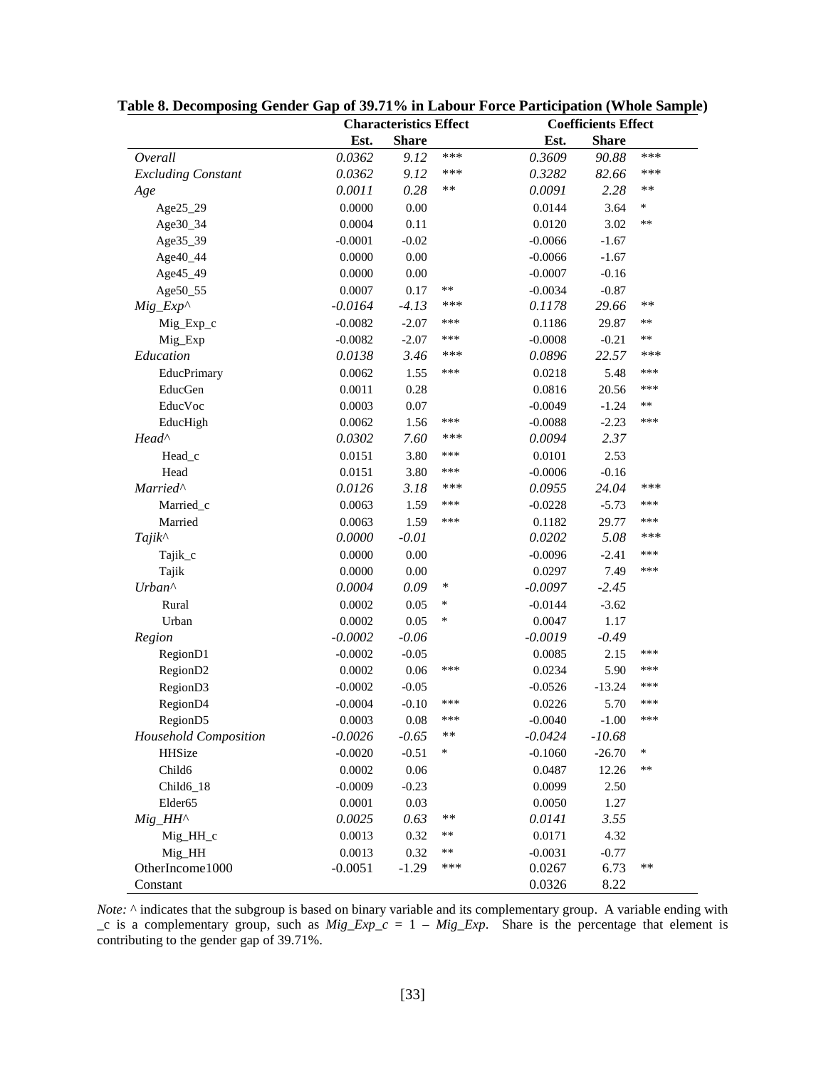**Table 8. Decomposing Gender Gap of 39.71% in Labour Force Participation (Whole Sample)**

| | Characteristics Effect | | | Coefficients Effect | | |
|---|---|---|---|---|---|---|
| | Est. | Share | | Est. | Share | |
| *Overall* | *0.0362* | *9.12* | *** | *0.3609* | *90.88* | *** |
| *Excluding Constant* | *0.0362* | *9.12* | *** | *0.3282* | *82.66* | *** |
| *Age* | *0.0011* | *0.28* | ** | *0.0091* | *2.28* | ** |
| Age25_29 | 0.0000 | 0.00 | | 0.0144 | 3.64 | * |
| Age30_34 | 0.0004 | 0.11 | | 0.0120 | 3.02 | ** |
| Age35_39 | -0.0001 | -0.02 | | -0.0066 | -1.67 | |
| Age40_44 | 0.0000 | 0.00 | | -0.0066 | -1.67 | |
| Age45_49 | 0.0000 | 0.00 | | -0.0007 | -0.16 | |
| Age50_55 | 0.0007 | 0.17 | ** | -0.0034 | -0.87 | |
| *Mig_Exp^* | *-0.0164* | *-4.13* | *** | *0.1178* | *29.66* | ** |
| Mig_Exp_c | -0.0082 | -2.07 | *** | 0.1186 | 29.87 | ** |
| Mig_Exp | -0.0082 | -2.07 | *** | -0.0008 | -0.21 | ** |
| *Education* | *0.0138* | *3.46* | *** | *0.0896* | *22.57* | *** |
| EducPrimary | 0.0062 | 1.55 | *** | 0.0218 | 5.48 | *** |
| EducGen | 0.0011 | 0.28 | | 0.0816 | 20.56 | *** |
| EducVoc | 0.0003 | 0.07 | | -0.0049 | -1.24 | ** |
| EducHigh | 0.0062 | 1.56 | *** | -0.0088 | -2.23 | *** |
| *Head^* | *0.0302* | *7.60* | *** | *0.0094* | *2.37* | |
| Head_c | 0.0151 | 3.80 | *** | 0.0101 | 2.53 | |
| Head | 0.0151 | 3.80 | *** | -0.0006 | -0.16 | |
| *Married^* | *0.0126* | *3.18* | *** | *0.0955* | *24.04* | *** |
| Married_c | 0.0063 | 1.59 | *** | -0.0228 | -5.73 | *** |
| Married | 0.0063 | 1.59 | *** | 0.1182 | 29.77 | *** |
| *Tajik^* | *0.0000* | *-0.01* | | *0.0202* | *5.08* | *** |
| Tajik_c | 0.0000 | 0.00 | | -0.0096 | -2.41 | *** |
| Tajik | 0.0000 | 0.00 | | 0.0297 | 7.49 | *** |
| *Urban^* | *0.0004* | *0.09* | * | *-0.0097* | *-2.45* | |
| Rural | 0.0002 | 0.05 | * | -0.0144 | -3.62 | |
| Urban | 0.0002 | 0.05 | * | 0.0047 | 1.17 | |
| *Region* | *-0.0002* | *-0.06* | | *-0.0019* | *-0.49* | |
| RegionD1 | -0.0002 | -0.05 | | 0.0085 | 2.15 | *** |
| RegionD2 | 0.0002 | 0.06 | *** | 0.0234 | 5.90 | *** |
| RegionD3 | -0.0002 | -0.05 | | -0.0526 | -13.24 | *** |
| RegionD4 | -0.0004 | -0.10 | *** | 0.0226 | 5.70 | *** |
| RegionD5 | 0.0003 | 0.08 | *** | -0.0040 | -1.00 | *** |
| *Household Composition* | *-0.0026* | *-0.65* | ** | *-0.0424* | *-10.68* | |
| HHSize | -0.0020 | -0.51 | * | -0.1060 | -26.70 | * |
| Child6 | 0.0002 | 0.06 | | 0.0487 | 12.26 | ** |
| Child6_18 | -0.0009 | -0.23 | | 0.0099 | 2.50 | |
| Elder65 | 0.0001 | 0.03 | | 0.0050 | 1.27 | |
| *Mig_HH^* | *0.0025* | *0.63* | ** | *0.0141* | *3.55* | |
| Mig_HH_c | 0.0013 | 0.32 | ** | 0.0171 | 4.32 | |
| Mig_HH | 0.0013 | 0.32 | ** | -0.0031 | -0.77 | |
| OtherIncome1000 | -0.0051 | -1.29 | *** | 0.0267 | 6.73 | ** |
| Constant | | | | 0.0326 | 8.22 | |

*Note:* ^ indicates that the subgroup is based on binary variable and its complementary group. A variable ending with _c is a complementary group, such as *Mig_Exp_c* = 1 – *Mig_Exp*. Share is the percentage that element is contributing to the gender gap of 39.71%.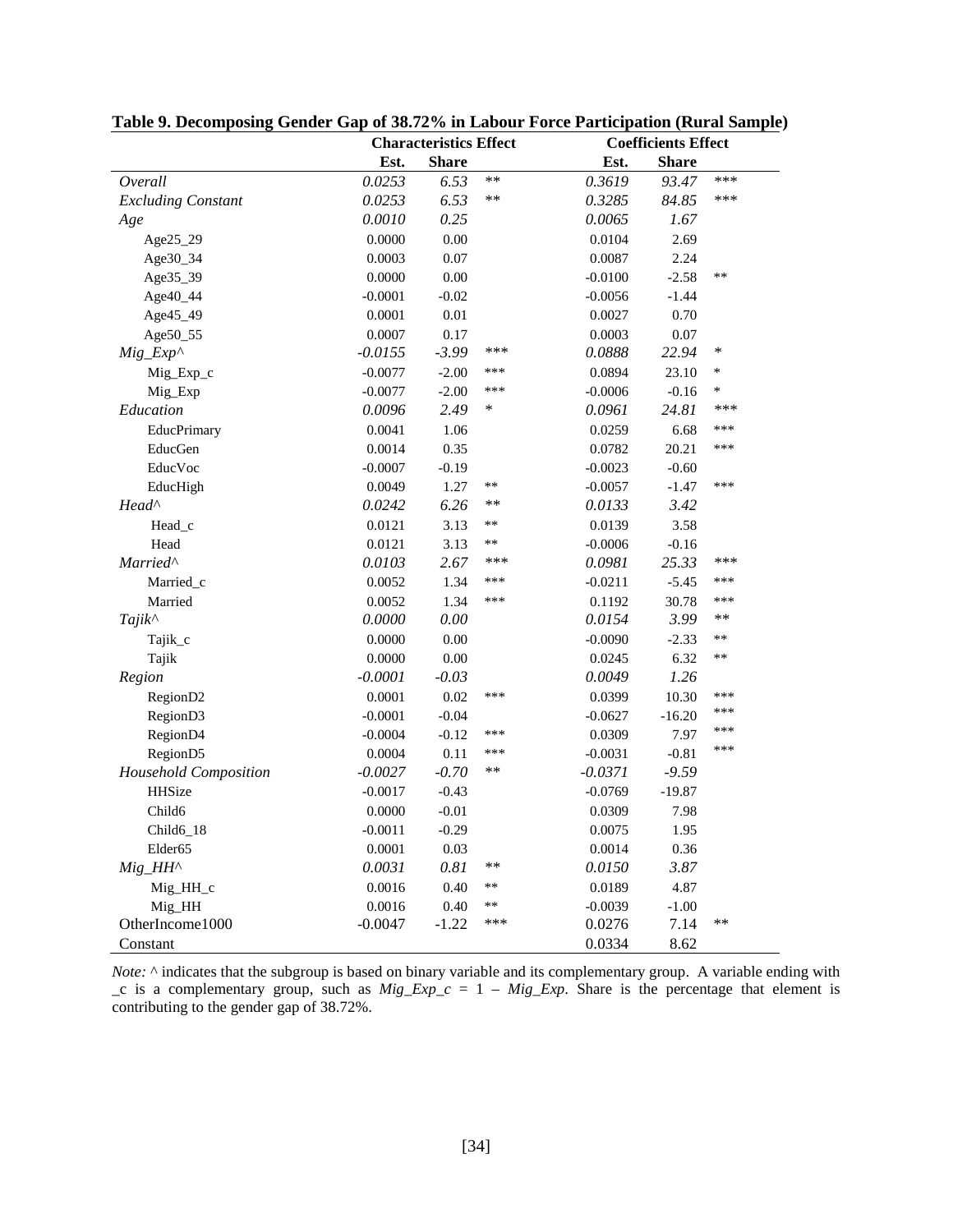**Table 9. Decomposing Gender Gap of 38.72% in Labour Force Participation (Rural Sample)**

| | Characteristics Effect | | | Coefficients Effect | | |
|---|---|---|---|---|---|---|
| | Est. | Share | | Est. | Share | |
| *Overall* | *0.0253* | *6.53* | ** | *0.3619* | *93.47* | *** |
| *Excluding Constant* | *0.0253* | *6.53* | ** | *0.3285* | *84.85* | *** |
| *Age* | *0.0010* | *0.25* | | *0.0065* | *1.67* | |
| Age25_29 | 0.0000 | 0.00 | | 0.0104 | 2.69 | |
| Age30_34 | 0.0003 | 0.07 | | 0.0087 | 2.24 | |
| Age35_39 | 0.0000 | 0.00 | | -0.0100 | -2.58 | ** |
| Age40_44 | -0.0001 | -0.02 | | -0.0056 | -1.44 | |
| Age45_49 | 0.0001 | 0.01 | | 0.0027 | 0.70 | |
| Age50_55 | 0.0007 | 0.17 | | 0.0003 | 0.07 | |
| *Mig_Exp^* | *-0.0155* | *-3.99* | *** | *0.0888* | *22.94* | * |
| Mig_Exp_c | -0.0077 | -2.00 | *** | 0.0894 | 23.10 | * |
| Mig_Exp | -0.0077 | -2.00 | *** | -0.0006 | -0.16 | * |
| *Education* | *0.0096* | *2.49* | * | *0.0961* | *24.81* | *** |
| EducPrimary | 0.0041 | 1.06 | | 0.0259 | 6.68 | *** |
| EducGen | 0.0014 | 0.35 | | 0.0782 | 20.21 | *** |
| EducVoc | -0.0007 | -0.19 | | -0.0023 | -0.60 | |
| EducHigh | 0.0049 | 1.27 | ** | -0.0057 | -1.47 | *** |
| *Head^* | *0.0242* | *6.26* | ** | *0.0133* | *3.42* | |
| Head_c | 0.0121 | 3.13 | ** | 0.0139 | 3.58 | |
| Head | 0.0121 | 3.13 | ** | -0.0006 | -0.16 | |
| *Married^* | *0.0103* | *2.67* | *** | *0.0981* | *25.33* | *** |
| Married_c | 0.0052 | 1.34 | *** | -0.0211 | -5.45 | *** |
| Married | 0.0052 | 1.34 | *** | 0.1192 | 30.78 | *** |
| *Tajik^* | *0.0000* | *0.00* | | *0.0154* | *3.99* | ** |
| Tajik_c | 0.0000 | 0.00 | | -0.0090 | -2.33 | ** |
| Tajik | 0.0000 | 0.00 | | 0.0245 | 6.32 | ** |
| *Region* | *-0.0001* | *-0.03* | | *0.0049* | *1.26* | |
| RegionD2 | 0.0001 | 0.02 | *** | 0.0399 | 10.30 | *** |
| RegionD3 | -0.0001 | -0.04 | | -0.0627 | -16.20 | *** |
| RegionD4 | -0.0004 | -0.12 | *** | 0.0309 | 7.97 | *** |
| RegionD5 | 0.0004 | 0.11 | *** | -0.0031 | -0.81 | *** |
| *Household Composition* | *-0.0027* | *-0.70* | ** | *-0.0371* | *-9.59* | |
| HHSize | -0.0017 | -0.43 | | -0.0769 | -19.87 | |
| Child6 | 0.0000 | -0.01 | | 0.0309 | 7.98 | |
| Child6_18 | -0.0011 | -0.29 | | 0.0075 | 1.95 | |
| Elder65 | 0.0001 | 0.03 | | 0.0014 | 0.36 | |
| *Mig_HH^* | *0.0031* | *0.81* | ** | *0.0150* | *3.87* | |
| Mig_HH_c | 0.0016 | 0.40 | ** | 0.0189 | 4.87 | |
| Mig_HH | 0.0016 | 0.40 | ** | -0.0039 | -1.00 | |
| OtherIncome1000 | -0.0047 | -1.22 | *** | 0.0276 | 7.14 | ** |
| Constant | | | | 0.0334 | 8.62 | |

*Note:* ^ indicates that the subgroup is based on binary variable and its complementary group. A variable ending with _c is a complementary group, such as *Mig_Exp_c* = 1 – *Mig_Exp*. Share is the percentage that element is contributing to the gender gap of 38.72%.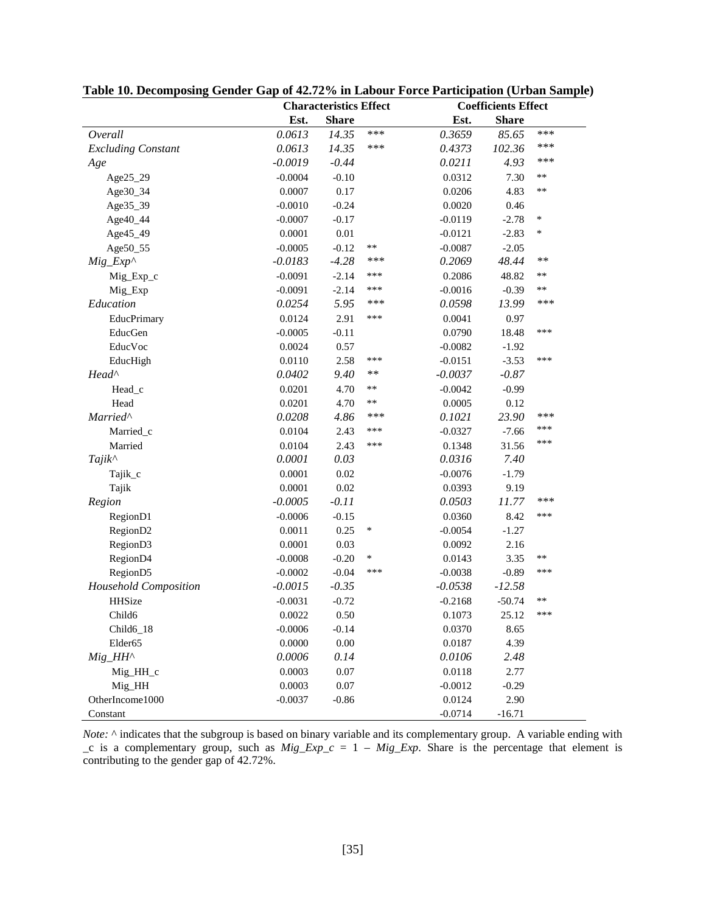**Table 10. Decomposing Gender Gap of 42.72% in Labour Force Participation (Urban Sample)**

| | Characteristics Effect | | | Coefficients Effect | | |
|---|---|---|---|---|---|---|
| | Est. | Share | | Est. | Share | |
| *Overall* | *0.0613* | *14.35* | *** | *0.3659* | *85.65* | *** |
| *Excluding Constant* | *0.0613* | *14.35* | *** | *0.4373* | *102.36* | *** |
| *Age* | *-0.0019* | *-0.44* | | *0.0211* | *4.93* | *** |
| Age25_29 | -0.0004 | -0.10 | | 0.0312 | 7.30 | ** |
| Age30_34 | 0.0007 | 0.17 | | 0.0206 | 4.83 | ** |
| Age35_39 | -0.0010 | -0.24 | | 0.0020 | 0.46 | |
| Age40_44 | -0.0007 | -0.17 | | -0.0119 | -2.78 | * |
| Age45_49 | 0.0001 | 0.01 | | -0.0121 | -2.83 | * |
| Age50_55 | -0.0005 | -0.12 | ** | -0.0087 | -2.05 | |
| *Mig_Exp^* | *-0.0183* | *-4.28* | *** | *0.2069* | *48.44* | ** |
| Mig_Exp_c | -0.0091 | -2.14 | *** | 0.2086 | 48.82 | ** |
| Mig_Exp | -0.0091 | -2.14 | *** | -0.0016 | -0.39 | ** |
| *Education* | *0.0254* | *5.95* | *** | *0.0598* | *13.99* | *** |
| EducPrimary | 0.0124 | 2.91 | *** | 0.0041 | 0.97 | |
| EducGen | -0.0005 | -0.11 | | 0.0790 | 18.48 | *** |
| EducVoc | 0.0024 | 0.57 | | -0.0082 | -1.92 | |
| EducHigh | 0.0110 | 2.58 | *** | -0.0151 | -3.53 | *** |
| *Head^* | *0.0402* | *9.40* | ** | *-0.0037* | *-0.87* | |
| Head_c | 0.0201 | 4.70 | ** | -0.0042 | -0.99 | |
| Head | 0.0201 | 4.70 | ** | 0.0005 | 0.12 | |
| *Married^* | *0.0208* | *4.86* | *** | *0.1021* | *23.90* | *** |
| Married_c | 0.0104 | 2.43 | *** | -0.0327 | -7.66 | *** |
| Married | 0.0104 | 2.43 | *** | 0.1348 | 31.56 | *** |
| *Tajik^* | *0.0001* | *0.03* | | *0.0316* | *7.40* | |
| Tajik_c | 0.0001 | 0.02 | | -0.0076 | -1.79 | |
| Tajik | 0.0001 | 0.02 | | 0.0393 | 9.19 | |
| *Region* | *-0.0005* | *-0.11* | | *0.0503* | *11.77* | *** |
| RegionD1 | -0.0006 | -0.15 | | 0.0360 | 8.42 | *** |
| RegionD2 | 0.0011 | 0.25 | * | -0.0054 | -1.27 | |
| RegionD3 | 0.0001 | 0.03 | | 0.0092 | 2.16 | |
| RegionD4 | -0.0008 | -0.20 | * | 0.0143 | 3.35 | ** |
| RegionD5 | -0.0002 | -0.04 | *** | -0.0038 | -0.89 | *** |
| *Household Composition* | *-0.0015* | *-0.35* | | *-0.0538* | *-12.58* | |
| HHSize | -0.0031 | -0.72 | | -0.2168 | -50.74 | ** |
| Child6 | 0.0022 | 0.50 | | 0.1073 | 25.12 | *** |
| Child6_18 | -0.0006 | -0.14 | | 0.0370 | 8.65 | |
| Elder65 | 0.0000 | 0.00 | | 0.0187 | 4.39 | |
| *Mig_HH^* | *0.0006* | *0.14* | | *0.0106* | *2.48* | |
| Mig_HH_c | 0.0003 | 0.07 | | 0.0118 | 2.77 | |
| Mig_HH | 0.0003 | 0.07 | | -0.0012 | -0.29 | |
| OtherIncome1000 | -0.0037 | -0.86 | | 0.0124 | 2.90 | |
| Constant | | | | -0.0714 | -16.71 | |

*Note:* ^ indicates that the subgroup is based on binary variable and its complementary group. A variable ending with _c is a complementary group, such as *Mig_Exp_c* = 1 – *Mig_Exp*. Share is the percentage that element is contributing to the gender gap of 42.72%.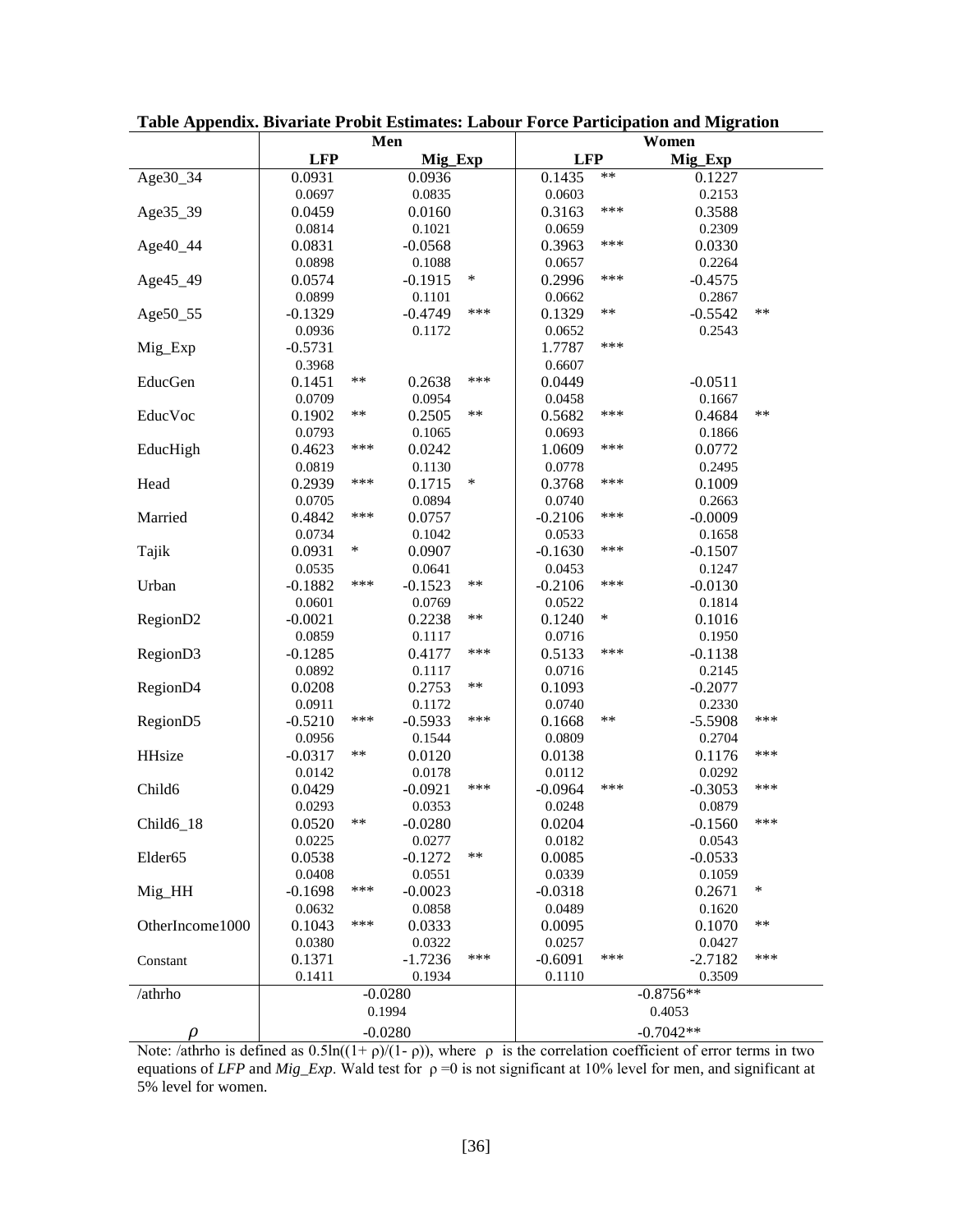**Table Appendix. Bivariate Probit Estimates: Labour Force Participation and Migration**

| | Men | | | | Women | | | |
|---|---|---|---|---|---|---|---|---|
| | LFP | | Mig_Exp | | LFP | | Mig_Exp | |
| Age30_34 | 0.0931 | | 0.0936 | | 0.1435 | ** | 0.1227 | |
| | 0.0697 | | 0.0835 | | 0.0603 | | 0.2153 | |
| Age35_39 | 0.0459 | | 0.0160 | | 0.3163 | *** | 0.3588 | |
| | 0.0814 | | 0.1021 | | 0.0659 | | 0.2309 | |
| Age40_44 | 0.0831 | | -0.0568 | | 0.3963 | *** | 0.0330 | |
| | 0.0898 | | 0.1088 | | 0.0657 | | 0.2264 | |
| Age45_49 | 0.0574 | | -0.1915 | * | 0.2996 | *** | -0.4575 | |
| | 0.0899 | | 0.1101 | | 0.0662 | | 0.2867 | |
| Age50_55 | -0.1329 | | -0.4749 | *** | 0.1329 | ** | -0.5542 | ** |
| | 0.0936 | | 0.1172 | | 0.0652 | | 0.2543 | |
| Mig_Exp | -0.5731 | | | | 1.7787 | *** | | |
| | 0.3968 | | | | 0.6607 | | | |
| EducGen | 0.1451 | ** | 0.2638 | *** | 0.0449 | | -0.0511 | |
| | 0.0709 | | 0.0954 | | 0.0458 | | 0.1667 | |
| EducVoc | 0.1902 | ** | 0.2505 | ** | 0.5682 | *** | 0.4684 | ** |
| | 0.0793 | | 0.1065 | | 0.0693 | | 0.1866 | |
| EducHigh | 0.4623 | *** | 0.0242 | | 1.0609 | *** | 0.0772 | |
| | 0.0819 | | 0.1130 | | 0.0778 | | 0.2495 | |
| Head | 0.2939 | *** | 0.1715 | * | 0.3768 | *** | 0.1009 | |
| | 0.0705 | | 0.0894 | | 0.0740 | | 0.2663 | |
| Married | 0.4842 | *** | 0.0757 | | -0.2106 | *** | -0.0009 | |
| | 0.0734 | | 0.1042 | | 0.0533 | | 0.1658 | |
| Tajik | 0.0931 | * | 0.0907 | | -0.1630 | *** | -0.1507 | |
| | 0.0535 | | 0.0641 | | 0.0453 | | 0.1247 | |
| Urban | -0.1882 | *** | -0.1523 | ** | -0.2106 | *** | -0.0130 | |
| | 0.0601 | | 0.0769 | | 0.0522 | | 0.1814 | |
| RegionD2 | -0.0021 | | 0.2238 | ** | 0.1240 | * | 0.1016 | |
| | 0.0859 | | 0.1117 | | 0.0716 | | 0.1950 | |
| RegionD3 | -0.1285 | | 0.4177 | *** | 0.5133 | *** | -0.1138 | |
| | 0.0892 | | 0.1117 | | 0.0716 | | 0.2145 | |
| RegionD4 | 0.0208 | | 0.2753 | ** | 0.1093 | | -0.2077 | |
| | 0.0911 | | 0.1172 | | 0.0740 | | 0.2330 | |
| RegionD5 | -0.5210 | *** | -0.5933 | *** | 0.1668 | ** | -5.5908 | *** |
| | 0.0956 | | 0.1544 | | 0.0809 | | 0.2704 | |
| HHsize | -0.0317 | ** | 0.0120 | | 0.0138 | | 0.1176 | *** |
| | 0.0142 | | 0.0178 | | 0.0112 | | 0.0292 | |
| Child6 | 0.0429 | | -0.0921 | *** | -0.0964 | *** | -0.3053 | *** |
| | 0.0293 | | 0.0353 | | 0.0248 | | 0.0879 | |
| Child6_18 | 0.0520 | ** | -0.0280 | | 0.0204 | | -0.1560 | *** |
| | 0.0225 | | 0.0277 | | 0.0182 | | 0.0543 | |
| Elder65 | 0.0538 | | -0.1272 | ** | 0.0085 | | -0.0533 | |
| | 0.0408 | | 0.0551 | | 0.0339 | | 0.1059 | |
| Mig_HH | -0.1698 | *** | -0.0023 | | -0.0318 | | 0.2671 | * |
| | 0.0632 | | 0.0858 | | 0.0489 | | 0.1620 | |
| OtherIncome1000 | 0.1043 | *** | 0.0333 | | 0.0095 | | 0.1070 | ** |
| | 0.0380 | | 0.0322 | | 0.0257 | | 0.0427 | |
| Constant | 0.1371 | | -1.7236 | *** | -0.6091 | *** | -2.7182 | *** |
| | 0.1411 | | 0.1934 | | 0.1110 | | 0.3509 | |
| /athrho | -0.0280 | | | | -0.8756** | | | |
| | 0.1994 | | | | 0.4053 | | | |
| $\rho$ | -0.0280 | | | | -0.7042** | | | |

Note: /athrho is defined as $0.5\ln((1+\rho)/(1-\rho))$, where $\rho$ is the correlation coefficient of error terms in two equations of *LFP* and *Mig_Exp*. Wald test for $\rho=0$ is not significant at 10% level for men, and significant at 5% level for women.